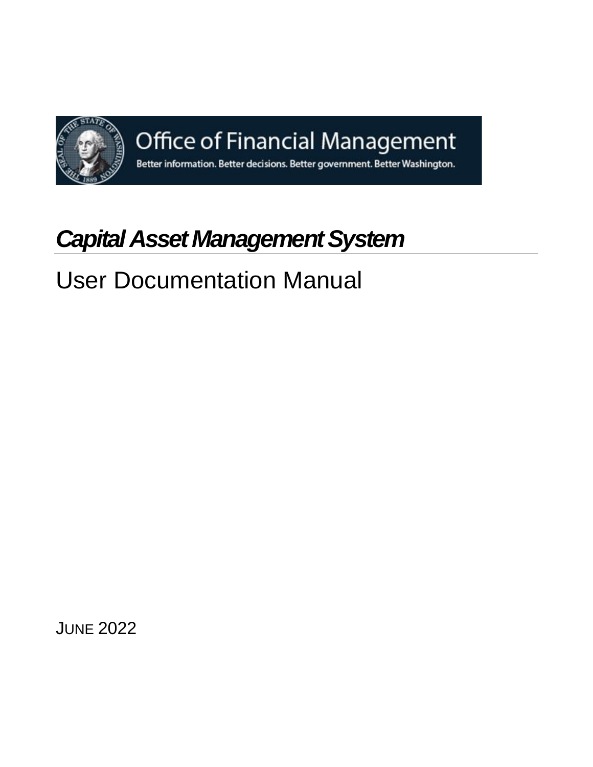Office of Financial Management

Better information. Better decisions. Better government. Better Washington.

# *Capital Asset Management System*

## User Documentation Manual

JUNE 2022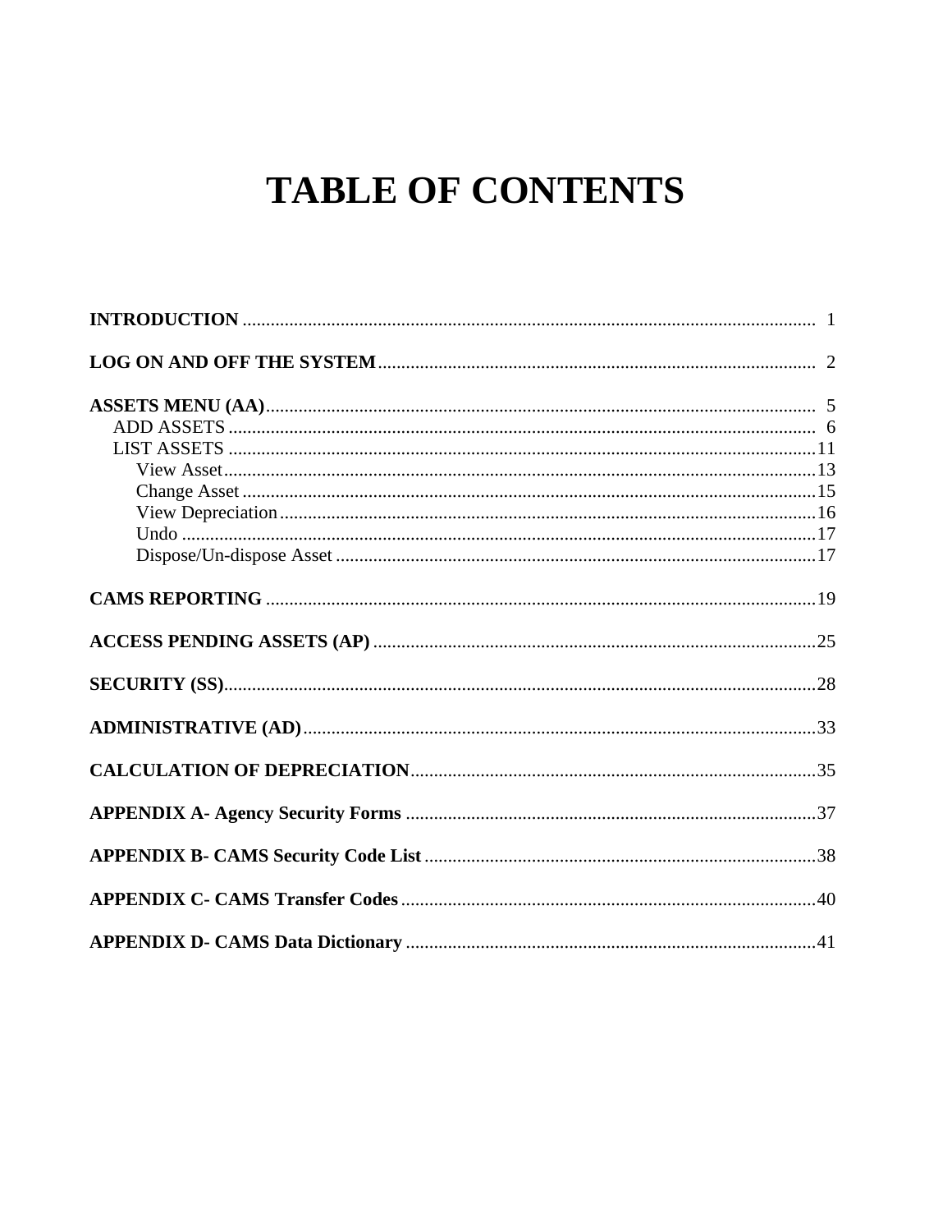# TABLE OF CONTENTS

**INTRODUCTION** .......... 1

**LOG ON AND OFF THE SYSTEM** .......... 2

**ASSETS MENU (AA)** .......... 5
- ADD ASSETS .......... 6
- LIST ASSETS .......... 11
  - View Asset .......... 13
  - Change Asset .......... 15
  - View Depreciation .......... 16
  - Undo .......... 17
  - Dispose/Un-dispose Asset .......... 17

**CAMS REPORTING** .......... 19

**ACCESS PENDING ASSETS (AP)** .......... 25

**SECURITY (SS)** .......... 28

**ADMINISTRATIVE (AD)** .......... 33

**CALCULATION OF DEPRECIATION** .......... 35

**APPENDIX A- Agency Security Forms** .......... 37

**APPENDIX B- CAMS Security Code List** .......... 38

**APPENDIX C- CAMS Transfer Codes** .......... 40

**APPENDIX D- CAMS Data Dictionary** .......... 41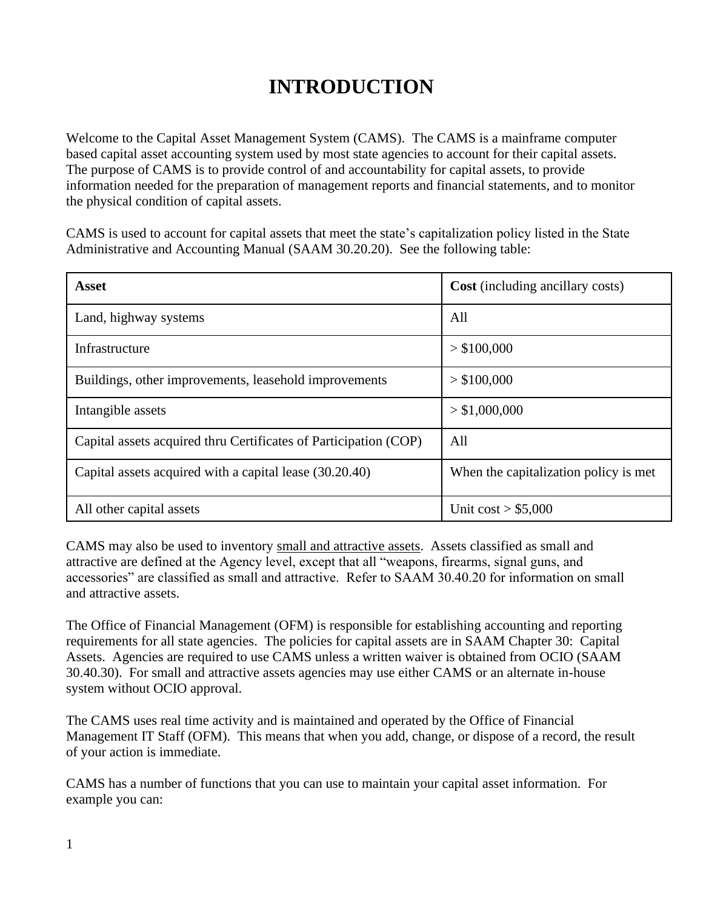# INTRODUCTION

Welcome to the Capital Asset Management System (CAMS). The CAMS is a mainframe computer based capital asset accounting system used by most state agencies to account for their capital assets. The purpose of CAMS is to provide control of and accountability for capital assets, to provide information needed for the preparation of management reports and financial statements, and to monitor the physical condition of capital assets.

CAMS is used to account for capital assets that meet the state's capitalization policy listed in the State Administrative and Accounting Manual (SAAM 30.20.20). See the following table:

| **Asset** | **Cost** (including ancillary costs) |
|---|---|
| Land, highway systems | All |
| Infrastructure | > $100,000 |
| Buildings, other improvements, leasehold improvements | > $100,000 |
| Intangible assets | > $1,000,000 |
| Capital assets acquired thru Certificates of Participation (COP) | All |
| Capital assets acquired with a capital lease (30.20.40) | When the capitalization policy is met |
| All other capital assets | Unit cost > $5,000 |

CAMS may also be used to inventory <u>small and attractive assets</u>. Assets classified as small and attractive are defined at the Agency level, except that all "weapons, firearms, signal guns, and accessories" are classified as small and attractive. Refer to SAAM 30.40.20 for information on small and attractive assets.

The Office of Financial Management (OFM) is responsible for establishing accounting and reporting requirements for all state agencies. The policies for capital assets are in SAAM Chapter 30: Capital Assets. Agencies are required to use CAMS unless a written waiver is obtained from OCIO (SAAM 30.40.30). For small and attractive assets agencies may use either CAMS or an alternate in-house system without OCIO approval.

The CAMS uses real time activity and is maintained and operated by the Office of Financial Management IT Staff (OFM). This means that when you add, change, or dispose of a record, the result of your action is immediate.

CAMS has a number of functions that you can use to maintain your capital asset information. For example you can: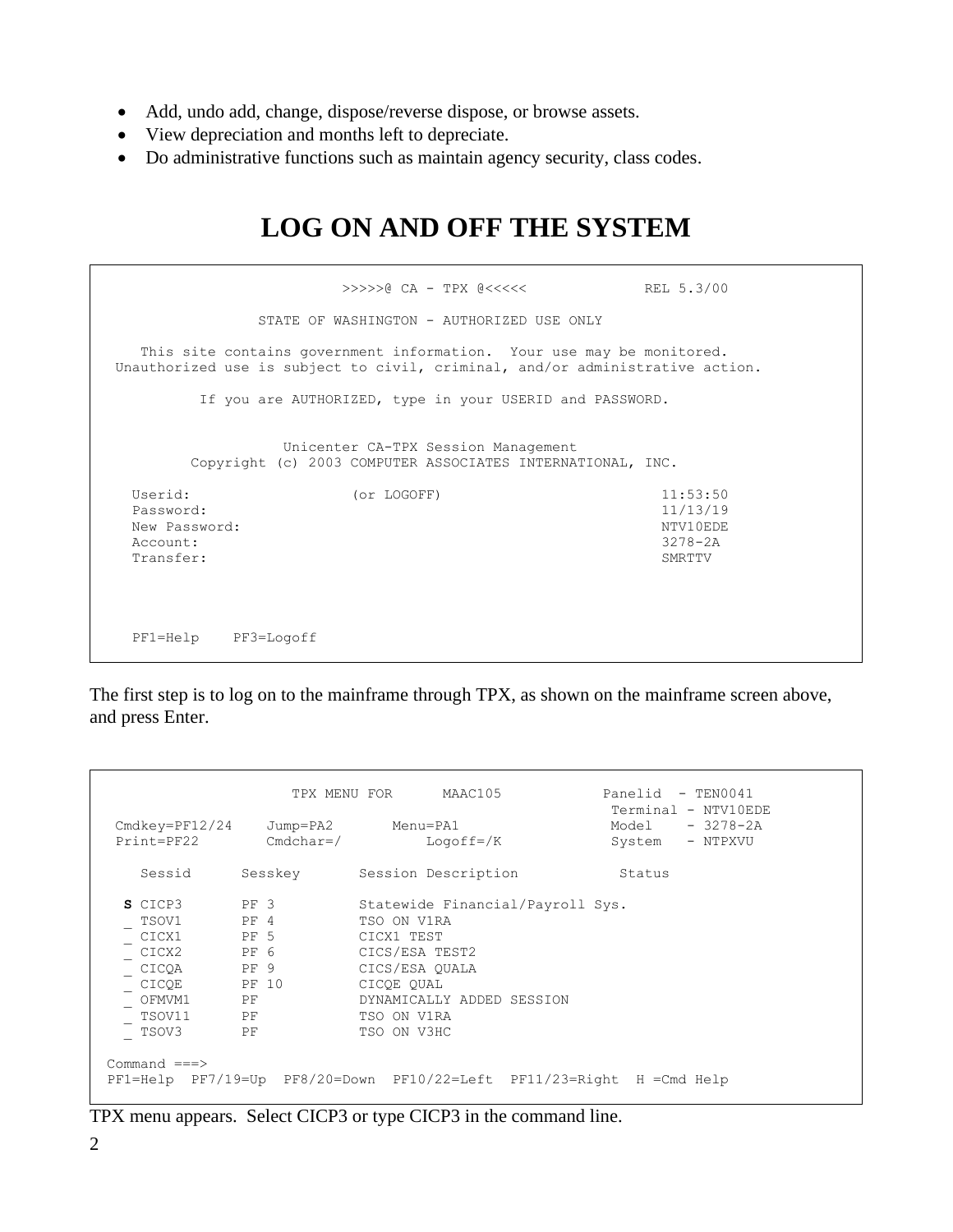- Add, undo add, change, dispose/reverse dispose, or browse assets.
- View depreciation and months left to depreciate.
- Do administrative functions such as maintain agency security, class codes.

# LOG ON AND OFF THE SYSTEM

```
                          >>>>>@ CA - TPX @<<<<<              REL 5.3/00

                STATE OF WASHINGTON - AUTHORIZED USE ONLY

   This site contains government information.  Your use may be monitored.
Unauthorized use is subject to civil, criminal, and/or administrative action.

          If you are AUTHORIZED, type in your USERID and PASSWORD.


                   Unicenter CA-TPX Session Management
        Copyright (c) 2003 COMPUTER ASSOCIATES INTERNATIONAL, INC.

  Userid:                 (or LOGOFF)                          11:53:50
  Password:                                                    11/13/19
  New Password:                                                NTV10EDE
  Account:                                                     3278-2A
  Transfer:                                                    SMRTTV




  PF1=Help    PF3=Logoff
```

The first step is to log on to the mainframe through TPX, as shown on the mainframe screen above, and press Enter.

```
                   TPX MENU FOR      MAAC105           Panelid  - TEN0041
                                                        Terminal - NTV10EDE
 Cmdkey=PF12/24    Jump=PA2       Menu=PA1              Model    - 3278-2A
 Print=PF22        Cmdchar=/          Logoff=/K         System   - NTPXVU

    Sessid      Sesskey       Session Description            Status

  S CICP3       PF 3          Statewide Financial/Payroll Sys.
  _ TSOV1       PF 4          TSO ON V1RA
  _ CICX1       PF 5          CICX1 TEST
  _ CICX2       PF 6          CICS/ESA TEST2
  _ CICQA       PF 9          CICS/ESA QUALA
  _ CICQE       PF 10         CICQE QUAL
  _ OFMVM1      PF            DYNAMICALLY ADDED SESSION
  _ TSOV11      PF            TSO ON V1RA
  _ TSOV3       PF            TSO ON V3HC

Command ===>
PF1=Help  PF7/19=Up  PF8/20=Down  PF10/22=Left  PF11/23=Right  H =Cmd Help
```

TPX menu appears. Select CICP3 or type CICP3 in the command line.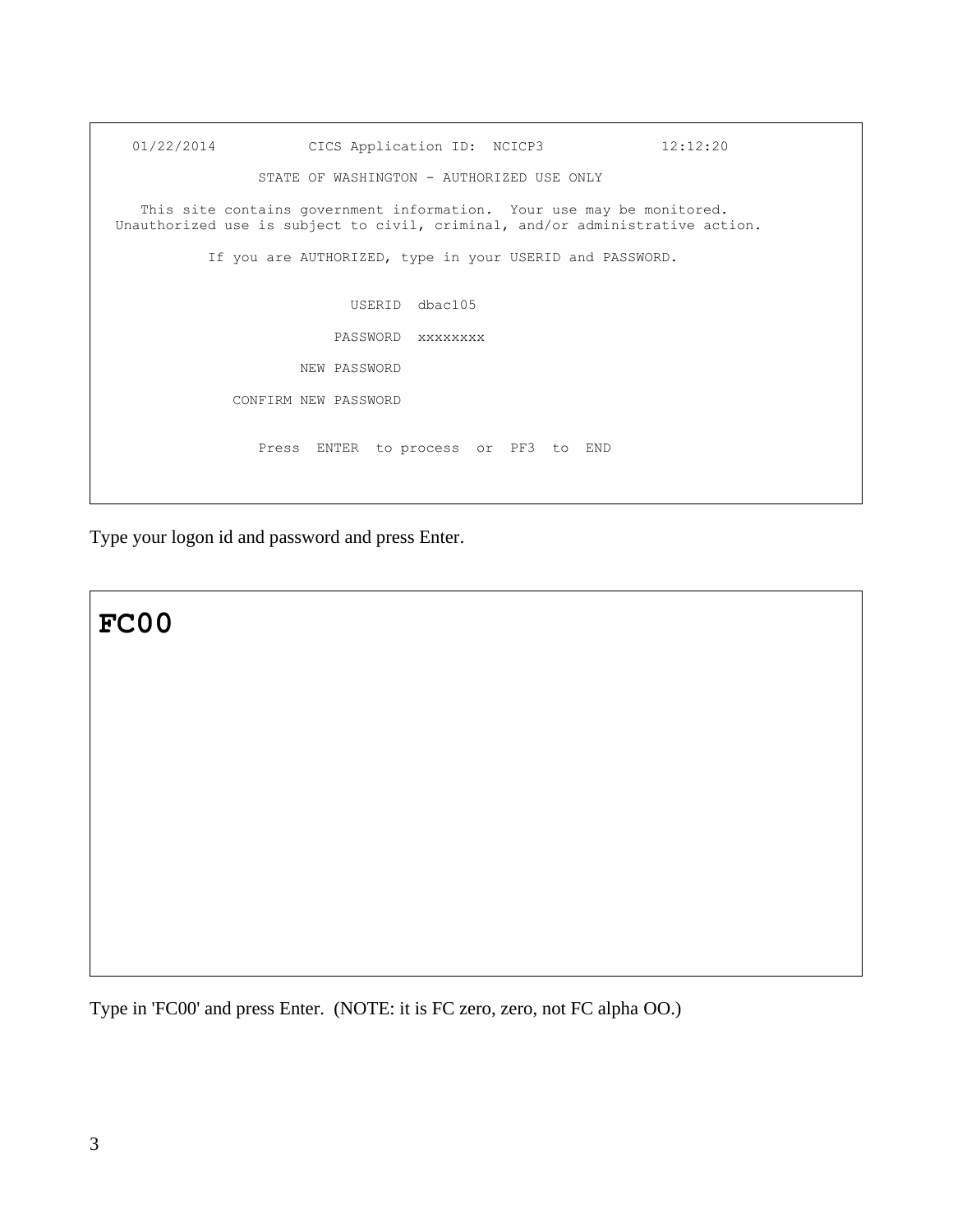```
   01/22/2014          CICS Application ID:  NCICP3            12:12:20

                STATE OF WASHINGTON - AUTHORIZED USE ONLY

    This site contains government information.  Your use may be monitored.
 Unauthorized use is subject to civil, criminal, and/or administrative action.

           If you are AUTHORIZED, type in your USERID and PASSWORD.


                          USERID  dbac105

                        PASSWORD  xxxxxxxx

                    NEW PASSWORD

            CONFIRM NEW PASSWORD


               Press  ENTER  to process  or  PF3  to  END
```

Type your logon id and password and press Enter.

```
FC00
```

Type in 'FC00' and press Enter.  (NOTE: it is FC zero, zero, not FC alpha OO.)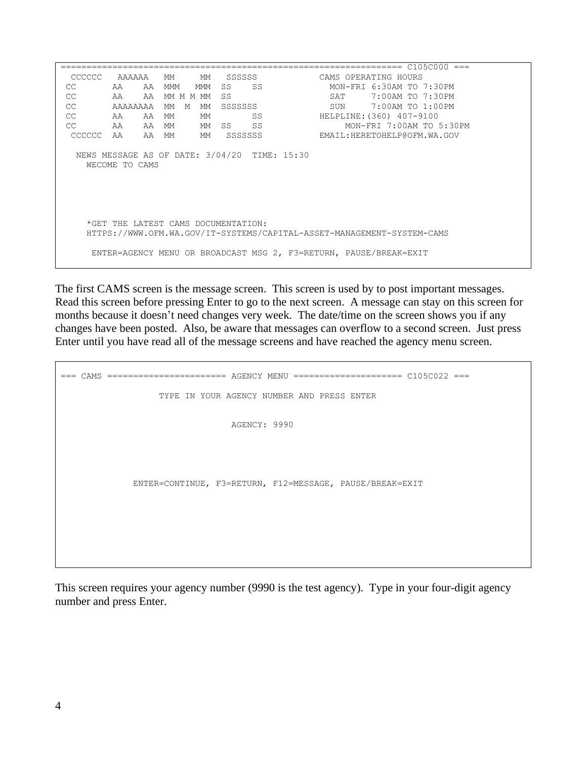```
================================================================ C105C000 ===
  CCCCCC   AAAAAA   MM     MM   SSSSSS            CAMS OPERATING HOURS
 CC       AA    AA  MMM   MMM  SS    SS             MON-FRI 6:30AM TO 7:30PM
 CC       AA    AA  MM M M MM  SS                   SAT     7:00AM TO 7:30PM
 CC       AAAAAAAA  MM  M  MM  SSSSSSS              SUN     7:00AM TO 1:00PM
 CC       AA    AA  MM     MM        SS           HELPLINE:(360) 407-9100
 CC       AA    AA  MM     MM  SS    SS                MON-FRI 7:00AM TO 5:30PM
  CCCCCC  AA    AA  MM     MM   SSSSSSS           EMAIL:HERETOHELP@OFM.WA.GOV

   NEWS MESSAGE AS OF DATE: 3/04/20  TIME: 15:30
     WECOME TO CAMS




     *GET THE LATEST CAMS DOCUMENTATION:
     HTTPS://WWW.OFM.WA.GOV/IT-SYSTEMS/CAPITAL-ASSET-MANAGEMENT-SYSTEM-CAMS

      ENTER=AGENCY MENU OR BROADCAST MSG 2, F3=RETURN, PAUSE/BREAK=EXIT
```

The first CAMS screen is the message screen. This screen is used by to post important messages. Read this screen before pressing Enter to go to the next screen. A message can stay on this screen for months because it doesn't need changes very week. The date/time on the screen shows you if any changes have been posted. Also, be aware that messages can overflow to a second screen. Just press Enter until you have read all of the message screens and have reached the agency menu screen.

```
=== CAMS ====================== AGENCY MENU ==================== C105C022 ===

                   TYPE IN YOUR AGENCY NUMBER AND PRESS ENTER


                                 AGENCY: 9990




              ENTER=CONTINUE, F3=RETURN, F12=MESSAGE, PAUSE/BREAK=EXIT
```

This screen requires your agency number (9990 is the test agency). Type in your four-digit agency number and press Enter.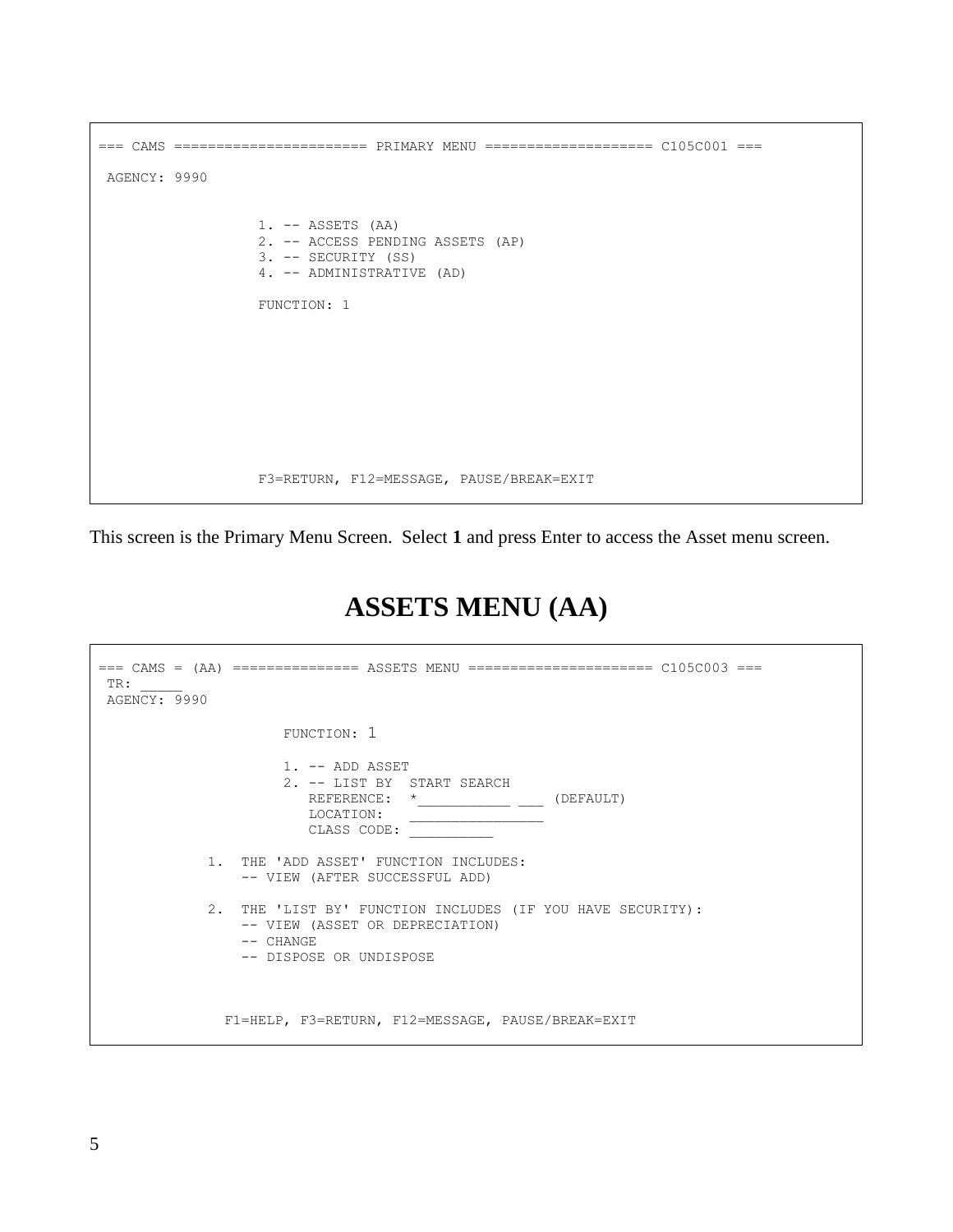```
=== CAMS ======================= PRIMARY MENU ==================== C105C001 ===

 AGENCY: 9990


                   1. -- ASSETS (AA)
                   2. -- ACCESS PENDING ASSETS (AP)
                   3. -- SECURITY (SS)
                   4. -- ADMINISTRATIVE (AD)

                   FUNCTION: 1










                   F3=RETURN, F12=MESSAGE, PAUSE/BREAK=EXIT
```

This screen is the Primary Menu Screen. Select **1** and press Enter to access the Asset menu screen.

# ASSETS MENU (AA)

```
=== CAMS = (AA) =============== ASSETS MENU ====================== C105C003 ===
 TR: _____
 AGENCY: 9990

                      FUNCTION: 1

                      1. -- ADD ASSET
                      2. -- LIST BY  START SEARCH
                         REFERENCE:  *___________ ___ (DEFAULT)
                         LOCATION:   ________________
                         CLASS CODE: __________

              1.  THE 'ADD ASSET' FUNCTION INCLUDES:
                  -- VIEW (AFTER SUCCESSFUL ADD)

              2.  THE 'LIST BY' FUNCTION INCLUDES (IF YOU HAVE SECURITY):
                  -- VIEW (ASSET OR DEPRECIATION)
                  -- CHANGE
                  -- DISPOSE OR UNDISPOSE



                F1=HELP, F3=RETURN, F12=MESSAGE, PAUSE/BREAK=EXIT
```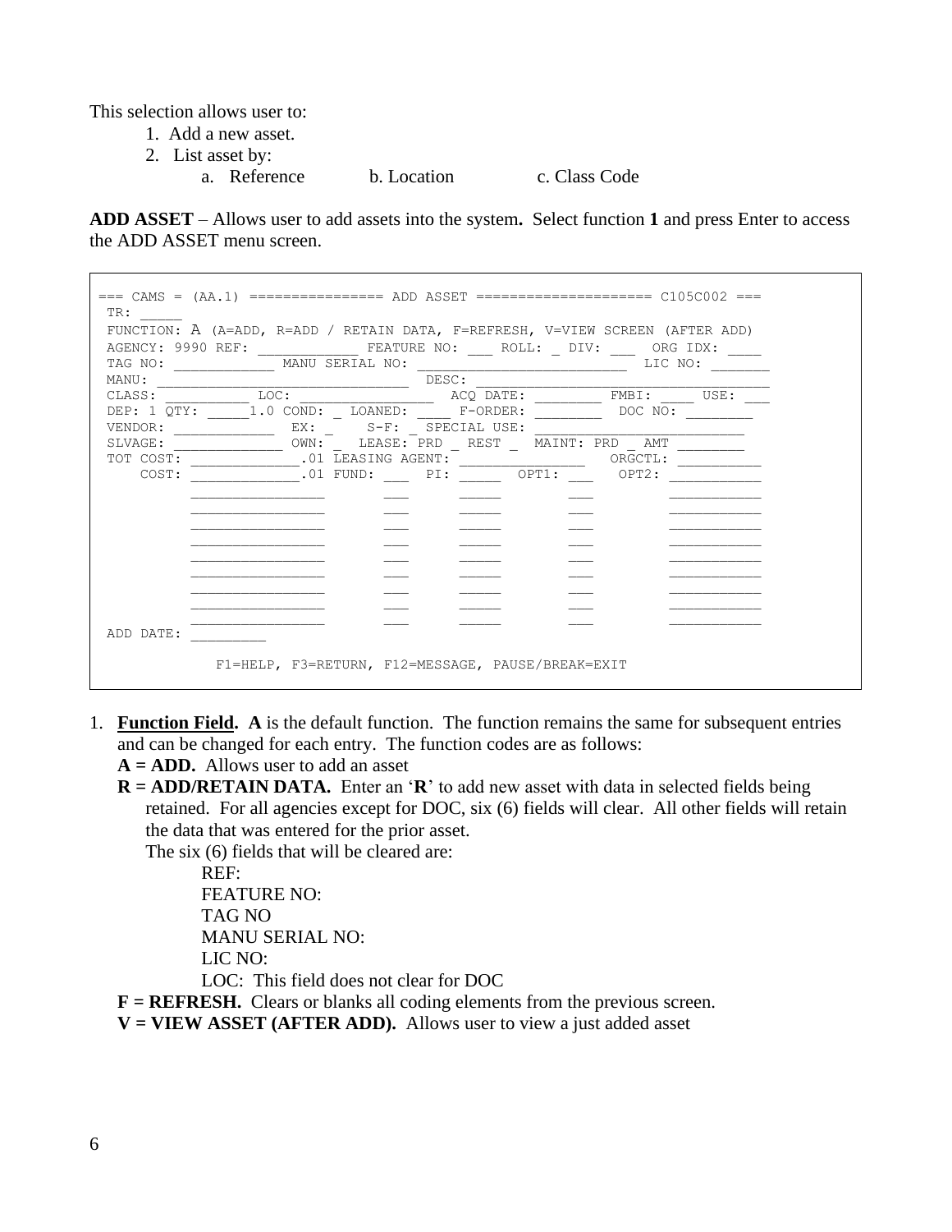This selection allows user to:

1. Add a new asset.
2. List asset by:
   a. Reference  b. Location  c. Class Code

**ADD ASSET** – Allows user to add assets into the system**.** Select function **1** and press Enter to access the ADD ASSET menu screen.

```
=== CAMS = (AA.1) ================ ADD ASSET ===================== C105C002 ===
 TR: _____
 FUNCTION: A (A=ADD, R=ADD / RETAIN DATA, F=REFRESH, V=VIEW SCREEN (AFTER ADD)
 AGENCY: 9990 REF: ____________ FEATURE NO: ___ ROLL: _ DIV: ___  ORG IDX: ____
 TAG NO: ____________ MANU SERIAL NO: _________________________  LIC NO: _______
 MANU: ______________________________  DESC: ___________________________________
 CLASS: __________ LOC: ________________  ACQ DATE: ________ FMBI: ____ USE: ___
 DEP: 1 QTY: _____1.0 COND: _ LOANED: ____ F-ORDER: ________  DOC NO: ________
 VENDOR: ____________  EX: _    S-F: _ SPECIAL USE: _________________________
 SLVAGE: _____________ OWN: _  LEASE: PRD _ REST _  MAINT: PRD _ AMT ________
 TOT COST: _____________.01 LEASING AGENT: _______________   ORGCTL: __________
     COST: _____________.01 FUND: ___  PI: _____  OPT1: ___   OPT2: ___________
           ________________       ___      _____        ___         ___________
           ________________       ___      _____        ___         ___________
           ________________       ___      _____        ___         ___________
           ________________       ___      _____        ___         ___________
           ________________       ___      _____        ___         ___________
           ________________       ___      _____        ___         ___________
           ________________       ___      _____        ___         ___________
           ________________       ___      _____        ___         ___________
           ________________       ___      _____        ___         ___________
 ADD DATE: _________

             F1=HELP, F3=RETURN, F12=MESSAGE, PAUSE/BREAK=EXIT
```

1. **Function Field.** **A** is the default function. The function remains the same for subsequent entries and can be changed for each entry. The function codes are as follows:

   **A = ADD.** Allows user to add an asset

   **R = ADD/RETAIN DATA.** Enter an '**R**' to add new asset with data in selected fields being retained. For all agencies except for DOC, six (6) fields will clear. All other fields will retain the data that was entered for the prior asset.

   The six (6) fields that will be cleared are:

   REF:
   FEATURE NO:
   TAG NO
   MANU SERIAL NO:
   LIC NO:
   LOC: This field does not clear for DOC

   **F = REFRESH.** Clears or blanks all coding elements from the previous screen.

   **V = VIEW ASSET (AFTER ADD).** Allows user to view a just added asset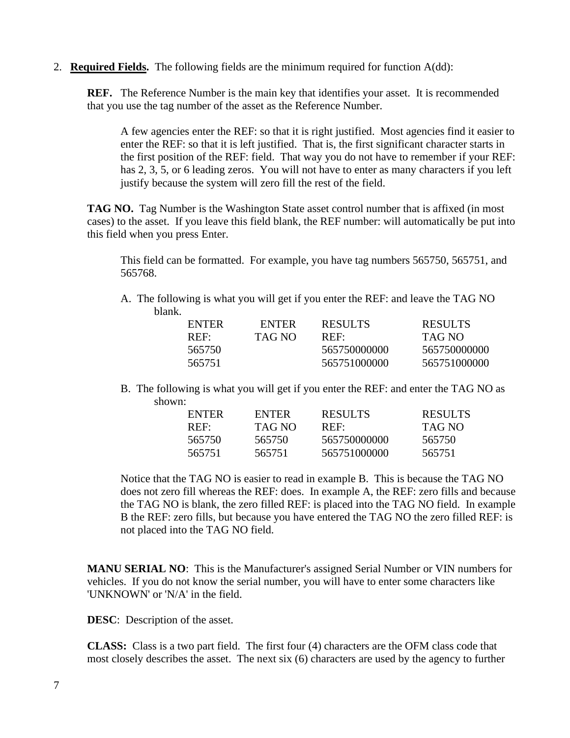2. **Required Fields.** The following fields are the minimum required for function A(dd):

**REF.** The Reference Number is the main key that identifies your asset. It is recommended that you use the tag number of the asset as the Reference Number.

> A few agencies enter the REF: so that it is right justified. Most agencies find it easier to enter the REF: so that it is left justified. That is, the first significant character starts in the first position of the REF: field. That way you do not have to remember if your REF: has 2, 3, 5, or 6 leading zeros. You will not have to enter as many characters if you left justify because the system will zero fill the rest of the field.

**TAG NO.** Tag Number is the Washington State asset control number that is affixed (in most cases) to the asset. If you leave this field blank, the REF number: will automatically be put into this field when you press Enter.

> This field can be formatted. For example, you have tag numbers 565750, 565751, and 565768.
>
> A. The following is what you will get if you enter the REF: and leave the TAG NO blank.

| ENTER REF: | ENTER TAG NO | RESULTS REF: | RESULTS TAG NO |
|---|---|---|---|
| 565750 | | 565750000000 | 565750000000 |
| 565751 | | 565751000000 | 565751000000 |

> B. The following is what you will get if you enter the REF: and enter the TAG NO as shown:

| ENTER REF: | ENTER TAG NO | RESULTS REF: | RESULTS TAG NO |
|---|---|---|---|
| 565750 | 565750 | 565750000000 | 565750 |
| 565751 | 565751 | 565751000000 | 565751 |

> Notice that the TAG NO is easier to read in example B. This is because the TAG NO does not zero fill whereas the REF: does. In example A, the REF: zero fills and because the TAG NO is blank, the zero filled REF: is placed into the TAG NO field. In example B the REF: zero fills, but because you have entered the TAG NO the zero filled REF: is not placed into the TAG NO field.

**MANU SERIAL NO**: This is the Manufacturer's assigned Serial Number or VIN numbers for vehicles. If you do not know the serial number, you will have to enter some characters like 'UNKNOWN' or 'N/A' in the field.

**DESC**: Description of the asset.

**CLASS:** Class is a two part field. The first four (4) characters are the OFM class code that most closely describes the asset. The next six (6) characters are used by the agency to further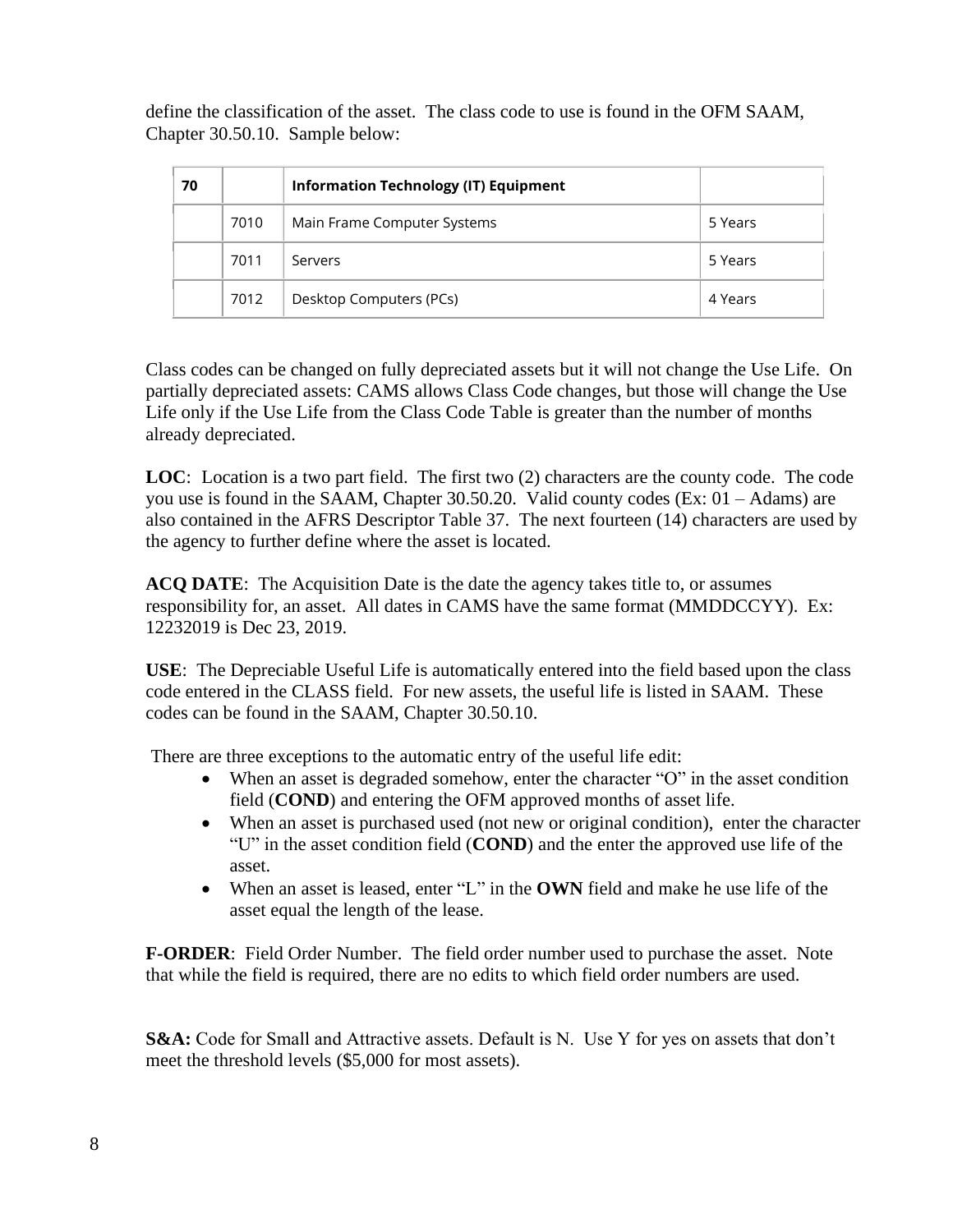define the classification of the asset. The class code to use is found in the OFM SAAM, Chapter 30.50.10. Sample below:

| 70 | | Information Technology (IT) Equipment | |
|---|---|---|---|
| | 7010 | Main Frame Computer Systems | 5 Years |
| | 7011 | Servers | 5 Years |
| | 7012 | Desktop Computers (PCs) | 4 Years |

Class codes can be changed on fully depreciated assets but it will not change the Use Life. On partially depreciated assets: CAMS allows Class Code changes, but those will change the Use Life only if the Use Life from the Class Code Table is greater than the number of months already depreciated.

**LOC**: Location is a two part field. The first two (2) characters are the county code. The code you use is found in the SAAM, Chapter 30.50.20. Valid county codes (Ex: 01 – Adams) are also contained in the AFRS Descriptor Table 37. The next fourteen (14) characters are used by the agency to further define where the asset is located.

**ACQ DATE**: The Acquisition Date is the date the agency takes title to, or assumes responsibility for, an asset. All dates in CAMS have the same format (MMDDCCYY). Ex: 12232019 is Dec 23, 2019.

**USE**: The Depreciable Useful Life is automatically entered into the field based upon the class code entered in the CLASS field. For new assets, the useful life is listed in SAAM. These codes can be found in the SAAM, Chapter 30.50.10.

There are three exceptions to the automatic entry of the useful life edit:

- When an asset is degraded somehow, enter the character "O" in the asset condition field (**COND**) and entering the OFM approved months of asset life.
- When an asset is purchased used (not new or original condition), enter the character "U" in the asset condition field (**COND**) and the enter the approved use life of the asset.
- When an asset is leased, enter "L" in the **OWN** field and make he use life of the asset equal the length of the lease.

**F-ORDER**: Field Order Number. The field order number used to purchase the asset. Note that while the field is required, there are no edits to which field order numbers are used.

**S&A:** Code for Small and Attractive assets. Default is N. Use Y for yes on assets that don't meet the threshold levels ($5,000 for most assets).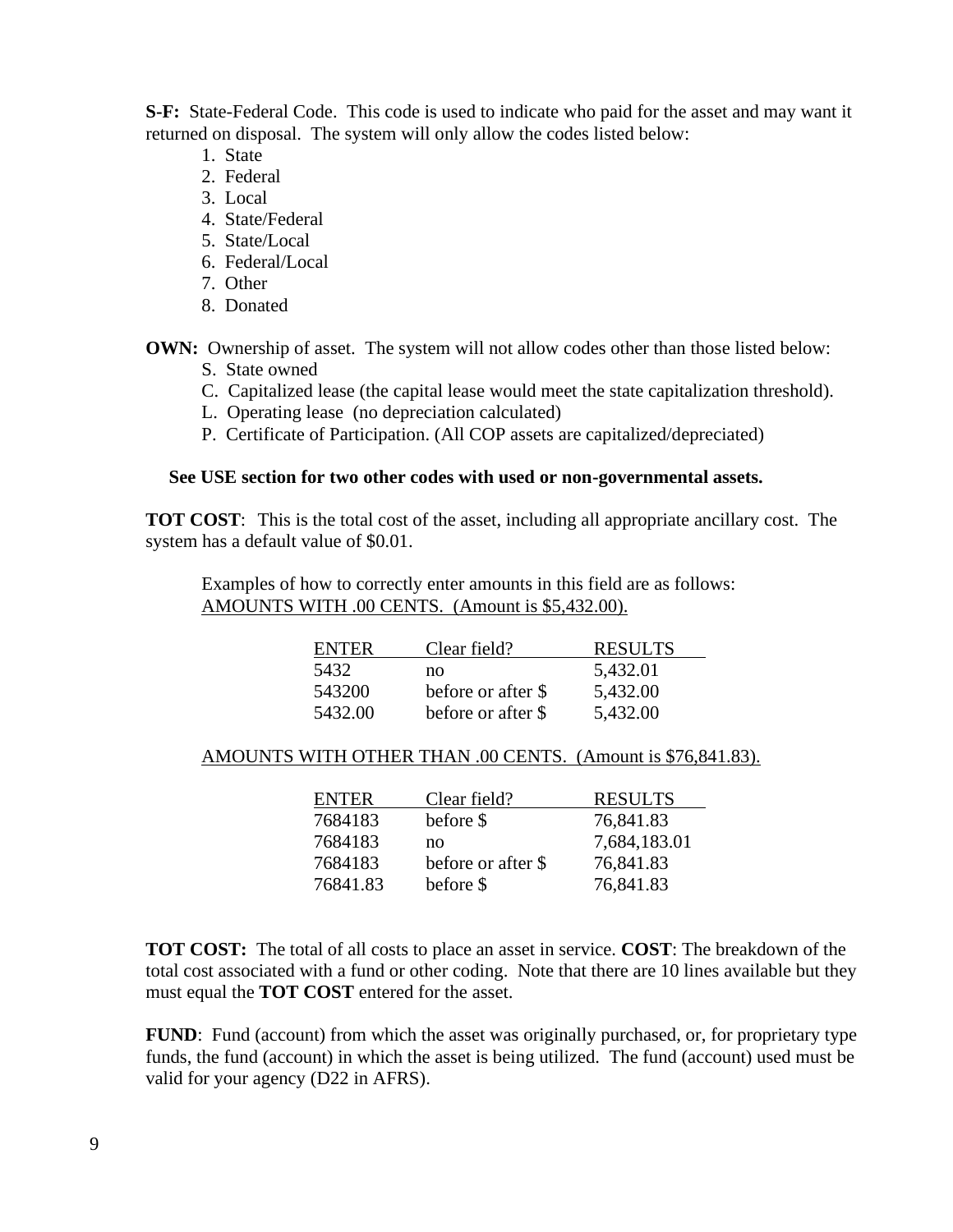**S-F:** State-Federal Code. This code is used to indicate who paid for the asset and may want it returned on disposal. The system will only allow the codes listed below:

1. State
2. Federal
3. Local
4. State/Federal
5. State/Local
6. Federal/Local
7. Other
8. Donated

**OWN:** Ownership of asset. The system will not allow codes other than those listed below:

- S. State owned
- C. Capitalized lease (the capital lease would meet the state capitalization threshold).
- L. Operating lease (no depreciation calculated)
- P. Certificate of Participation. (All COP assets are capitalized/depreciated)

**See USE section for two other codes with used or non-governmental assets.**

**TOT COST**: This is the total cost of the asset, including all appropriate ancillary cost. The system has a default value of $0.01.

Examples of how to correctly enter amounts in this field are as follows:

AMOUNTS WITH .00 CENTS. (Amount is $5,432.00).

| ENTER | Clear field? | RESULTS |
|---|---|---|
| 5432 | no | 5,432.01 |
| 543200 | before or after $ | 5,432.00 |
| 5432.00 | before or after $ | 5,432.00 |

AMOUNTS WITH OTHER THAN .00 CENTS. (Amount is $76,841.83).

| ENTER | Clear field? | RESULTS |
|---|---|---|
| 7684183 | before $ | 76,841.83 |
| 7684183 | no | 7,684,183.01 |
| 7684183 | before or after $ | 76,841.83 |
| 76841.83 | before $ | 76,841.83 |

**TOT COST:** The total of all costs to place an asset in service. **COST**: The breakdown of the total cost associated with a fund or other coding. Note that there are 10 lines available but they must equal the **TOT COST** entered for the asset.

**FUND**: Fund (account) from which the asset was originally purchased, or, for proprietary type funds, the fund (account) in which the asset is being utilized. The fund (account) used must be valid for your agency (D22 in AFRS).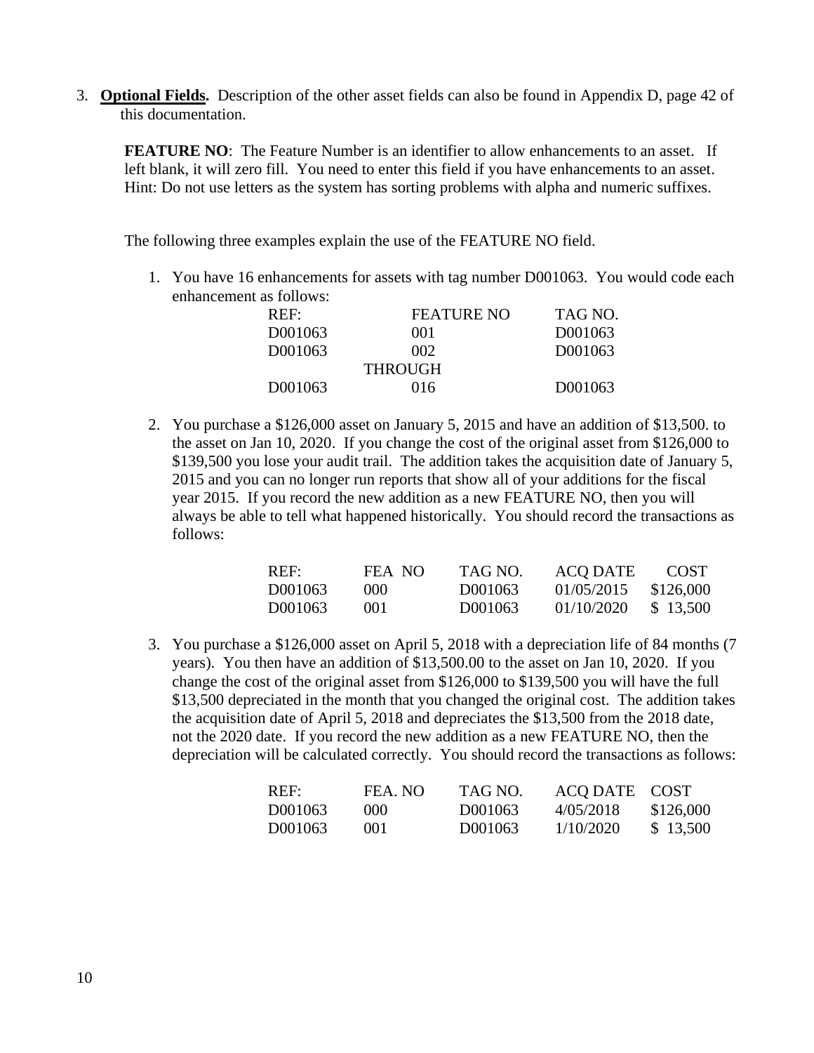3. **Optional Fields.** Description of the other asset fields can also be found in Appendix D, page 42 of this documentation.

   **FEATURE NO**: The Feature Number is an identifier to allow enhancements to an asset. If left blank, it will zero fill. You need to enter this field if you have enhancements to an asset. Hint: Do not use letters as the system has sorting problems with alpha and numeric suffixes.

   The following three examples explain the use of the FEATURE NO field.

   1. You have 16 enhancements for assets with tag number D001063. You would code each enhancement as follows:

      | REF: | FEATURE NO | TAG NO. |
      |---|---|---|
      | D001063 | 001 | D001063 |
      | D001063 | 002 | D001063 |
      | | THROUGH | |
      | D001063 | 016 | D001063 |

   2. You purchase a $126,000 asset on January 5, 2015 and have an addition of $13,500. to the asset on Jan 10, 2020. If you change the cost of the original asset from $126,000 to $139,500 you lose your audit trail. The addition takes the acquisition date of January 5, 2015 and you can no longer run reports that show all of your additions for the fiscal year 2015. If you record the new addition as a new FEATURE NO, then you will always be able to tell what happened historically. You should record the transactions as follows:

      | REF: | FEA NO | TAG NO. | ACQ DATE | COST |
      |---|---|---|---|---|
      | D001063 | 000 | D001063 | 01/05/2015 | $126,000 |
      | D001063 | 001 | D001063 | 01/10/2020 | $ 13,500 |

   3. You purchase a $126,000 asset on April 5, 2018 with a depreciation life of 84 months (7 years). You then have an addition of $13,500.00 to the asset on Jan 10, 2020. If you change the cost of the original asset from $126,000 to $139,500 you will have the full $13,500 depreciated in the month that you changed the original cost. The addition takes the acquisition date of April 5, 2018 and depreciates the $13,500 from the 2018 date, not the 2020 date. If you record the new addition as a new FEATURE NO, then the depreciation will be calculated correctly. You should record the transactions as follows:

      | REF: | FEA. NO | TAG NO. | ACQ DATE | COST |
      |---|---|---|---|---|
      | D001063 | 000 | D001063 | 4/05/2018 | $126,000 |
      | D001063 | 001 | D001063 | 1/10/2020 | $ 13,500 |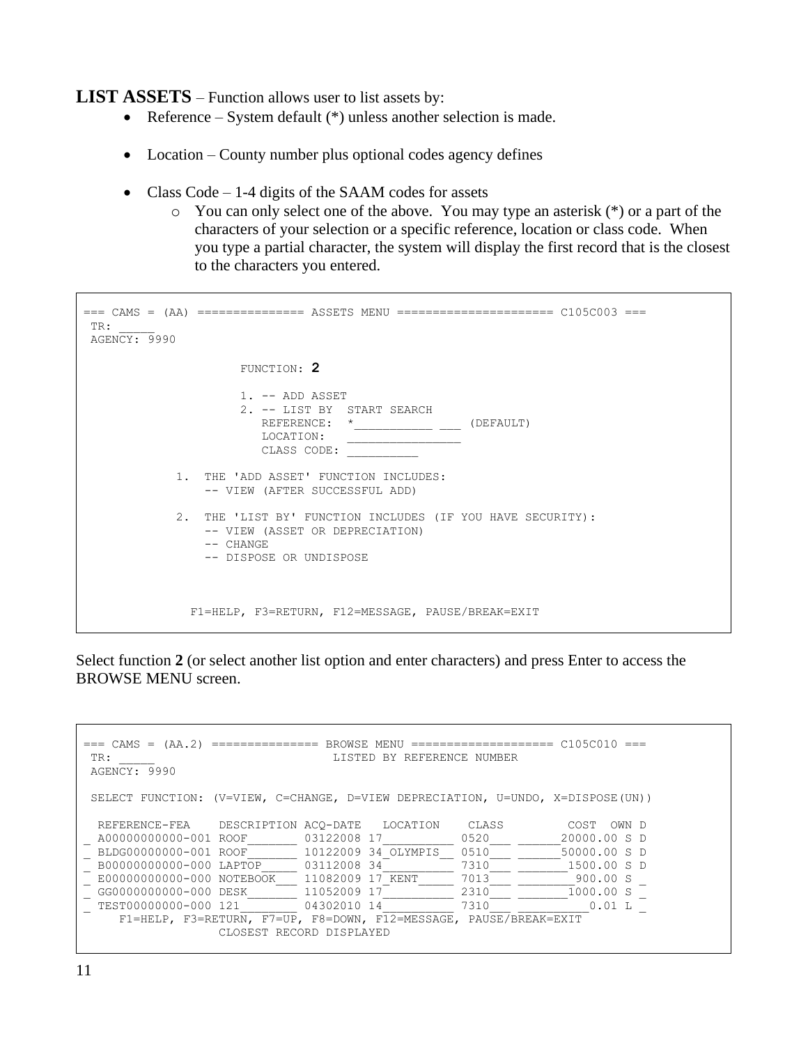**LIST ASSETS** – Function allows user to list assets by:

- Reference – System default (*) unless another selection is made.
- Location – County number plus optional codes agency defines
- Class Code – 1-4 digits of the SAAM codes for assets
  - You can only select one of the above. You may type an asterisk (*) or a part of the characters of your selection or a specific reference, location or class code. When you type a partial character, the system will display the first record that is the closest to the characters you entered.

```
=== CAMS = (AA) =============== ASSETS MENU ====================== C105C003 ===
 TR: _____
 AGENCY: 9990

                    FUNCTION: 2

                    1. -- ADD ASSET
                    2. -- LIST BY  START SEARCH
                       REFERENCE:  *___________ ___ (DEFAULT)
                       LOCATION:   ________________
                       CLASS CODE: __________

           1.  THE 'ADD ASSET' FUNCTION INCLUDES:
               -- VIEW (AFTER SUCCESSFUL ADD)

           2.  THE 'LIST BY' FUNCTION INCLUDES (IF YOU HAVE SECURITY):
               -- VIEW (ASSET OR DEPRECIATION)
               -- CHANGE
               -- DISPOSE OR UNDISPOSE



             F1=HELP, F3=RETURN, F12=MESSAGE, PAUSE/BREAK=EXIT
```

Select function **2** (or select another list option and enter characters) and press Enter to access the BROWSE MENU screen.

```
=== CAMS = (AA.2) =============== BROWSE MENU ==================== C105C010 ===
 TR: _____                         LISTED BY REFERENCE NUMBER
 AGENCY: 9990

 SELECT FUNCTION: (V=VIEW, C=CHANGE, D=VIEW DEPRECIATION, U=UNDO, X=DISPOSE(UN))

  REFERENCE-FEA    DESCRIPTION ACQ-DATE   LOCATION    CLASS         COST  OWN D
_ A00000000000-001 ROOF_______ 03122008 17_________ 0520___ ______20000.00 S D
_ BLDG00000000-001 ROOF_______ 10122009 34_OLYMPIS__ 0510___ ______50000.00 S D
_ B00000000000-000 LAPTOP_____ 03112008 34_________ 7310___ _______1500.00 S D
_ E00000000000-000 NOTEBOOK___ 11082009 17_KENT_____ 7013___ ________900.00 S _
_ GG0000000000-000 DESK_______ 11052009 17_________ 2310___ _______1000.00 S _
_ TEST00000000-000 121________ 04302010 14_________ 7310___ __________0.01 L _
    F1=HELP, F3=RETURN, F7=UP, F8=DOWN, F12=MESSAGE, PAUSE/BREAK=EXIT
                   CLOSEST RECORD DISPLAYED
```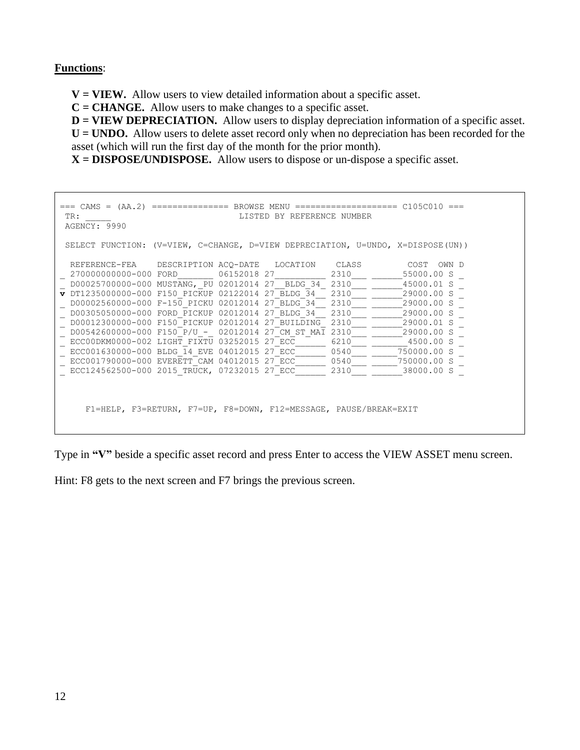**Functions**:

**V = VIEW.** Allow users to view detailed information about a specific asset.
**C = CHANGE.** Allow users to make changes to a specific asset.
**D = VIEW DEPRECIATION.** Allow users to display depreciation information of a specific asset.
**U = UNDO.** Allow users to delete asset record only when no depreciation has been recorded for the asset (which will run the first day of the month for the prior month).
**X = DISPOSE/UNDISPOSE.** Allow users to dispose or un-dispose a specific asset.

```
=== CAMS = (AA.2) =============== BROWSE MENU ==================== C105C010 ===
 TR: _____                        LISTED BY REFERENCE NUMBER
 AGENCY: 9990

 SELECT FUNCTION: (V=VIEW, C=CHANGE, D=VIEW DEPRECIATION, U=UNDO, X=DISPOSE(UN))

  REFERENCE-FEA    DESCRIPTION ACQ-DATE   LOCATION    CLASS         COST  OWN D
_ 270000000000-000 FORD_______ 06152018 27__________ 2310___ ______55000.00 S _
_ D00025700000-000 MUSTANG,_PU 02012014 27__BLDG_34_ 2310___ ______45000.01 S _
v DT1235000000-000 F150_PICKUP 02122014 27_BLDG_34__ 2310___ ______29000.00 S _
_ D00002560000-000 F-150_PICKU 02012014 27_BLDG_34__ 2310___ ______29000.00 S _
_ D00305050000-000 FORD_PICKUP 02012014 27_BLDG_34__ 2310___ ______29000.00 S _
_ D00012300000-000 F150_PICKUP 02012014 27_BUILDING_ 2310___ ______29000.01 S _
_ D00542600000-000 F150_P/U_-_ 02012014 27_CM_ST_MAI 2310___ ______29000.00 S _
_ ECC00DKM0000-002 LIGHT_FIXTU 03252015 27_ECC______ 6210___ _______4500.00 S _
_ ECC001630000-000 BLDG_14_EVE 04012015 27_ECC______ 0540___ _____750000.00 S _
_ ECC001790000-000 EVERETT_CAM 04012015 27_ECC______ 0540___ _____750000.00 S _
_ ECC124562500-000 2015_TRUCK, 07232015 27_ECC______ 2310___ ______38000.00 S _



     F1=HELP, F3=RETURN, F7=UP, F8=DOWN, F12=MESSAGE, PAUSE/BREAK=EXIT
```

Type in **"V"** beside a specific asset record and press Enter to access the VIEW ASSET menu screen.

Hint: F8 gets to the next screen and F7 brings the previous screen.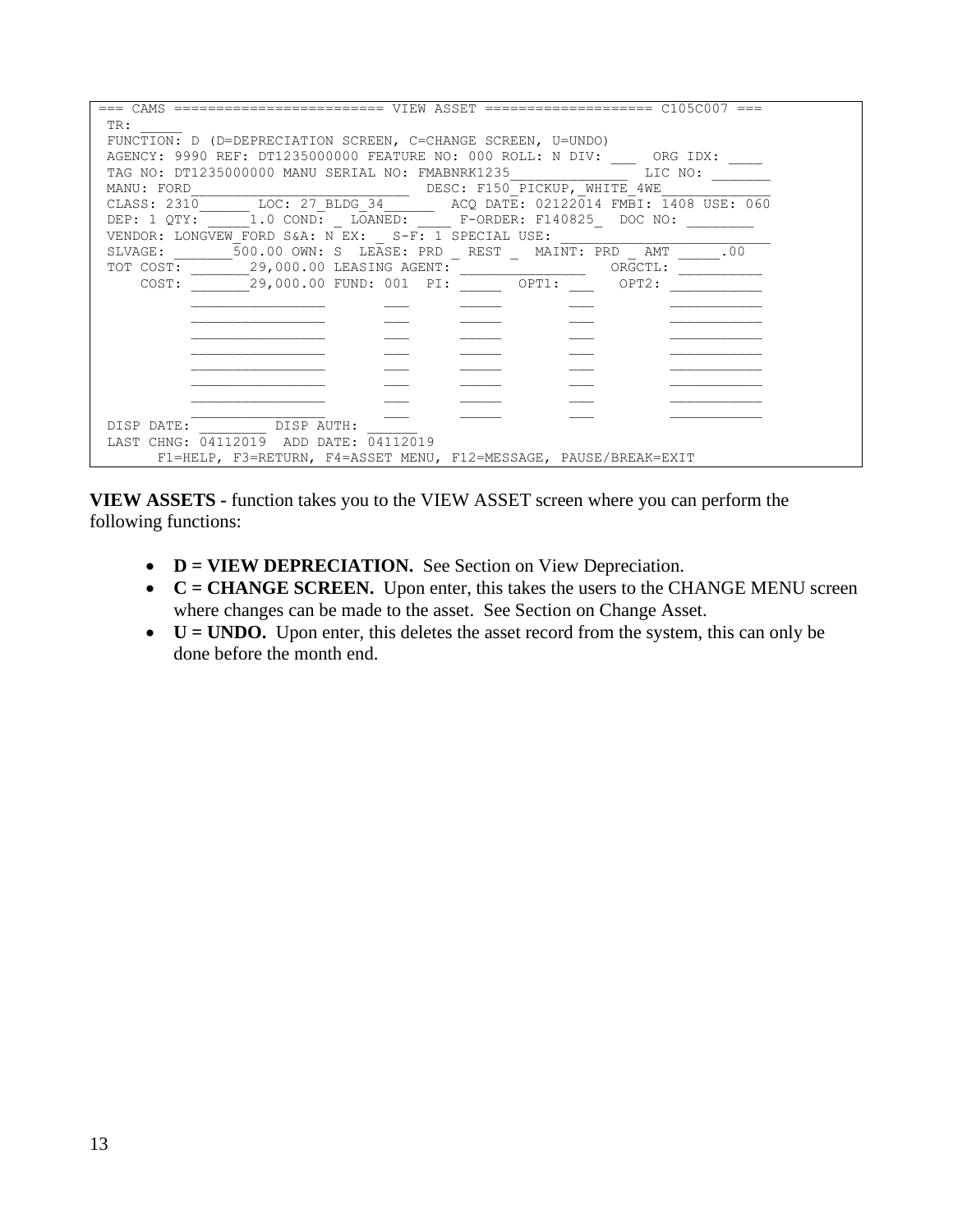```
=== CAMS ======================== VIEW ASSET =================== C105C007 ===
 TR: _____
 FUNCTION: D (D=DEPRECIATION SCREEN, C=CHANGE SCREEN, U=UNDO)
 AGENCY: 9990 REF: DT1235000000 FEATURE NO: 000 ROLL: N DIV: ___  ORG IDX: ____
 TAG NO: DT1235000000 MANU SERIAL NO: FMABNRK1235______________  LIC NO: _______
 MANU: FORD____________________________  DESC: F150_PICKUP,_WHITE_4WE_____________
 CLASS: 2310______ LOC: 27_BLDG_34______  ACQ DATE: 02122014 FMBI: 1408 USE: 060
 DEP: 1 QTY: _____1.0 COND: _ LOANED: ____ F-ORDER: F140825_  DOC NO: ________
 VENDOR: LONGVEW_FORD S&A: N EX: _ S-F: 1 SPECIAL USE: __________________________
 SLVAGE: _______500.00 OWN: S  LEASE: PRD _ REST _  MAINT: PRD _ AMT _____.00
 TOT COST: _______29,000.00 LEASING AGENT: _______________   ORGCTL: __________
     COST: _______29,000.00 FUND: 001  PI: _____  OPT1: ___   OPT2: ___________
           ________________       ___      _____        ___         ___________
           ________________       ___      _____        ___         ___________
           ________________       ___      _____        ___         ___________
           ________________       ___      _____        ___         ___________
           ________________       ___      _____        ___         ___________
           ________________       ___      _____        ___         ___________
           ________________       ___      _____        ___         ___________
           ________________       ___      _____        ___         ___________
 DISP DATE: ________ DISP AUTH: ______
 LAST CHNG: 04112019  ADD DATE: 04112019
       F1=HELP, F3=RETURN, F4=ASSET MENU, F12=MESSAGE, PAUSE/BREAK=EXIT
```

**VIEW ASSETS -** function takes you to the VIEW ASSET screen where you can perform the following functions:

- **D = VIEW DEPRECIATION.** See Section on View Depreciation.
- **C = CHANGE SCREEN.** Upon enter, this takes the users to the CHANGE MENU screen where changes can be made to the asset. See Section on Change Asset.
- **U = UNDO.** Upon enter, this deletes the asset record from the system, this can only be done before the month end.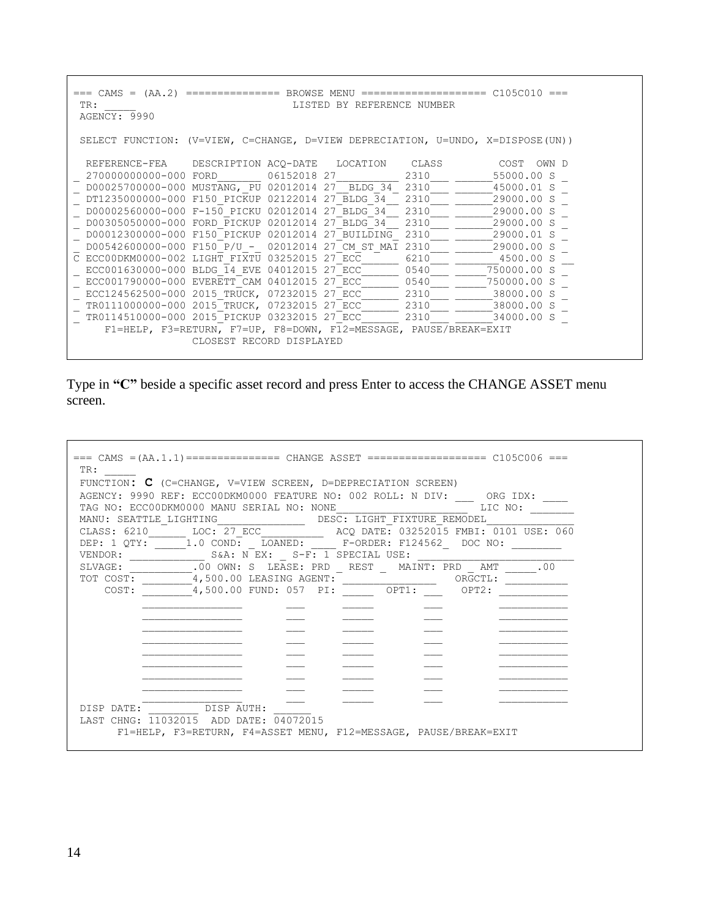```
=== CAMS = (AA.2) =============== BROWSE MENU ==================== C105C010 ===
 TR: _____                         LISTED BY REFERENCE NUMBER
 AGENCY: 9990

 SELECT FUNCTION: (V=VIEW, C=CHANGE, D=VIEW DEPRECIATION, U=UNDO, X=DISPOSE(UN))

  REFERENCE-FEA    DESCRIPTION ACQ-DATE   LOCATION    CLASS        COST  OWN D
_ 270000000000-000 FORD_______ 06152018 27__________ 2310___ ______55000.00 S _
_ D00025700000-000 MUSTANG,_PU 02012014 27__BLDG_34_ 2310___ ______45000.01 S _
_ DT1235000000-000 F150_PICKUP 02122014 27_BLDG_34__ 2310___ ______29000.00 S _
_ D00002560000-000 F-150_PICKU 02012014 27_BLDG_34__ 2310___ ______29000.00 S _
_ D00305050000-000 FORD_PICKUP 02012014 27_BLDG_34__ 2310___ ______29000.00 S _
_ D00012300000-000 F150_PICKUP 02012014 27_BUILDING_ 2310___ ______29000.01 S _
_ D00542600000-000 F150_P/U_-_ 02012014 27_CM_ST_MAI 2310___ ______29000.00 S _
C ECC00DKM0000-002 LIGHT_FIXTU 03252015 27_ECC______ 6210___ _______4500.00 S __
_ ECC001630000-000 BLDG_14_EVE 04012015 27_ECC______ 0540___ _____750000.00 S _
_ ECC001790000-000 EVERETT_CAM 04012015 27_ECC______ 0540___ _____750000.00 S _
_ ECC124562500-000 2015_TRUCK, 07232015 27_ECC______ 2310___ ______38000.00 S _
_ TR0111000000-000 2015_TRUCK, 07232015 27_ECC______ 2310___ ______38000.00 S _
_ TR0114510000-000 2015_PICKUP 03232015 27_ECC______ 2310___ ______34000.00 S _
    F1=HELP, F3=RETURN, F7=UP, F8=DOWN, F12=MESSAGE, PAUSE/BREAK=EXIT
                 CLOSEST RECORD DISPLAYED
```

Type in **"C"** beside a specific asset record and press Enter to access the CHANGE ASSET menu screen.

```
=== CAMS =(AA.1.1)=============== CHANGE ASSET =================== C105C006 ===
 TR: _____
 FUNCTION: C (C=CHANGE, V=VIEW SCREEN, D=DEPRECIATION SCREEN)
 AGENCY: 9990 REF: ECC00DKM0000 FEATURE NO: 002 ROLL: N DIV: ___  ORG IDX: ____
 TAG NO: ECC00DKM0000 MANU SERIAL NO: NONE______________________  LIC NO: _______
 MANU: SEATTLE_LIGHTING______________  DESC: LIGHT_FIXTURE_REMODEL______________
 CLASS: 6210______ LOC: 27_ECC__________  ACQ DATE: 03252015 FMBI: 0101 USE: 060
 DEP: 1 QTY: _____1.0 COND: _ LOANED: ____ F-ORDER: F124562_  DOC NO: ________
 VENDOR: ____________ S&A: N EX: _ S-F: 1 SPECIAL USE: _________________________
 SLVAGE: __________.00 OWN: S  LEASE: PRD _ REST _  MAINT: PRD _ AMT _____.00
 TOT COST: ________4,500.00 LEASING AGENT: _______________  ORGCTL: __________
     COST: ________4,500.00 FUND: 057  PI: _____  OPT1: ___   OPT2: ___________
          ________________     ___    _____        ___         ___________
          ________________     ___    _____        ___         ___________
          ________________     ___    _____        ___         ___________
          ________________     ___    _____        ___         ___________
          ________________     ___    _____        ___         ___________
          ________________     ___    _____        ___         ___________
          ________________     ___    _____        ___         ___________
          ________________     ___    _____        ___         ___________
          ________________     ___    _____        ___         ___________
 DISP DATE: ________  DISP AUTH: ______
 LAST CHNG: 11032015  ADD DATE: 04072015
       F1=HELP, F3=RETURN, F4=ASSET MENU, F12=MESSAGE, PAUSE/BREAK=EXIT
```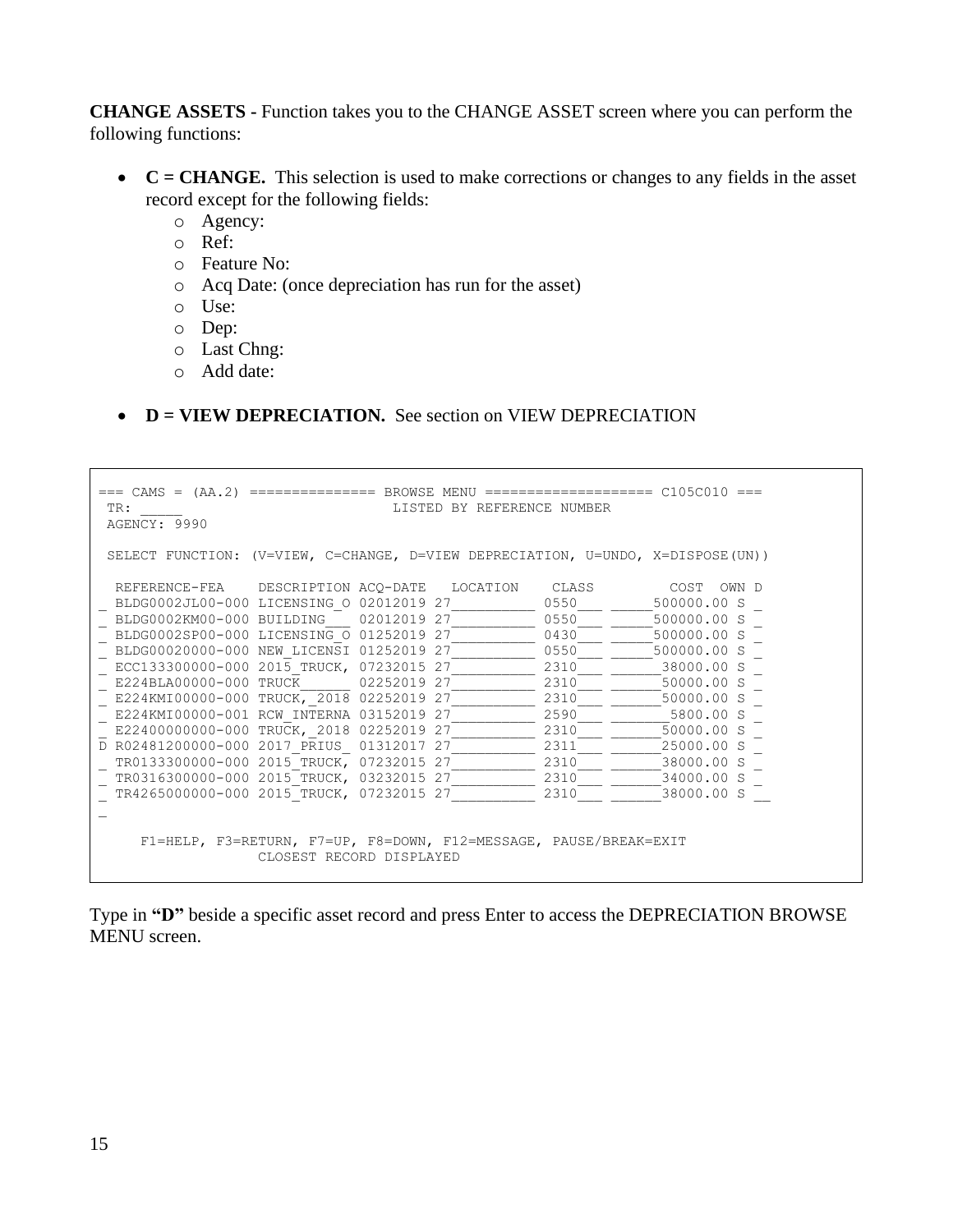**CHANGE ASSETS -** Function takes you to the CHANGE ASSET screen where you can perform the following functions:

- **C = CHANGE.** This selection is used to make corrections or changes to any fields in the asset record except for the following fields:
  - Agency:
  - Ref:
  - Feature No:
  - Acq Date: (once depreciation has run for the asset)
  - Use:
  - Dep:
  - Last Chng:
  - Add date:
- **D = VIEW DEPRECIATION.** See section on VIEW DEPRECIATION

```
=== CAMS = (AA.2) =============== BROWSE MENU ==================== C105C010 ===
 TR: _____                         LISTED BY REFERENCE NUMBER
 AGENCY: 9990

 SELECT FUNCTION: (V=VIEW, C=CHANGE, D=VIEW DEPRECIATION, U=UNDO, X=DISPOSE(UN))

  REFERENCE-FEA    DESCRIPTION ACQ-DATE   LOCATION    CLASS         COST  OWN D
_ BLDG0002JL00-000 LICENSING_O 02012019 27__________ 0550___ _____500000.00 S _
_ BLDG0002KM00-000 BUILDING___ 02012019 27__________ 0550___ _____500000.00 S _
_ BLDG0002SP00-000 LICENSING_O 01252019 27__________ 0430___ _____500000.00 S _
_ BLDG00020000-000 NEW_LICENSI 01252019 27__________ 0550___ _____500000.00 S _
_ ECC133300000-000 2015_TRUCK, 07232015 27__________ 2310___ ______38000.00 S _
_ E224BLA00000-000 TRUCK______ 02252019 27__________ 2310___ ______50000.00 S _
_ E224KMI00000-000 TRUCK,_2018 02252019 27__________ 2310___ ______50000.00 S _
_ E224KMI00000-001 RCW_INTERNA 03152019 27__________ 2590___ _______5800.00 S _
_ E22400000000-000 TRUCK,_2018 02252019 27__________ 2310___ ______50000.00 S _
D R02481200000-000 2017_PRIUS_ 01312017 27__________ 2311___ ______25000.00 S _
_ TR0133300000-000 2015_TRUCK, 07232015 27__________ 2310___ ______38000.00 S _
_ TR0316300000-000 2015_TRUCK, 03232015 27__________ 2310___ ______34000.00 S _
_ TR4265000000-000 2015_TRUCK, 07232015 27__________ 2310___ ______38000.00 S __
_

     F1=HELP, F3=RETURN, F7=UP, F8=DOWN, F12=MESSAGE, PAUSE/BREAK=EXIT
                   CLOSEST RECORD DISPLAYED
```

Type in **"D"** beside a specific asset record and press Enter to access the DEPRECIATION BROWSE MENU screen.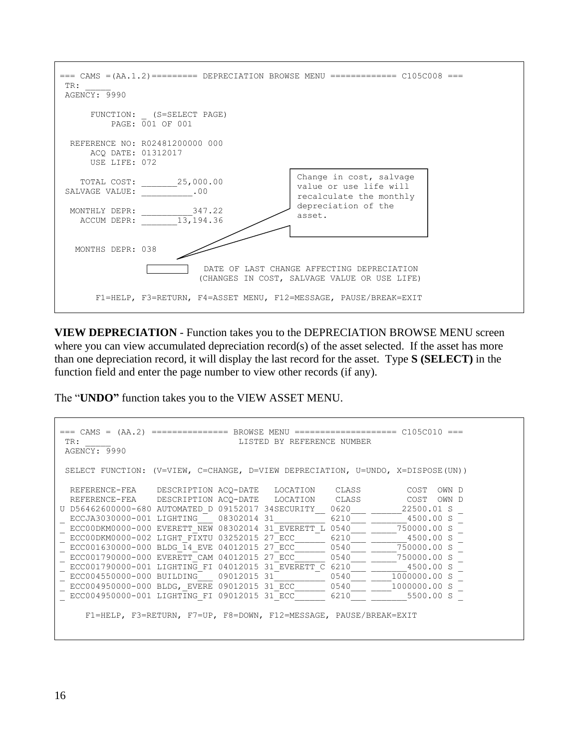```
=== CAMS =(AA.1.2)========= DEPRECIATION BROWSE MENU ============= C105C008 ===
 TR: _____
 AGENCY: 9990

      FUNCTION: _ (S=SELECT PAGE)
          PAGE: 001 OF 001

  REFERENCE NO: R02481200000 000
      ACQ DATE: 01312017
      USE LIFE: 072

    TOTAL COST: _______25,000.00
 SALVAGE VALUE: __________.00

  MONTHLY DEPR: __________347.22
    ACCUM DEPR: _______13,194.36


   MONTHS DEPR: 038

                                DATE OF LAST CHANGE AFFECTING DEPRECIATION
                               (CHANGES IN COST, SALVAGE VALUE OR USE LIFE)

       F1=HELP, F3=RETURN, F4=ASSET MENU, F12=MESSAGE, PAUSE/BREAK=EXIT
```

Change in cost, salvage value or use life will recalculate the monthly depreciation of the asset.

**VIEW DEPRECIATION** - Function takes you to the DEPRECIATION BROWSE MENU screen where you can view accumulated depreciation record(s) of the asset selected. If the asset has more than one depreciation record, it will display the last record for the asset. Type **S (SELECT)** in the function field and enter the page number to view other records (if any).

The "**UNDO**" function takes you to the VIEW ASSET MENU.

```
=== CAMS = (AA.2) =============== BROWSE MENU ==================== C105C010 ===
 TR: _____                          LISTED BY REFERENCE NUMBER
 AGENCY: 9990

 SELECT FUNCTION: (V=VIEW, C=CHANGE, D=VIEW DEPRECIATION, U=UNDO, X=DISPOSE(UN))

  REFERENCE-FEA    DESCRIPTION ACQ-DATE   LOCATION    CLASS         COST  OWN D
  REFERENCE-FEA    DESCRIPTION ACQ-DATE   LOCATION    CLASS         COST  OWN D
U D56462600000-680 AUTOMATED_D 09152017 34SECURITY__ 0620___ ______22500.01 S _
_ ECCJA3030000-001 LIGHTING___ 08302014 31_________ 6210___ _______4500.00 S _
_ ECC00DKM0000-000 EVERETT_NEW 08302014 31_EVERETT_L 0540___ _____750000.00 S _
_ ECC00DKM0000-002 LIGHT_FIXTU 03252015 27_ECC______ 6210___ _______4500.00 S _
_ ECC001630000-000 BLDG_14_EVE 04012015 27_ECC______ 0540___ _____750000.00 S _
_ ECC001790000-000 EVERETT_CAM 04012015 27_ECC______ 0540___ _____750000.00 S _
_ ECC001790000-001 LIGHTING_FI 04012015 31_EVERETT_C 6210___ _______4500.00 S _
_ ECC004550000-000 BUILDING___ 09012015 31_________ 0540___ ____1000000.00 S _
_ ECC004950000-000 BLDG,_EVERE 09012015 31_ECC______ 0540___ ____1000000.00 S _
_ ECC004950000-001 LIGHTING_FI 09012015 31_ECC______ 6210___ _______5500.00 S _

     F1=HELP, F3=RETURN, F7=UP, F8=DOWN, F12=MESSAGE, PAUSE/BREAK=EXIT
```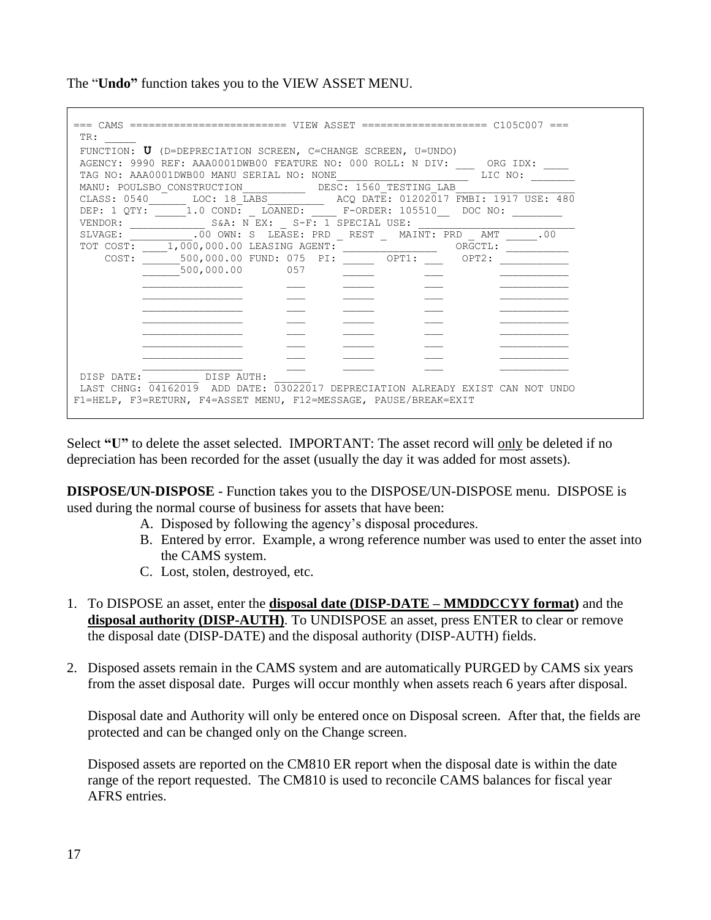The "**Undo"** function takes you to the VIEW ASSET MENU.

```
=== CAMS ========================= VIEW ASSET ==================== C105C007 ===
 TR: _____
 FUNCTION: U (D=DEPRECIATION SCREEN, C=CHANGE SCREEN, U=UNDO)
 AGENCY: 9990 REF: AAA0001DWB00 FEATURE NO: 000 ROLL: N DIV: ___  ORG IDX: ____
 TAG NO: AAA0001DWB00 MANU SERIAL NO: NONE______________________  LIC NO: _______
 MANU: POULSBO_CONSTRUCTION__________  DESC: 1560_TESTING_LAB__________________
 CLASS: 0540______ LOC: 18_LABS_________  ACQ DATE: 01202017 FMBI: 1917 USE: 480
 DEP: 1 QTY: _____1.0 COND: _ LOANED: ____ F-ORDER: 105510__  DOC NO: ________
 VENDOR: ____________ S&A: N EX: _ S-F: 1 SPECIAL USE: _________________________
 SLVAGE: __________.00 OWN: S  LEASE: PRD _ REST _  MAINT: PRD _ AMT _____.00
 TOT COST: ____1,000,000.00 LEASING AGENT: _______________  ORGCTL: __________
     COST: ______500,000.00 FUND: 075  PI: _____  OPT1: ___   OPT2: ___________
           ______500,000.00       057      _____        ___         ___________
           ________________       ___      _____        ___         ___________
           ________________       ___      _____        ___         ___________
           ________________       ___      _____        ___         ___________
           ________________       ___      _____        ___         ___________
           ________________       ___      _____        ___         ___________
           ________________       ___      _____        ___         ___________
           ________________       ___      _____        ___         ___________
           ________________       ___      _____        ___         ___________
 DISP DATE: ________ DISP AUTH: ______
 LAST CHNG: 04162019  ADD DATE: 03022017 DEPRECIATION ALREADY EXIST CAN NOT UNDO
F1=HELP, F3=RETURN, F4=ASSET MENU, F12=MESSAGE, PAUSE/BREAK=EXIT
```

Select **"U"** to delete the asset selected. IMPORTANT: The asset record will only be deleted if no depreciation has been recorded for the asset (usually the day it was added for most assets).

**DISPOSE/UN-DISPOSE** - Function takes you to the DISPOSE/UN-DISPOSE menu. DISPOSE is used during the normal course of business for assets that have been:

A. Disposed by following the agency's disposal procedures.
B. Entered by error. Example, a wrong reference number was used to enter the asset into the CAMS system.
C. Lost, stolen, destroyed, etc.

1. To DISPOSE an asset, enter the **disposal date (DISP-DATE – MMDDCCYY format)** and the **disposal authority (DISP-AUTH)**. To UNDISPOSE an asset, press ENTER to clear or remove the disposal date (DISP-DATE) and the disposal authority (DISP-AUTH) fields.

2. Disposed assets remain in the CAMS system and are automatically PURGED by CAMS six years from the asset disposal date. Purges will occur monthly when assets reach 6 years after disposal.

   Disposal date and Authority will only be entered once on Disposal screen. After that, the fields are protected and can be changed only on the Change screen.

   Disposed assets are reported on the CM810 ER report when the disposal date is within the date range of the report requested. The CM810 is used to reconcile CAMS balances for fiscal year AFRS entries.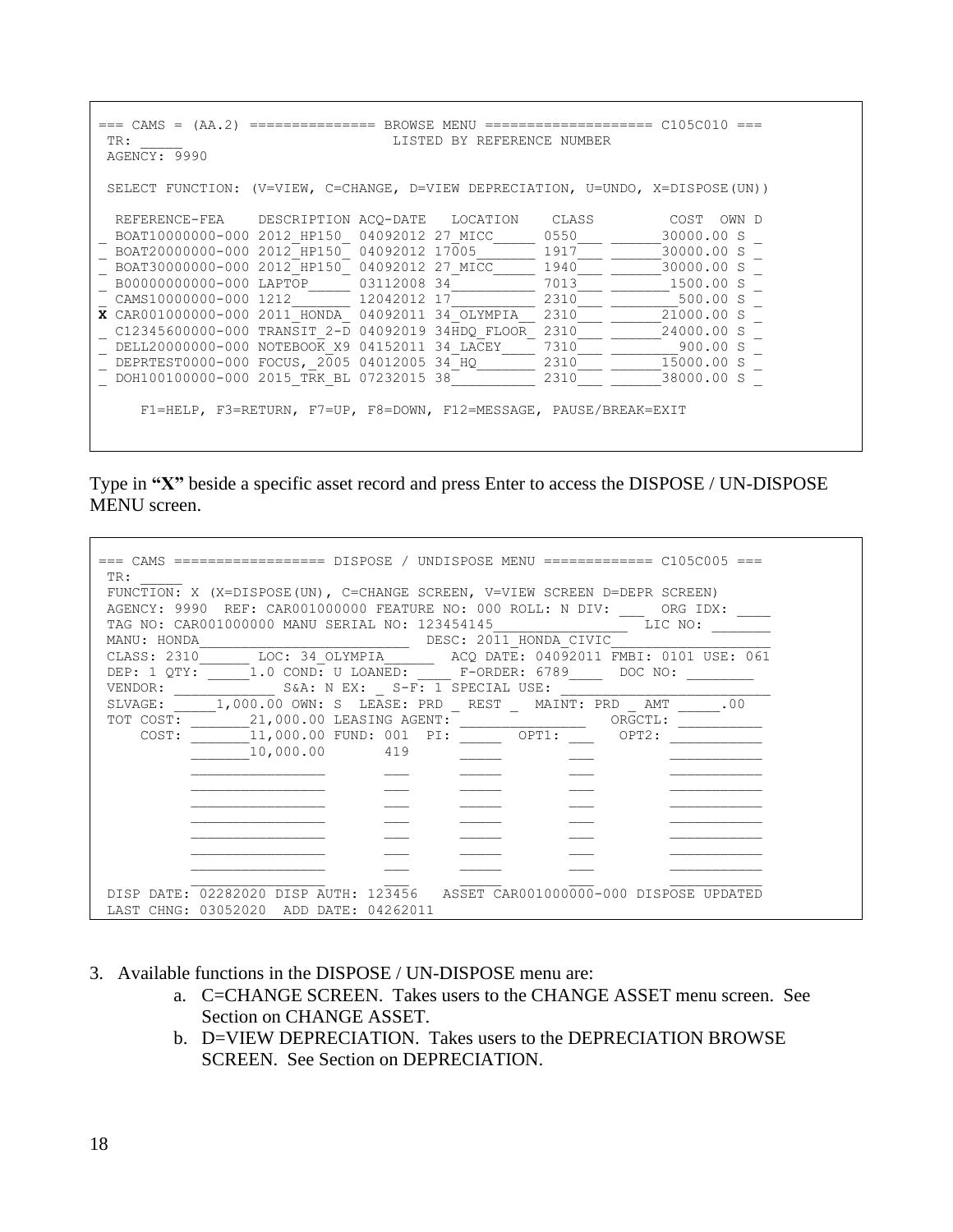```
=== CAMS = (AA.2) =============== BROWSE MENU ==================== C105C010 ===
 TR: _____                         LISTED BY REFERENCE NUMBER
 AGENCY: 9990

 SELECT FUNCTION: (V=VIEW, C=CHANGE, D=VIEW DEPRECIATION, U=UNDO, X=DISPOSE(UN))

  REFERENCE-FEA    DESCRIPTION ACQ-DATE   LOCATION    CLASS         COST  OWN D
_ BOAT10000000-000 2012_HP150_ 04092012 27_MICC_____ 0550___ ______30000.00 S _
_ BOAT20000000-000 2012_HP150_ 04092012 17005_______ 1917___ ______30000.00 S _
_ BOAT30000000-000 2012_HP150_ 04092012 27_MICC_____ 1940___ ______30000.00 S _
_ B00000000000-000 LAPTOP_____ 03112008 34__________ 7013___ _______1500.00 S _
_ CAMS10000000-000 1212_______ 12042012 17__________ 2310___ ________500.00 S _
X CAR001000000-000 2011_HONDA_ 04092011 34_OLYMPIA__ 2310___ ______21000.00 S _
_ C12345600000-000 TRANSIT_2-D 04092019 34HDQ_FLOOR_ 2310___ ______24000.00 S _
_ DELL20000000-000 NOTEBOOK_X9 04152011 34_LACEY____ 7310___ ________900.00 S _
_ DEPRTEST0000-000 FOCUS,_2005 04012005 34_HQ_______ 2310___ ______15000.00 S _
_ DOH100100000-000 2015_TRK_BL 07232015 38__________ 2310___ ______38000.00 S _

     F1=HELP, F3=RETURN, F7=UP, F8=DOWN, F12=MESSAGE, PAUSE/BREAK=EXIT
```

Type in **"X"** beside a specific asset record and press Enter to access the DISPOSE / UN-DISPOSE MENU screen.

```
=== CAMS ================== DISPOSE / UNDISPOSE MENU ============= C105C005 ===
 TR: _____
 FUNCTION: X (X=DISPOSE(UN), C=CHANGE SCREEN, V=VIEW SCREEN D=DEPR SCREEN)
 AGENCY: 9990  REF: CAR001000000 FEATURE NO: 000 ROLL: N DIV: ___  ORG IDX: ____
 TAG NO: CAR001000000 MANU SERIAL NO: 123454145________________  LIC NO: _______
 MANU: HONDA_________________________ DESC: 2011_HONDA_CIVIC_____________________
 CLASS: 2310______ LOC: 34_OLYMPIA______  ACQ DATE: 04092011 FMBI: 0101 USE: 061
 DEP: 1 QTY: _____1.0 COND: U LOANED: ____ F-ORDER: 6789____  DOC NO: ________
 VENDOR: ___________ S&A: N EX: _ S-F: 1 SPECIAL USE: ________________________
 SLVAGE: _____1,000.00 OWN: S  LEASE: PRD _ REST _  MAINT: PRD _ AMT _____.00
 TOT COST: _______21,000.00 LEASING AGENT: _______________  ORGCTL: __________
     COST: _______11,000.00 FUND: 001  PI: _____  OPT1: ___   OPT2: __________
           _______10,000.00       419      _____       ___        __________
           ________________       ___      _____       ___        __________
           ________________       ___      _____       ___        __________
           ________________       ___      _____       ___        __________
           ________________       ___      _____       ___        __________
           ________________       ___      _____       ___        __________
           ________________       ___      _____       ___        __________
           ________________       ___      _____       ___        __________
           ________________       ___      _____       ___        __________
 DISP DATE: 02282020 DISP AUTH: 123456   ASSET CAR001000000-000 DISPOSE UPDATED
 LAST CHNG: 03052020  ADD DATE: 04262011
```

3. Available functions in the DISPOSE / UN-DISPOSE menu are:
   a. C=CHANGE SCREEN. Takes users to the CHANGE ASSET menu screen. See Section on CHANGE ASSET.
   b. D=VIEW DEPRECIATION. Takes users to the DEPRECIATION BROWSE SCREEN. See Section on DEPRECIATION.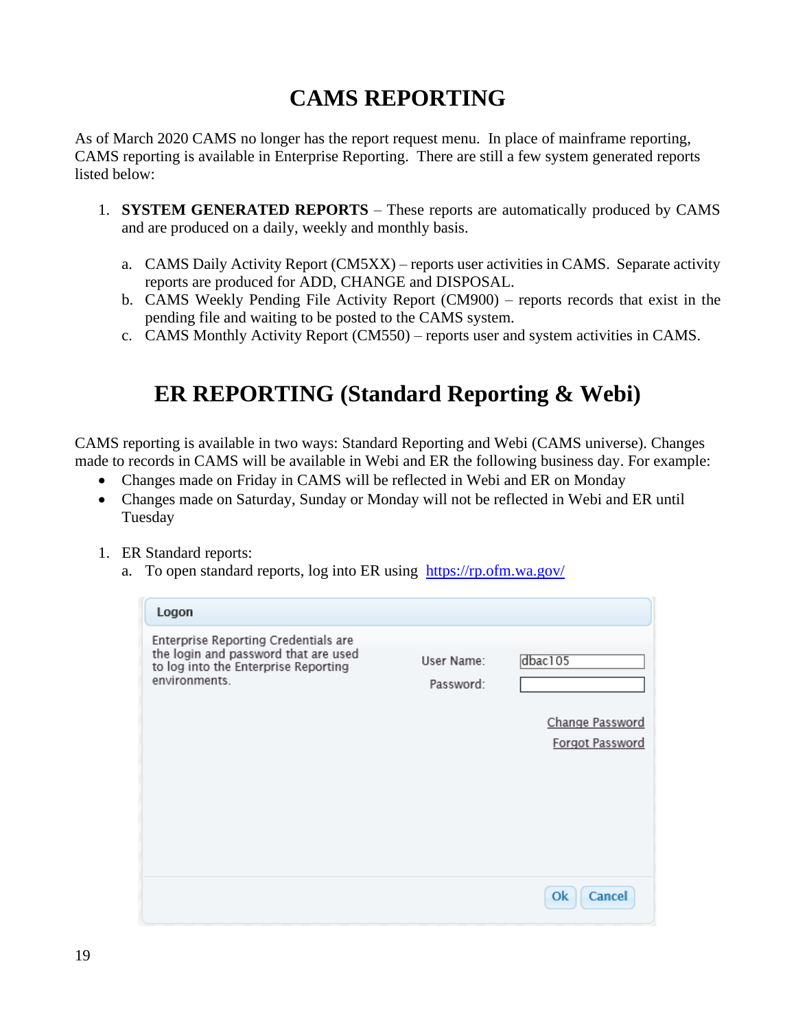# CAMS REPORTING

As of March 2020 CAMS no longer has the report request menu. In place of mainframe reporting, CAMS reporting is available in Enterprise Reporting. There are still a few system generated reports listed below:

1. **SYSTEM GENERATED REPORTS** – These reports are automatically produced by CAMS and are produced on a daily, weekly and monthly basis.

   a. CAMS Daily Activity Report (CM5XX) – reports user activities in CAMS. Separate activity reports are produced for ADD, CHANGE and DISPOSAL.
   
   b. CAMS Weekly Pending File Activity Report (CM900) – reports records that exist in the pending file and waiting to be posted to the CAMS system.
   
   c. CAMS Monthly Activity Report (CM550) – reports user and system activities in CAMS.

# ER REPORTING (Standard Reporting & Webi)

CAMS reporting is available in two ways: Standard Reporting and Webi (CAMS universe). Changes made to records in CAMS will be available in Webi and ER the following business day. For example:

- Changes made on Friday in CAMS will be reflected in Webi and ER on Monday
- Changes made on Saturday, Sunday or Monday will not be reflected in Webi and ER until Tuesday

1. ER Standard reports:
   a. To open standard reports, log into ER using https://rp.ofm.wa.gov/

Logon

Enterprise Reporting Credentials are the login and password that are used to log into the Enterprise Reporting environments.

User Name: dbac105

Password:

Change Password

Forgot Password

Ok Cancel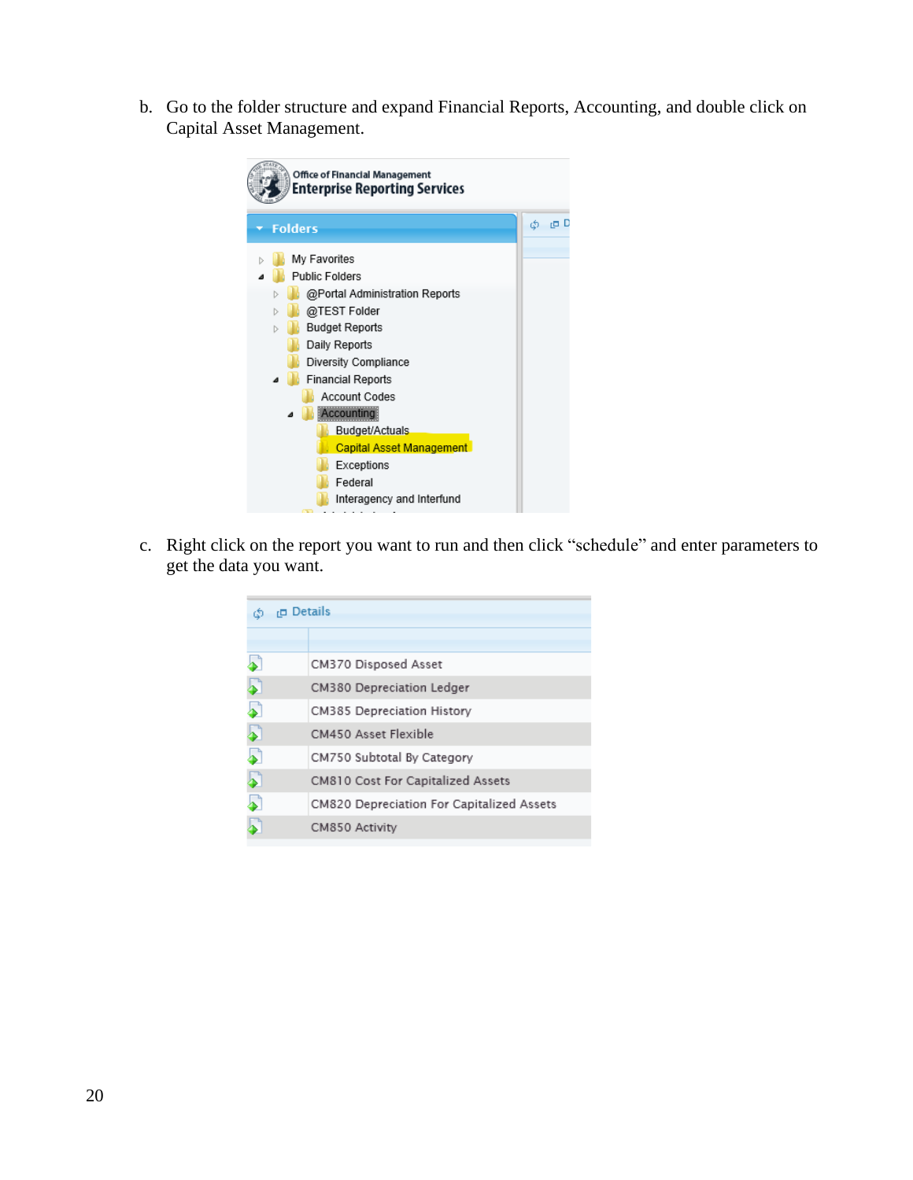b. Go to the folder structure and expand Financial Reports, Accounting, and double click on Capital Asset Management.

c. Right click on the report you want to run and then click "schedule" and enter parameters to get the data you want.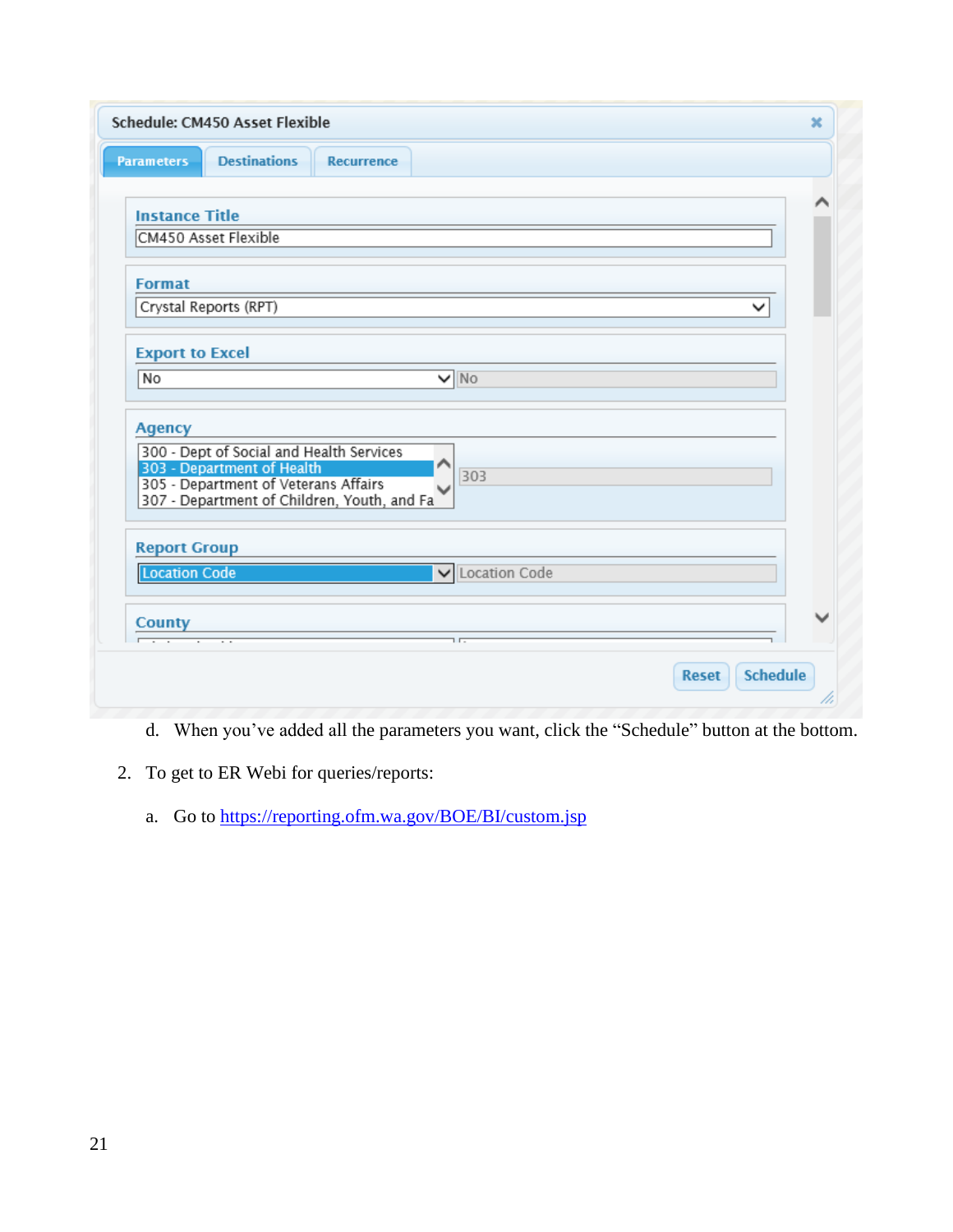Schedule: CM450 Asset Flexible

Parameters | Destinations | Recurrence

**Instance Title**

CM450 Asset Flexible

**Format**

Crystal Reports (RPT)

**Export to Excel**

No | No

**Agency**

300 - Dept of Social and Health Services
303 - Department of Health
305 - Department of Veterans Affairs
307 - Department of Children, Youth, and Fa

303

**Report Group**

Location Code | Location Code

**County**

Reset | Schedule

d. When you've added all the parameters you want, click the "Schedule" button at the bottom.

2. To get to ER Webi for queries/reports:

   a. Go to [https://reporting.ofm.wa.gov/BOE/BI/custom.jsp](https://reporting.ofm.wa.gov/BOE/BI/custom.jsp)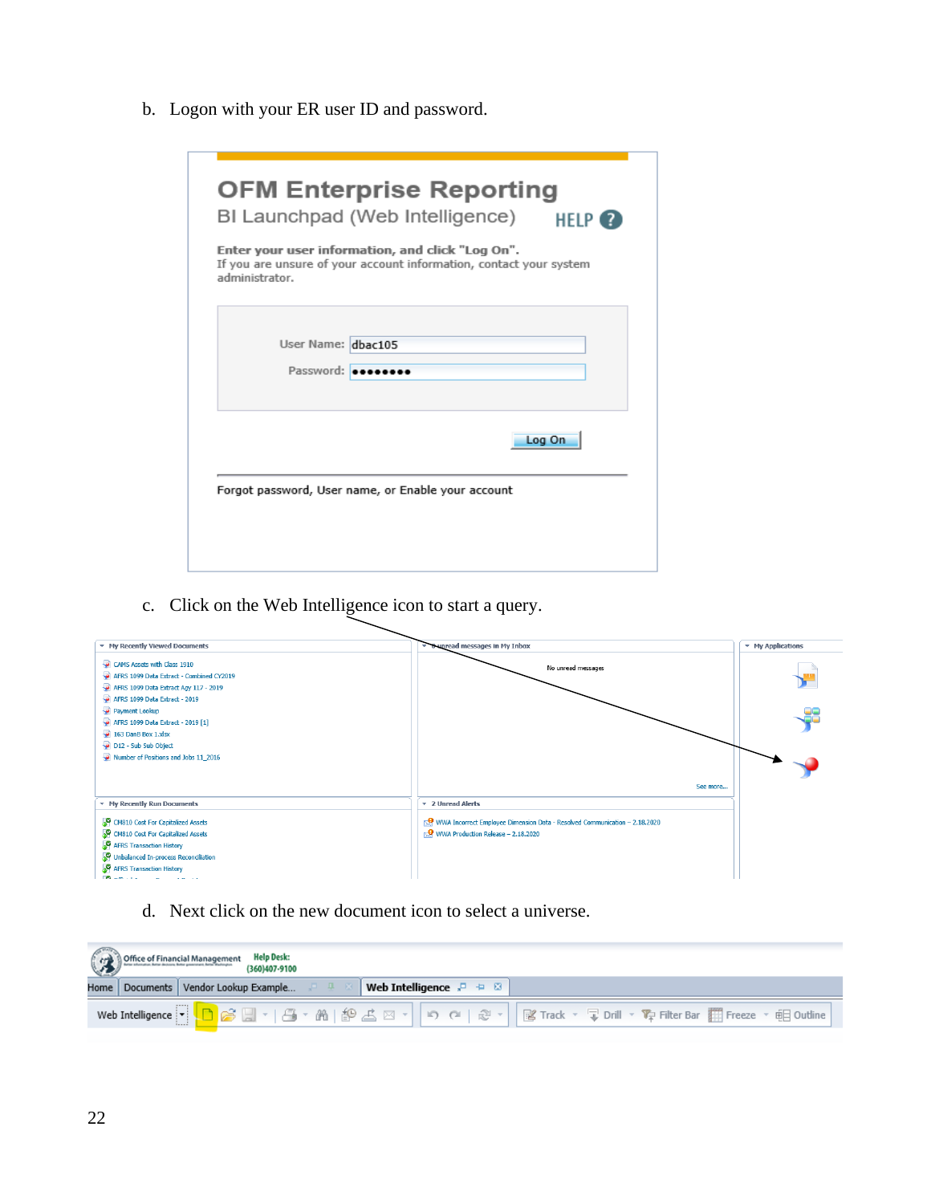b. Logon with your ER user ID and password.

c. Click on the Web Intelligence icon to start a query.

d. Next click on the new document icon to select a universe.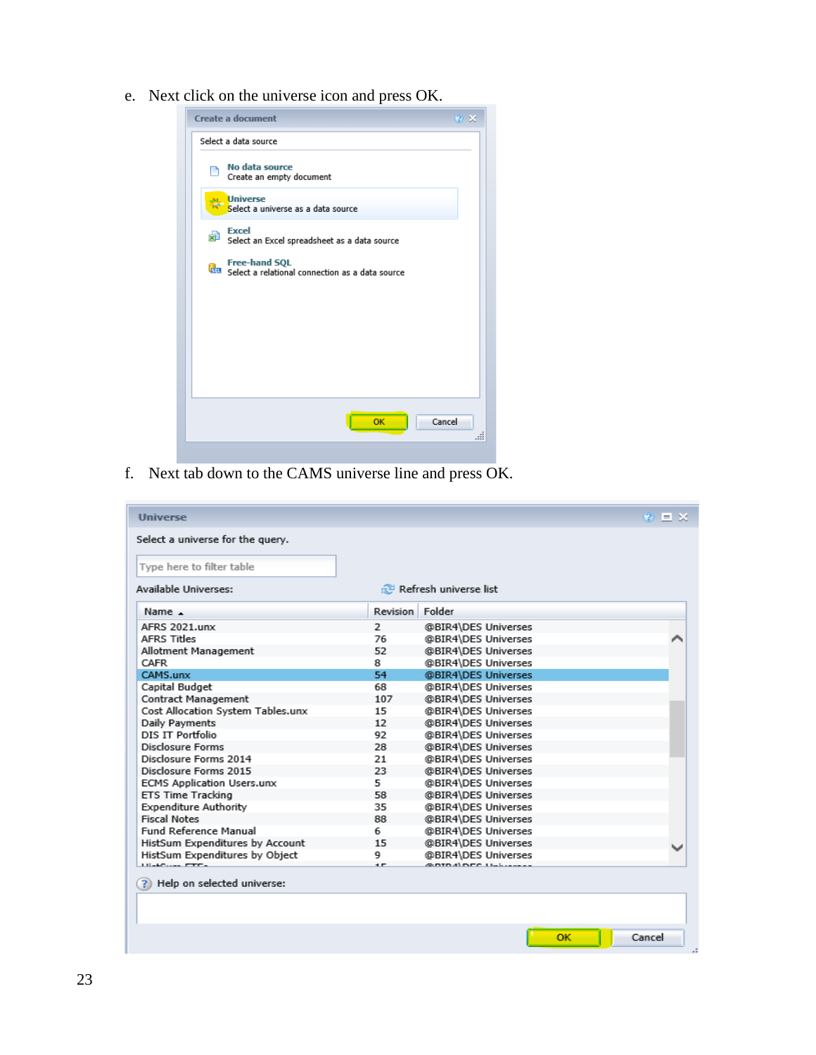e. Next click on the universe icon and press OK.

Create a document

Select a data source

No data source
Create an empty document

Universe
Select a universe as a data source

Excel
Select an Excel spreadsheet as a data source

Free-hand SQL
Select a relational connection as a data source

OK Cancel

f. Next tab down to the CAMS universe line and press OK.

Universe

Select a universe for the query.

Type here to filter table

Available Universes: Refresh universe list

| Name | Revision | Folder |
|---|---|---|
| AFRS 2021.unx | 2 | @BIR4\DES Universes |
| AFRS Titles | 76 | @BIR4\DES Universes |
| Allotment Management | 52 | @BIR4\DES Universes |
| CAFR | 8 | @BIR4\DES Universes |
| CAMS.unx | 54 | @BIR4\DES Universes |
| Capital Budget | 68 | @BIR4\DES Universes |
| Contract Management | 107 | @BIR4\DES Universes |
| Cost Allocation System Tables.unx | 15 | @BIR4\DES Universes |
| Daily Payments | 12 | @BIR4\DES Universes |
| DIS IT Portfolio | 92 | @BIR4\DES Universes |
| Disclosure Forms | 28 | @BIR4\DES Universes |
| Disclosure Forms 2014 | 21 | @BIR4\DES Universes |
| Disclosure Forms 2015 | 23 | @BIR4\DES Universes |
| ECMS Application Users.unx | 5 | @BIR4\DES Universes |
| ETS Time Tracking | 58 | @BIR4\DES Universes |
| Expenditure Authority | 35 | @BIR4\DES Universes |
| Fiscal Notes | 88 | @BIR4\DES Universes |
| Fund Reference Manual | 6 | @BIR4\DES Universes |
| HistSum Expenditures by Account | 15 | @BIR4\DES Universes |
| HistSum Expenditures by Object | 9 | @BIR4\DES Universes |

Help on selected universe:

OK Cancel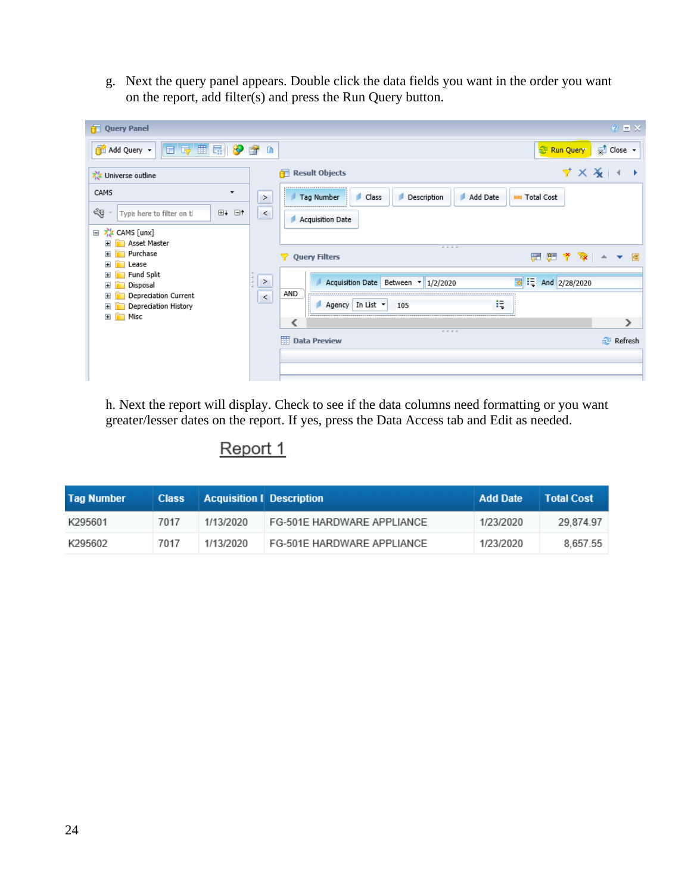g. Next the query panel appears. Double click the data fields you want in the order you want on the report, add filter(s) and press the Run Query button.

h. Next the report will display. Check to see if the data columns need formatting or you want greater/lesser dates on the report. If yes, press the Data Access tab and Edit as needed.

Report 1

| Tag Number | Class | Acquisition I | Description | Add Date | Total Cost |
|---|---|---|---|---|---|
| K295601 | 7017 | 1/13/2020 | FG-501E HARDWARE APPLIANCE | 1/23/2020 | 29,874.97 |
| K295602 | 7017 | 1/13/2020 | FG-501E HARDWARE APPLIANCE | 1/23/2020 | 8,657.55 |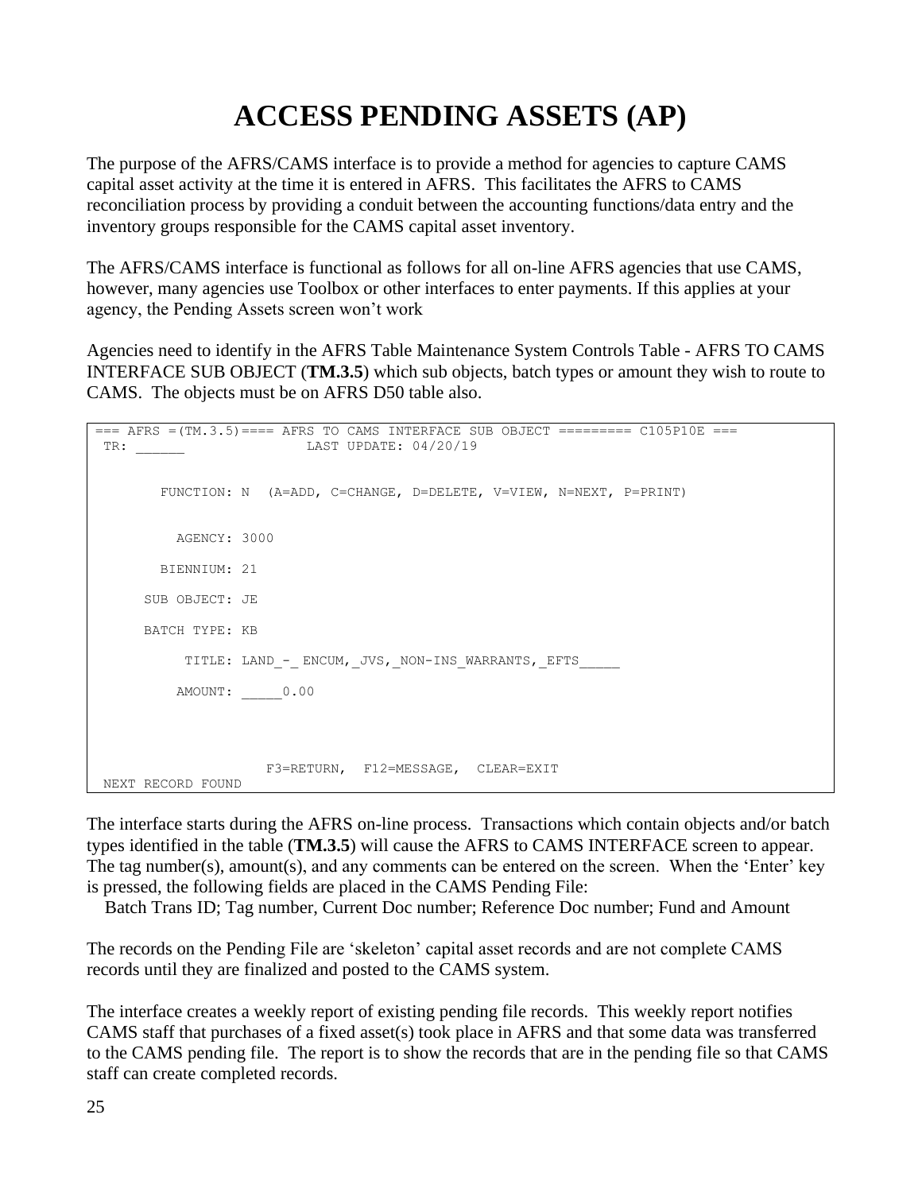# ACCESS PENDING ASSETS (AP)

The purpose of the AFRS/CAMS interface is to provide a method for agencies to capture CAMS capital asset activity at the time it is entered in AFRS. This facilitates the AFRS to CAMS reconciliation process by providing a conduit between the accounting functions/data entry and the inventory groups responsible for the CAMS capital asset inventory.

The AFRS/CAMS interface is functional as follows for all on-line AFRS agencies that use CAMS, however, many agencies use Toolbox or other interfaces to enter payments. If this applies at your agency, the Pending Assets screen won't work

Agencies need to identify in the AFRS Table Maintenance System Controls Table - AFRS TO CAMS INTERFACE SUB OBJECT (**TM.3.5**) which sub objects, batch types or amount they wish to route to CAMS. The objects must be on AFRS D50 table also.

```
=== AFRS =(TM.3.5)==== AFRS TO CAMS INTERFACE SUB OBJECT ========= C105P10E ===
 TR: ______                LAST UPDATE: 04/20/19


        FUNCTION: N  (A=ADD, C=CHANGE, D=DELETE, V=VIEW, N=NEXT, P=PRINT)


          AGENCY: 3000

        BIENNIUM: 21

      SUB OBJECT: JE

      BATCH TYPE: KB

           TITLE: LAND_-_ENCUM,_JVS,_NON-INS_WARRANTS,_EFTS_____

          AMOUNT: _____0.00



                    F3=RETURN,  F12=MESSAGE,  CLEAR=EXIT
 NEXT RECORD FOUND
```

The interface starts during the AFRS on-line process. Transactions which contain objects and/or batch types identified in the table (**TM.3.5**) will cause the AFRS to CAMS INTERFACE screen to appear. The tag number(s), amount(s), and any comments can be entered on the screen. When the 'Enter' key is pressed, the following fields are placed in the CAMS Pending File:

Batch Trans ID; Tag number, Current Doc number; Reference Doc number; Fund and Amount

The records on the Pending File are 'skeleton' capital asset records and are not complete CAMS records until they are finalized and posted to the CAMS system.

The interface creates a weekly report of existing pending file records. This weekly report notifies CAMS staff that purchases of a fixed asset(s) took place in AFRS and that some data was transferred to the CAMS pending file. The report is to show the records that are in the pending file so that CAMS staff can create completed records.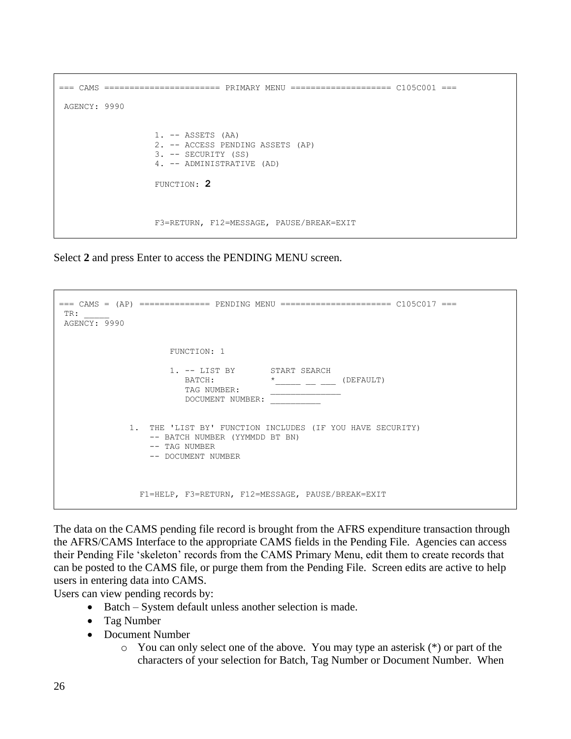```
=== CAMS ====================== PRIMARY MENU =================== C105C001 ===

 AGENCY: 9990


                   1. -- ASSETS (AA)
                   2. -- ACCESS PENDING ASSETS (AP)
                   3. -- SECURITY (SS)
                   4. -- ADMINISTRATIVE (AD)

                   FUNCTION: 2



                   F3=RETURN, F12=MESSAGE, PAUSE/BREAK=EXIT
```

Select **2** and press Enter to access the PENDING MENU screen.

```
=== CAMS = (AP) ============== PENDING MENU ===================== C105C017 ===
 TR: _____
 AGENCY: 9990


                      FUNCTION: 1

                      1. -- LIST BY       START SEARCH
                         BATCH:           *_____ __ ___ (DEFAULT)
                         TAG NUMBER:      ______________
                         DOCUMENT NUMBER: __________


              1.  THE 'LIST BY' FUNCTION INCLUDES (IF YOU HAVE SECURITY)
                  -- BATCH NUMBER (YYMMDD BT BN)
                  -- TAG NUMBER
                  -- DOCUMENT NUMBER



                F1=HELP, F3=RETURN, F12=MESSAGE, PAUSE/BREAK=EXIT
```

The data on the CAMS pending file record is brought from the AFRS expenditure transaction through the AFRS/CAMS Interface to the appropriate CAMS fields in the Pending File. Agencies can access their Pending File 'skeleton' records from the CAMS Primary Menu, edit them to create records that can be posted to the CAMS file, or purge them from the Pending File. Screen edits are active to help users in entering data into CAMS.

Users can view pending records by:

- Batch – System default unless another selection is made.
- Tag Number
- Document Number
    - You can only select one of the above. You may type an asterisk (*) or part of the characters of your selection for Batch, Tag Number or Document Number. When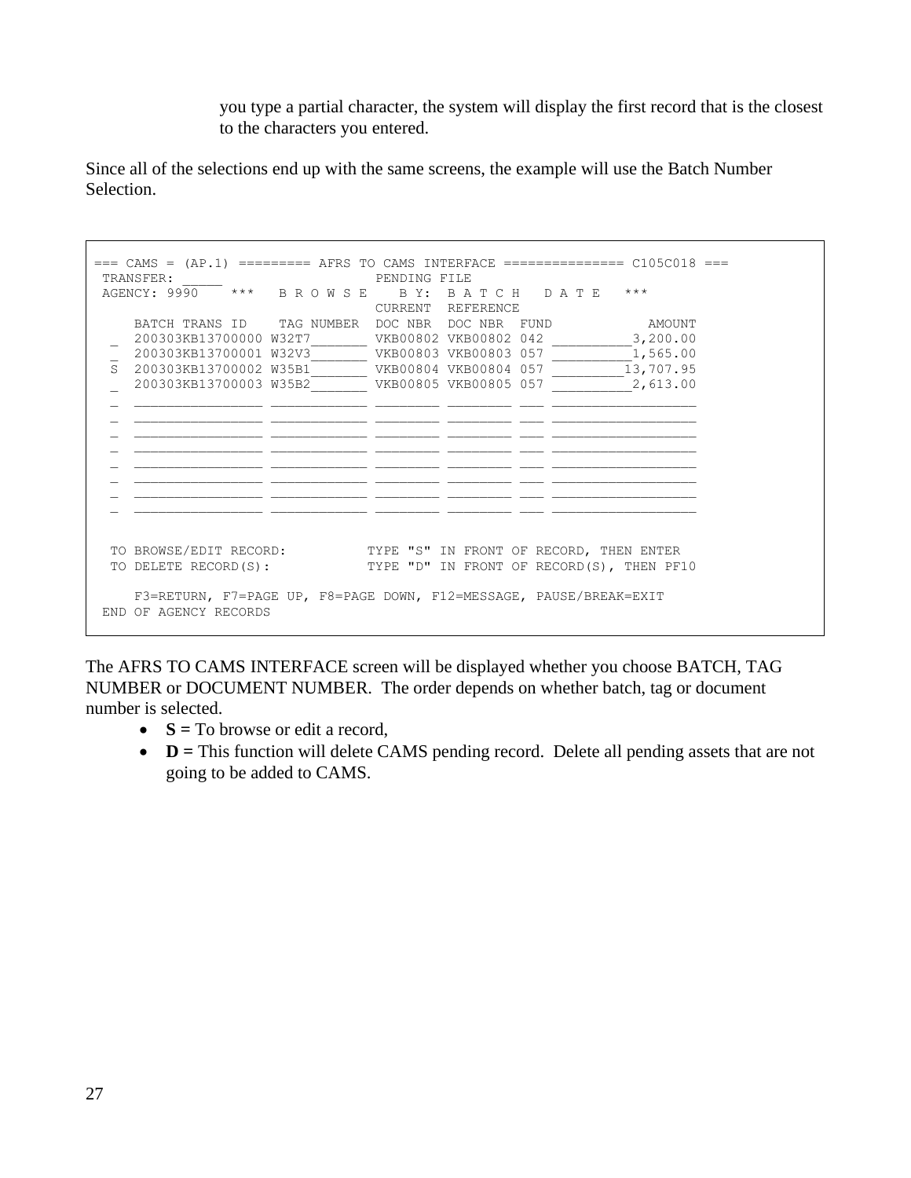you type a partial character, the system will display the first record that is the closest to the characters you entered.

Since all of the selections end up with the same screens, the example will use the Batch Number Selection.

```
=== CAMS = (AP.1) ========= AFRS TO CAMS INTERFACE =============== C105C018 ===
 TRANSFER: _____                       PENDING FILE
 AGENCY: 9990    ***   B R O W S E    B Y:  B A T C H   D A T E   ***
                                       CURRENT  REFERENCE
     BATCH TRANS ID    TAG NUMBER  DOC NBR  DOC NBR  FUND            AMOUNT
  _  200303KB13700000 W32T7_______ VKB00802 VKB00802 042 __________3,200.00
  _  200303KB13700001 W32V3_______ VKB00803 VKB00803 057 __________1,565.00
  S  200303KB13700002 W35B1_______ VKB00804 VKB00804 057 _________13,707.95
  _  200303KB13700003 W35B2_______ VKB00805 VKB00805 057 __________2,613.00
  _  ________________ ____________ ________ ________ ___ __________________
  _  ________________ ____________ ________ ________ ___ __________________
  _  ________________ ____________ ________ ________ ___ __________________
  _  ________________ ____________ ________ ________ ___ __________________
  _  ________________ ____________ ________ ________ ___ __________________
  _  ________________ ____________ ________ ________ ___ __________________
  _  ________________ ____________ ________ ________ ___ __________________
  _  ________________ ____________ ________ ________ ___ __________________


  TO BROWSE/EDIT RECORD:          TYPE "S" IN FRONT OF RECORD, THEN ENTER
  TO DELETE RECORD(S):            TYPE "D" IN FRONT OF RECORD(S), THEN PF10

     F3=RETURN, F7=PAGE UP, F8=PAGE DOWN, F12=MESSAGE, PAUSE/BREAK=EXIT
 END OF AGENCY RECORDS
```

The AFRS TO CAMS INTERFACE screen will be displayed whether you choose BATCH, TAG NUMBER or DOCUMENT NUMBER. The order depends on whether batch, tag or document number is selected.

- **S =** To browse or edit a record,
- **D =** This function will delete CAMS pending record. Delete all pending assets that are not going to be added to CAMS.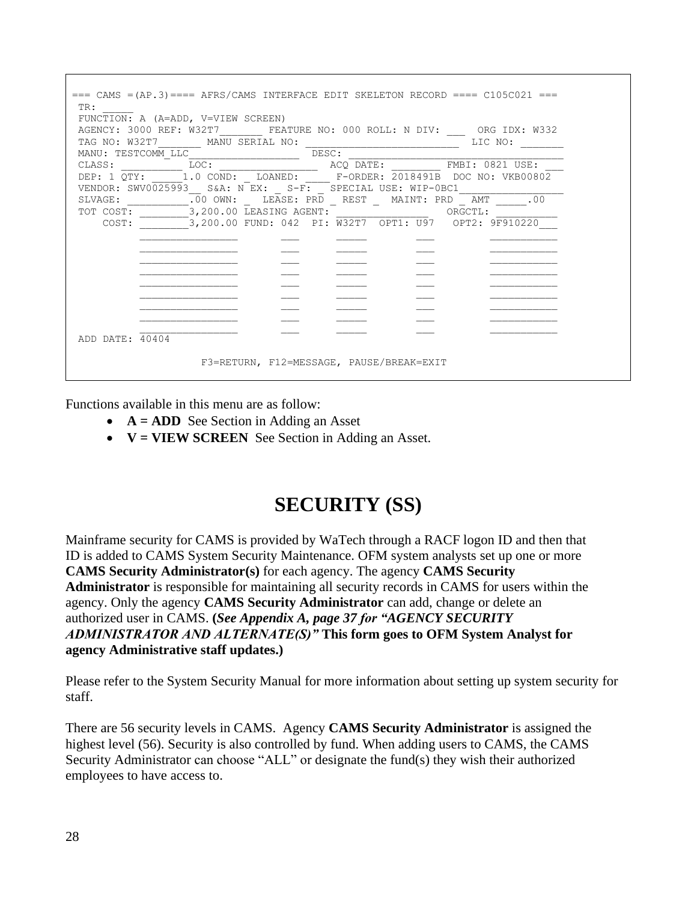```
=== CAMS =(AP.3)==== AFRS/CAMS INTERFACE EDIT SKELETON RECORD ==== C105C021 ===
 TR: _____
 FUNCTION: A (A=ADD, V=VIEW SCREEN)
 AGENCY: 3000 REF: W32T7_______ FEATURE NO: 000 ROLL: N DIV: ___  ORG IDX: W332
 TAG NO: W32T7_______ MANU SERIAL NO: _________________________  LIC NO: _______
 MANU: TESTCOMM_LLC__________________  DESC: ___________________________________
 CLASS: __________ LOC: ________________  ACQ DATE: ________ FMBI: 0821 USE: ___
 DEP: 1 QTY: _____1.0 COND: _ LOANED: ____ F-ORDER: 2018491B  DOC NO: VKB00802
 VENDOR: SWV0025993__ S&A: N EX: _ S-F: _ SPECIAL USE: WIP-0BC1_________________
 SLVAGE: __________.00 OWN: _  LEASE: PRD _ REST _  MAINT: PRD _ AMT _____.00
 TOT COST: ________3,200.00 LEASING AGENT: _______________   ORGCTL: __________
     COST: ________3,200.00 FUND: 042  PI: W32T7  OPT1: U97   OPT2: 9F910220___
           ________________       ___      _____        ___         ___________
           ________________       ___      _____        ___         ___________
           ________________       ___      _____        ___         ___________
           ________________       ___      _____        ___         ___________
           ________________       ___      _____        ___         ___________
           ________________       ___      _____        ___         ___________
           ________________       ___      _____        ___         ___________
           ________________       ___      _____        ___         ___________
           ________________       ___      _____        ___         ___________
 ADD DATE: 40404

                     F3=RETURN, F12=MESSAGE, PAUSE/BREAK=EXIT
```

Functions available in this menu are as follow:

- **A = ADD** See Section in Adding an Asset
- **V = VIEW SCREEN** See Section in Adding an Asset.

# SECURITY (SS)

Mainframe security for CAMS is provided by WaTech through a RACF logon ID and then that ID is added to CAMS System Security Maintenance. OFM system analysts set up one or more **CAMS Security Administrator(s)** for each agency. The agency **CAMS Security Administrator** is responsible for maintaining all security records in CAMS for users within the agency. Only the agency **CAMS Security Administrator** can add, change or delete an authorized user in CAMS. **(*See Appendix A, page 37 for "AGENCY SECURITY ADMINISTRATOR AND ALTERNATE(S)"* This form goes to OFM System Analyst for agency Administrative staff updates.)**

Please refer to the System Security Manual for more information about setting up system security for staff.

There are 56 security levels in CAMS. Agency **CAMS Security Administrator** is assigned the highest level (56). Security is also controlled by fund. When adding users to CAMS, the CAMS Security Administrator can choose "ALL" or designate the fund(s) they wish their authorized employees to have access to.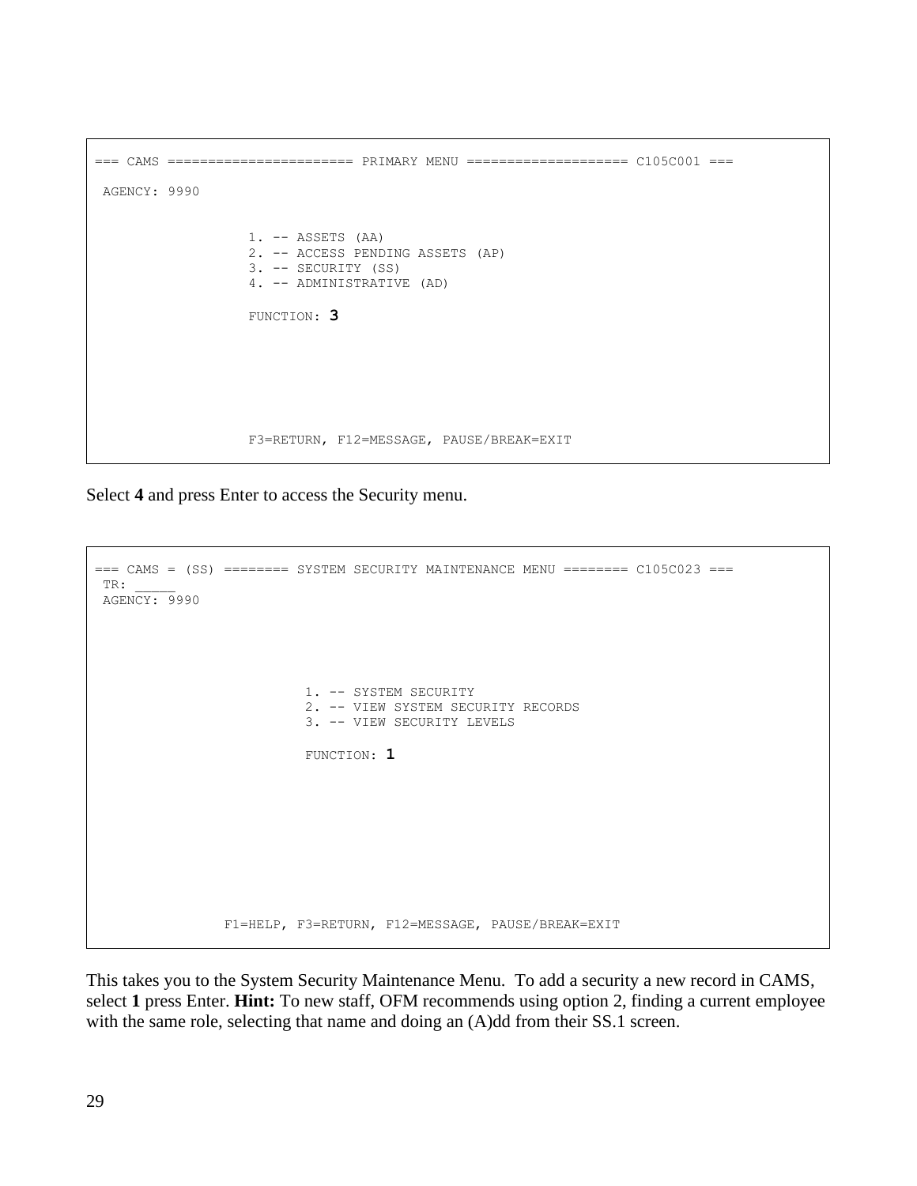```
=== CAMS ====================== PRIMARY MENU =================== C105C001 ===

 AGENCY: 9990


                   1. -- ASSETS (AA)
                   2. -- ACCESS PENDING ASSETS (AP)
                   3. -- SECURITY (SS)
                   4. -- ADMINISTRATIVE (AD)

                   FUNCTION: 3







                   F3=RETURN, F12=MESSAGE, PAUSE/BREAK=EXIT
```

Select **4** and press Enter to access the Security menu.

```
=== CAMS = (SS) ======== SYSTEM SECURITY MAINTENANCE MENU ======== C105C023 ===
 TR: _____
 AGENCY: 9990






                          1. -- SYSTEM SECURITY
                          2. -- VIEW SYSTEM SECURITY RECORDS
                          3. -- VIEW SECURITY LEVELS

                          FUNCTION: 1









                 F1=HELP, F3=RETURN, F12=MESSAGE, PAUSE/BREAK=EXIT
```

This takes you to the System Security Maintenance Menu. To add a security a new record in CAMS, select **1** press Enter. **Hint:** To new staff, OFM recommends using option 2, finding a current employee with the same role, selecting that name and doing an (A)dd from their SS.1 screen.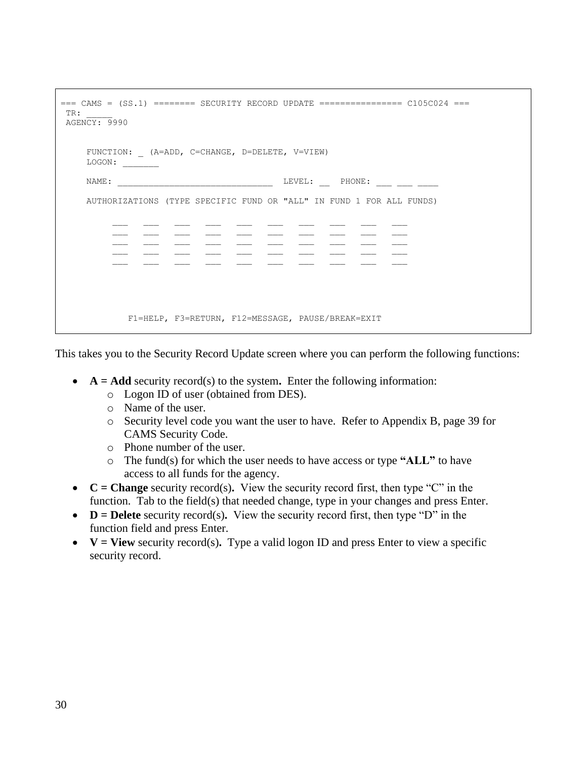```
=== CAMS = (SS.1) ======== SECURITY RECORD UPDATE ================ C105C024 ===
 TR: _____
 AGENCY: 9990


     FUNCTION: _ (A=ADD, C=CHANGE, D=DELETE, V=VIEW)
     LOGON: _______

     NAME: ______________________________  LEVEL: __  PHONE: ___ ___ ____

     AUTHORIZATIONS (TYPE SPECIFIC FUND OR "ALL" IN FUND 1 FOR ALL FUNDS)

          ___   ___   ___   ___   ___   ___   ___   ___   ___   ___
          ___   ___   ___   ___   ___   ___   ___   ___   ___   ___
          ___   ___   ___   ___   ___   ___   ___   ___   ___   ___
          ___   ___   ___   ___   ___   ___   ___   ___   ___   ___
          ___   ___   ___   ___   ___   ___   ___   ___   ___   ___




            F1=HELP, F3=RETURN, F12=MESSAGE, PAUSE/BREAK=EXIT
```

This takes you to the Security Record Update screen where you can perform the following functions:

- **A = Add** security record(s) to the system**.** Enter the following information:
  - Logon ID of user (obtained from DES).
  - Name of the user.
  - Security level code you want the user to have. Refer to Appendix B, page 39 for CAMS Security Code.
  - Phone number of the user.
  - The fund(s) for which the user needs to have access or type **"ALL"** to have access to all funds for the agency.
- **C = Change** security record(s)**.** View the security record first, then type "C" in the function. Tab to the field(s) that needed change, type in your changes and press Enter.
- **D = Delete** security record(s)**.** View the security record first, then type "D" in the function field and press Enter.
- **V = View** security record(s)**.** Type a valid logon ID and press Enter to view a specific security record.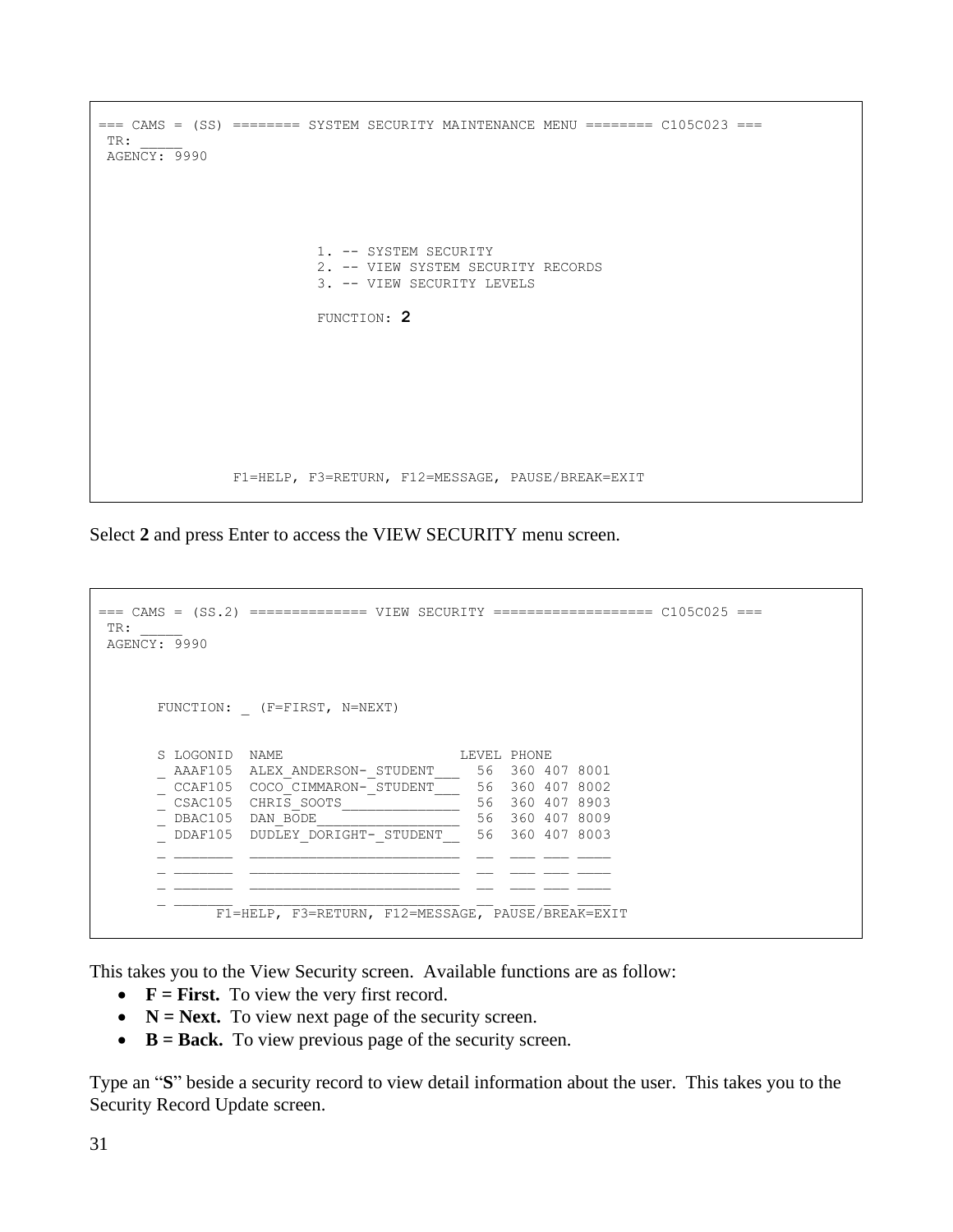```
=== CAMS = (SS) ======== SYSTEM SECURITY MAINTENANCE MENU ======== C105C023 ===
 TR: _____
 AGENCY: 9990




                          1. -- SYSTEM SECURITY
                          2. -- VIEW SYSTEM SECURITY RECORDS
                          3. -- VIEW SECURITY LEVELS

                          FUNCTION: 2







                F1=HELP, F3=RETURN, F12=MESSAGE, PAUSE/BREAK=EXIT
```

Select **2** and press Enter to access the VIEW SECURITY menu screen.

```
=== CAMS = (SS.2) ============== VIEW SECURITY =================== C105C025 ===
 TR: _____
 AGENCY: 9990



       FUNCTION: _ (F=FIRST, N=NEXT)


       S LOGONID  NAME                     LEVEL PHONE
       _ AAAF105  ALEX_ANDERSON-_STUDENT___  56  360 407 8001
       _ CCAF105  COCO_CIMMARON-_STUDENT___  56  360 407 8002
       _ CSAC105  CHRIS_SOOTS______________  56  360 407 8903
       _ DBAC105  DAN_BODE_________________  56  360 407 8009
       _ DDAF105  DUDLEY_DORIGHT-_STUDENT__  56  360 407 8003
       _ _______  _________________________  __  ___ ___ ____
       _ _______  _________________________  __  ___ ___ ____
       _ _______  _________________________  __  ___ ___ ____
       _ _______  _________________________  __  ___ ___ ____
              F1=HELP, F3=RETURN, F12=MESSAGE, PAUSE/BREAK=EXIT
```

This takes you to the View Security screen. Available functions are as follow:

- **F = First.** To view the very first record.
- **N = Next.** To view next page of the security screen.
- **B = Back.** To view previous page of the security screen.

Type an "**S**" beside a security record to view detail information about the user. This takes you to the Security Record Update screen.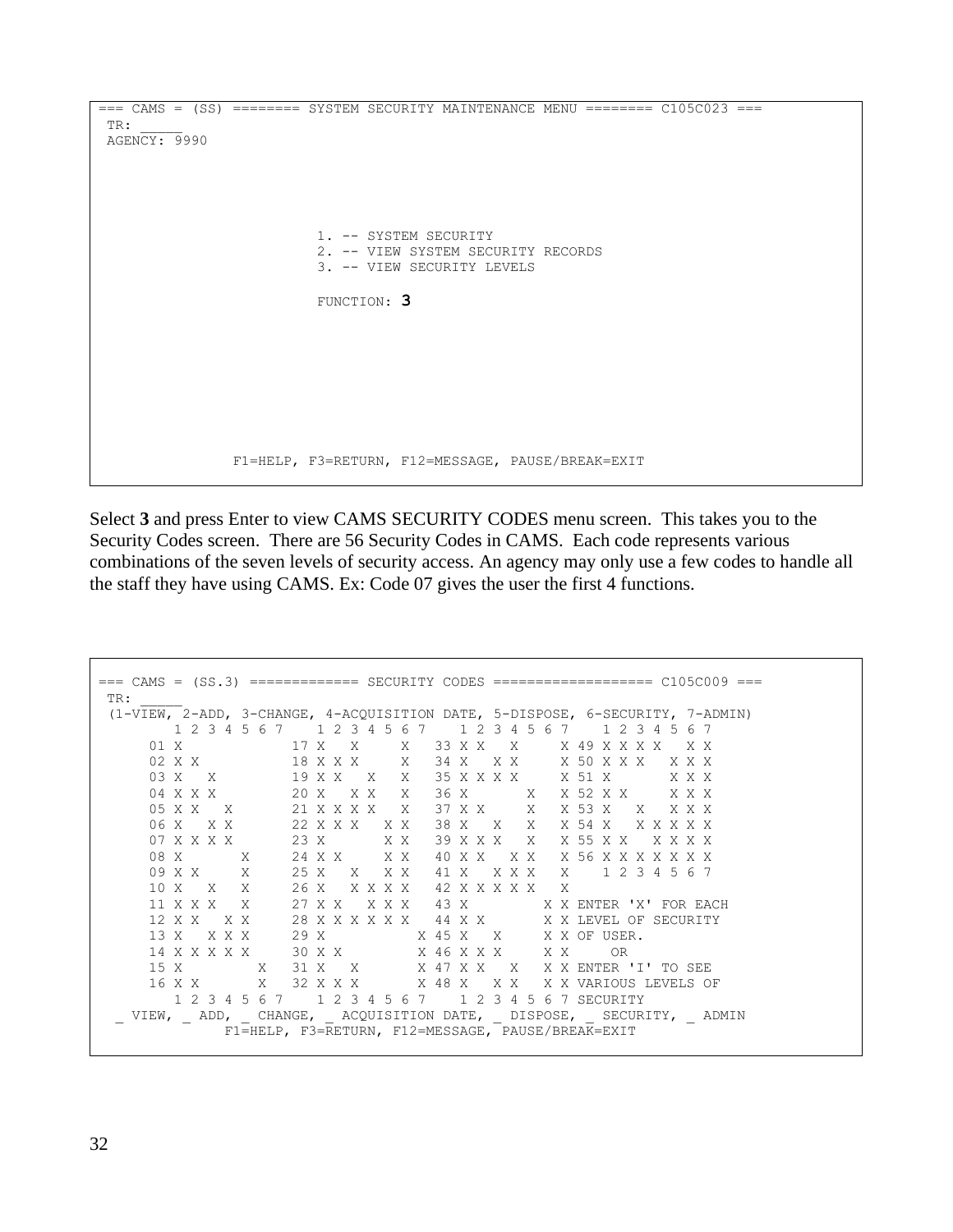```
=== CAMS = (SS) ======== SYSTEM SECURITY MAINTENANCE MENU ======== C105C023 ===
 TR: _____
 AGENCY: 9990





                         1. -- SYSTEM SECURITY
                         2. -- VIEW SYSTEM SECURITY RECORDS
                         3. -- VIEW SECURITY LEVELS

                         FUNCTION: 3








                F1=HELP, F3=RETURN, F12=MESSAGE, PAUSE/BREAK=EXIT
```

Select **3** and press Enter to view CAMS SECURITY CODES menu screen. This takes you to the Security Codes screen. There are 56 Security Codes in CAMS. Each code represents various combinations of the seven levels of security access. An agency may only use a few codes to handle all the staff they have using CAMS. Ex: Code 07 gives the user the first 4 functions.

```
=== CAMS = (SS.3) ============= SECURITY CODES =================== C105C009 ===
 TR: _____
 (1-VIEW, 2-ADD, 3-CHANGE, 4-ACQUISITION DATE, 5-DISPOSE, 6-SECURITY, 7-ADMIN)
         1 2 3 4 5 6 7    1 2 3 4 5 6 7    1 2 3 4 5 6 7    1 2 3 4 5 6 7
      01 X             17 X   X     X   33 X X   X     X 49 X X X X   X X
      02 X X           18 X X X     X   34 X   X X     X 50 X X X   X X X
      03 X   X         19 X X   X   X   35 X X X X     X 51 X       X X X
      04 X X X         20 X   X X   X   36 X       X   X 52 X X     X X X
      05 X X   X       21 X X X X   X   37 X X     X   X 53 X   X   X X X
      06 X   X X       22 X X X   X X   38 X   X   X   X 54 X   X X X X X
      07 X X X X       23 X       X X   39 X X X   X   X 55 X X   X X X X
      08 X       X     24 X X     X X   40 X X   X X   X 56 X X X X X X X
      09 X X     X     25 X   X   X X   41 X   X X X   X    1 2 3 4 5 6 7
      10 X   X   X     26 X   X X X X   42 X X X X X   X
      11 X X X   X     27 X X   X X X   43 X         X X ENTER 'X' FOR EACH
      12 X X   X X     28 X X X X X X   44 X X       X X LEVEL OF SECURITY
      13 X   X X X     29 X           X 45 X   X     X X OF USER.
      14 X X X X X     30 X X         X 46 X X X     X X     OR
      15 X         X   31 X   X       X 47 X X   X   X X ENTER 'I' TO SEE
      16 X X       X   32 X X X       X 48 X   X X   X X VARIOUS LEVELS OF
         1 2 3 4 5 6 7    1 2 3 4 5 6 7    1 2 3 4 5 6 7 SECURITY
  _ VIEW, _ ADD, _ CHANGE, _ ACQUISITION DATE, _ DISPOSE, _ SECURITY, _ ADMIN
               F1=HELP, F3=RETURN, F12=MESSAGE, PAUSE/BREAK=EXIT
```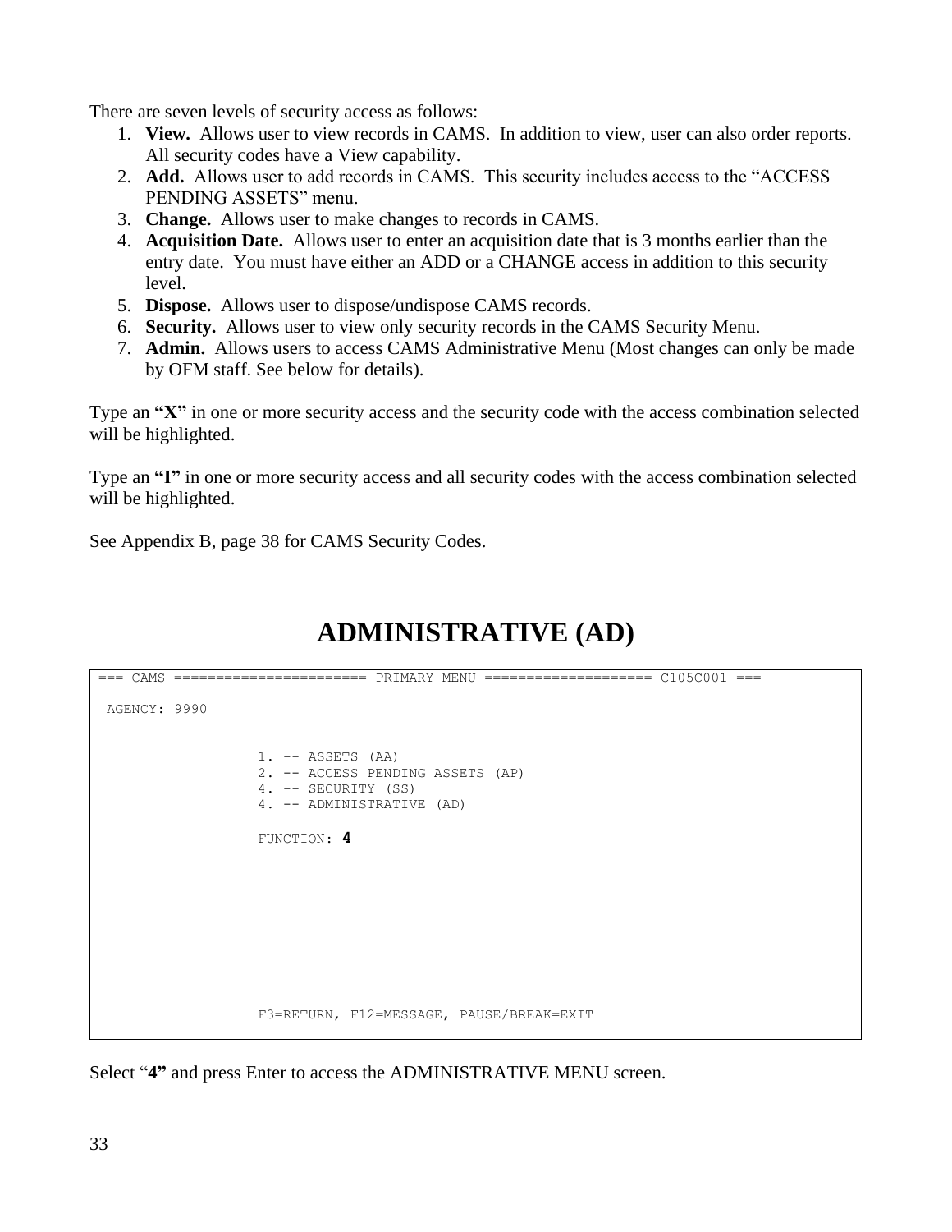There are seven levels of security access as follows:

1. **View.** Allows user to view records in CAMS. In addition to view, user can also order reports. All security codes have a View capability.
2. **Add.** Allows user to add records in CAMS. This security includes access to the "ACCESS PENDING ASSETS" menu.
3. **Change.** Allows user to make changes to records in CAMS.
4. **Acquisition Date.** Allows user to enter an acquisition date that is 3 months earlier than the entry date. You must have either an ADD or a CHANGE access in addition to this security level.
5. **Dispose.** Allows user to dispose/undispose CAMS records.
6. **Security.** Allows user to view only security records in the CAMS Security Menu.
7. **Admin.** Allows users to access CAMS Administrative Menu (Most changes can only be made by OFM staff. See below for details).

Type an **"X"** in one or more security access and the security code with the access combination selected will be highlighted.

Type an **"I"** in one or more security access and all security codes with the access combination selected will be highlighted.

See Appendix B, page 38 for CAMS Security Codes.

# ADMINISTRATIVE (AD)

```
=== CAMS ====================== PRIMARY MENU =================== C105C001 ===

 AGENCY: 9990


                  1. -- ASSETS (AA)
                  2. -- ACCESS PENDING ASSETS (AP)
                  4. -- SECURITY (SS)
                  4. -- ADMINISTRATIVE (AD)

                  FUNCTION: 4









                  F3=RETURN, F12=MESSAGE, PAUSE/BREAK=EXIT
```

Select "**4"** and press Enter to access the ADMINISTRATIVE MENU screen.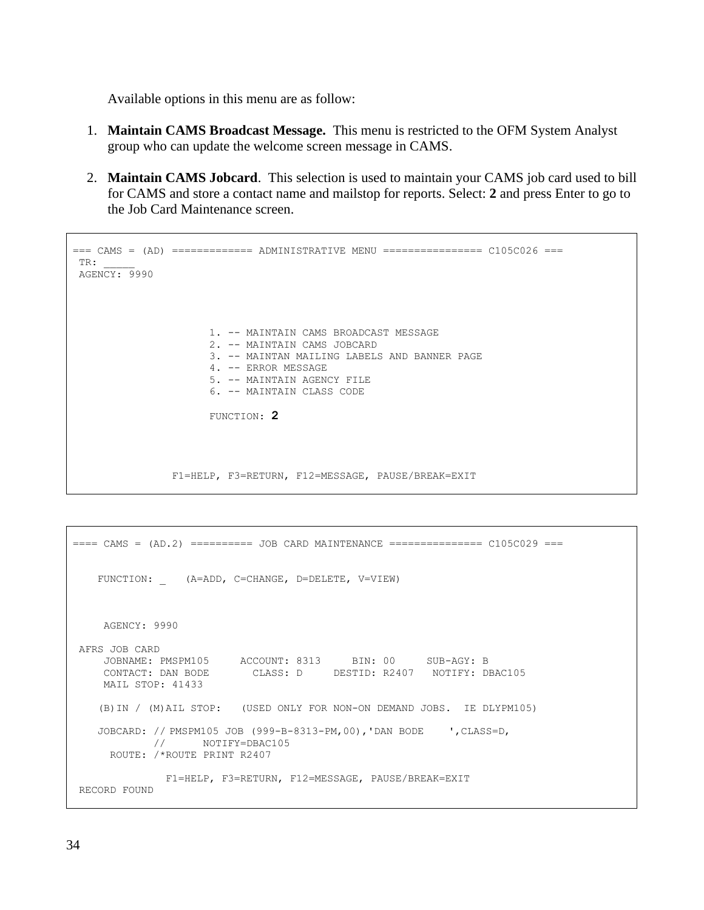Available options in this menu are as follow:

1. **Maintain CAMS Broadcast Message.** This menu is restricted to the OFM System Analyst group who can update the welcome screen message in CAMS.

2. **Maintain CAMS Jobcard**. This selection is used to maintain your CAMS job card used to bill for CAMS and store a contact name and mailstop for reports. Select: **2** and press Enter to go to the Job Card Maintenance screen.

```
=== CAMS = (AD) ============= ADMINISTRATIVE MENU ================ C105C026 ===
 TR: _____
 AGENCY: 9990




                      1. -- MAINTAIN CAMS BROADCAST MESSAGE
                      2. -- MAINTAIN CAMS JOBCARD
                      3. -- MAINTAN MAILING LABELS AND BANNER PAGE
                      4. -- ERROR MESSAGE
                      5. -- MAINTAIN AGENCY FILE
                      6. -- MAINTAIN CLASS CODE

                      FUNCTION: 2




                F1=HELP, F3=RETURN, F12=MESSAGE, PAUSE/BREAK=EXIT
```

```
==== CAMS = (AD.2) ========== JOB CARD MAINTENANCE =============== C105C029 ===


    FUNCTION: _   (A=ADD, C=CHANGE, D=DELETE, V=VIEW)



     AGENCY: 9990

 AFRS JOB CARD
     JOBNAME: PMSPM105     ACCOUNT: 8313     BIN: 00     SUB-AGY: B
     CONTACT: DAN BODE       CLASS: D     DESTID: R2407   NOTIFY: DBAC105
     MAIL STOP: 41433

    (B)IN / (M)AIL STOP:   (USED ONLY FOR NON-ON DEMAND JOBS.  IE DLYPM105)

    JOBCARD: // PMSPM105 JOB (999-B-8313-PM,00),'DAN BODE    ',CLASS=D,
             //      NOTIFY=DBAC105
      ROUTE: /*ROUTE PRINT R2407

               F1=HELP, F3=RETURN, F12=MESSAGE, PAUSE/BREAK=EXIT
 RECORD FOUND
```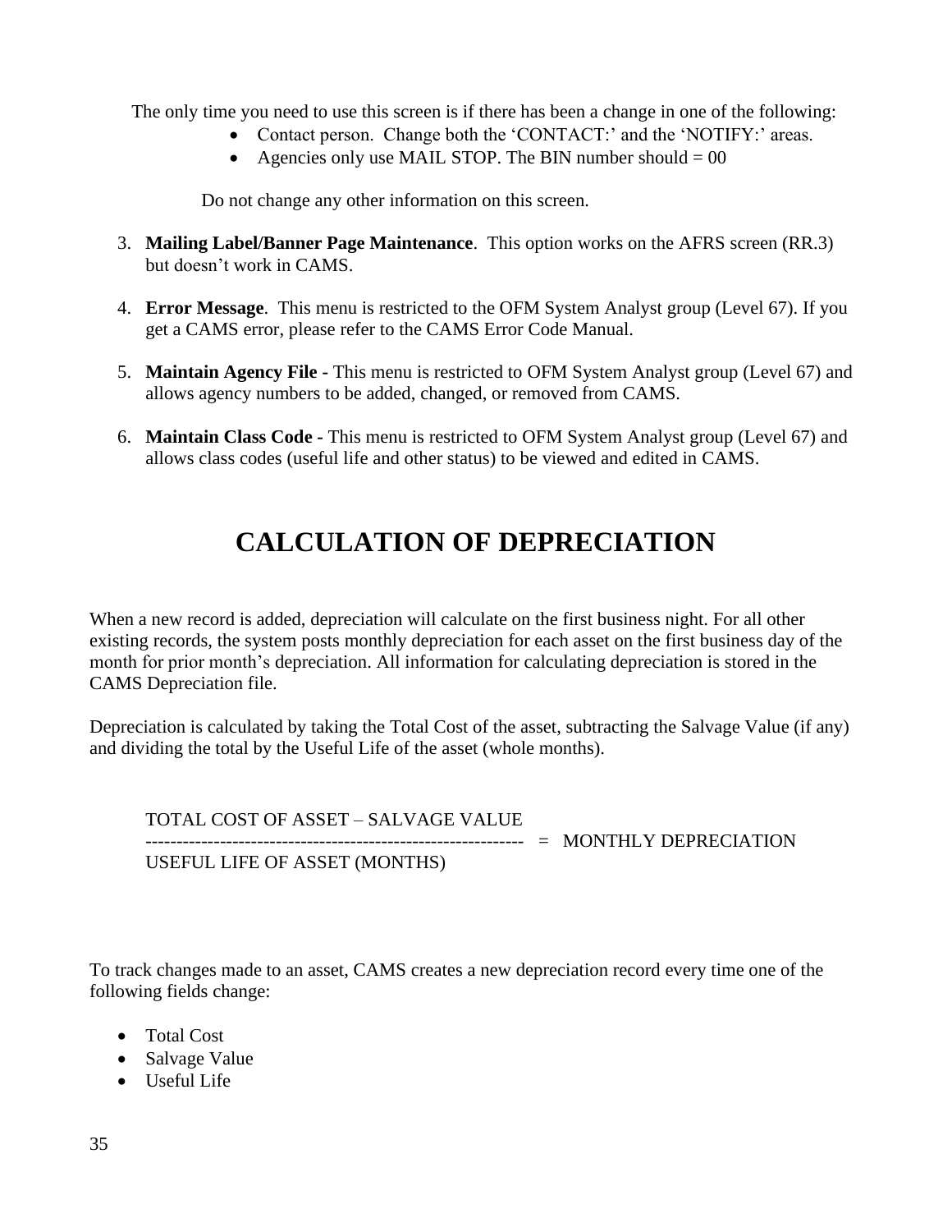The only time you need to use this screen is if there has been a change in one of the following:

- Contact person. Change both the 'CONTACT:' and the 'NOTIFY:' areas.
- Agencies only use MAIL STOP. The BIN number should = 00

Do not change any other information on this screen.

3. **Mailing Label/Banner Page Maintenance**. This option works on the AFRS screen (RR.3) but doesn't work in CAMS.

4. **Error Message**. This menu is restricted to the OFM System Analyst group (Level 67). If you get a CAMS error, please refer to the CAMS Error Code Manual.

5. **Maintain Agency File -** This menu is restricted to OFM System Analyst group (Level 67) and allows agency numbers to be added, changed, or removed from CAMS.

6. **Maintain Class Code -** This menu is restricted to OFM System Analyst group (Level 67) and allows class codes (useful life and other status) to be viewed and edited in CAMS.

# CALCULATION OF DEPRECIATION

When a new record is added, depreciation will calculate on the first business night. For all other existing records, the system posts monthly depreciation for each asset on the first business day of the month for prior month's depreciation. All information for calculating depreciation is stored in the CAMS Depreciation file.

Depreciation is calculated by taking the Total Cost of the asset, subtracting the Salvage Value (if any) and dividing the total by the Useful Life of the asset (whole months).

$$\frac{\text{TOTAL COST OF ASSET} - \text{SALVAGE VALUE}}{\text{USEFUL LIFE OF ASSET (MONTHS)}} = \text{MONTHLY DEPRECIATION}$$

To track changes made to an asset, CAMS creates a new depreciation record every time one of the following fields change:

- Total Cost
- Salvage Value
- Useful Life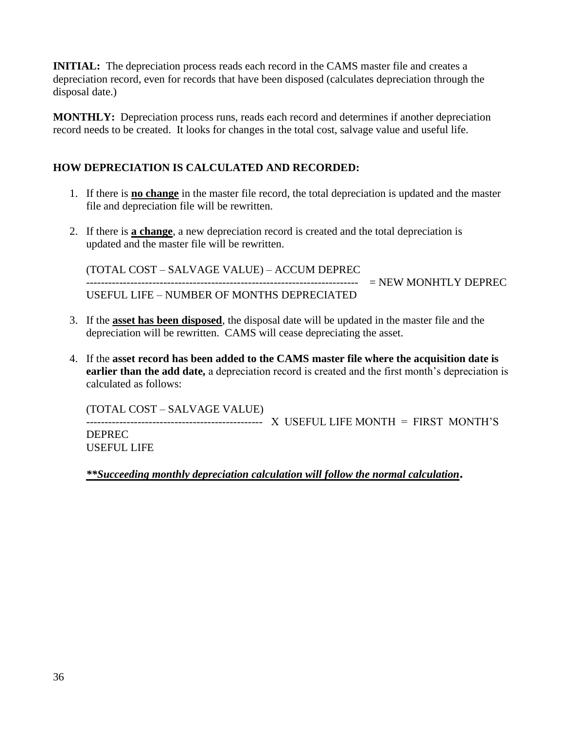**INITIAL:** The depreciation process reads each record in the CAMS master file and creates a depreciation record, even for records that have been disposed (calculates depreciation through the disposal date.)

**MONTHLY:** Depreciation process runs, reads each record and determines if another depreciation record needs to be created. It looks for changes in the total cost, salvage value and useful life.

**HOW DEPRECIATION IS CALCULATED AND RECORDED:**

1. If there is **no change** in the master file record, the total depreciation is updated and the master file and depreciation file will be rewritten.

2. If there is **a change**, a new depreciation record is created and the total depreciation is updated and the master file will be rewritten.

   $$\frac{\text{(TOTAL COST – SALVAGE VALUE) – ACCUM DEPREC}}{\text{USEFUL LIFE – NUMBER OF MONTHS DEPRECIATED}} = \text{NEW MONHTLY DEPREC}$$

3. If the **asset has been disposed**, the disposal date will be updated in the master file and the depreciation will be rewritten. CAMS will cease depreciating the asset.

4. If the **asset record has been added to the CAMS master file where the acquisition date is earlier than the add date,** a depreciation record is created and the first month's depreciation is calculated as follows:

   $$\frac{\text{(TOTAL COST – SALVAGE VALUE)}}{\text{USEFUL LIFE}} \times \text{USEFUL LIFE MONTH} = \text{FIRST MONTH'S DEPREC}$$

   ***\*\*Succeeding monthly depreciation calculation will follow the normal calculation.***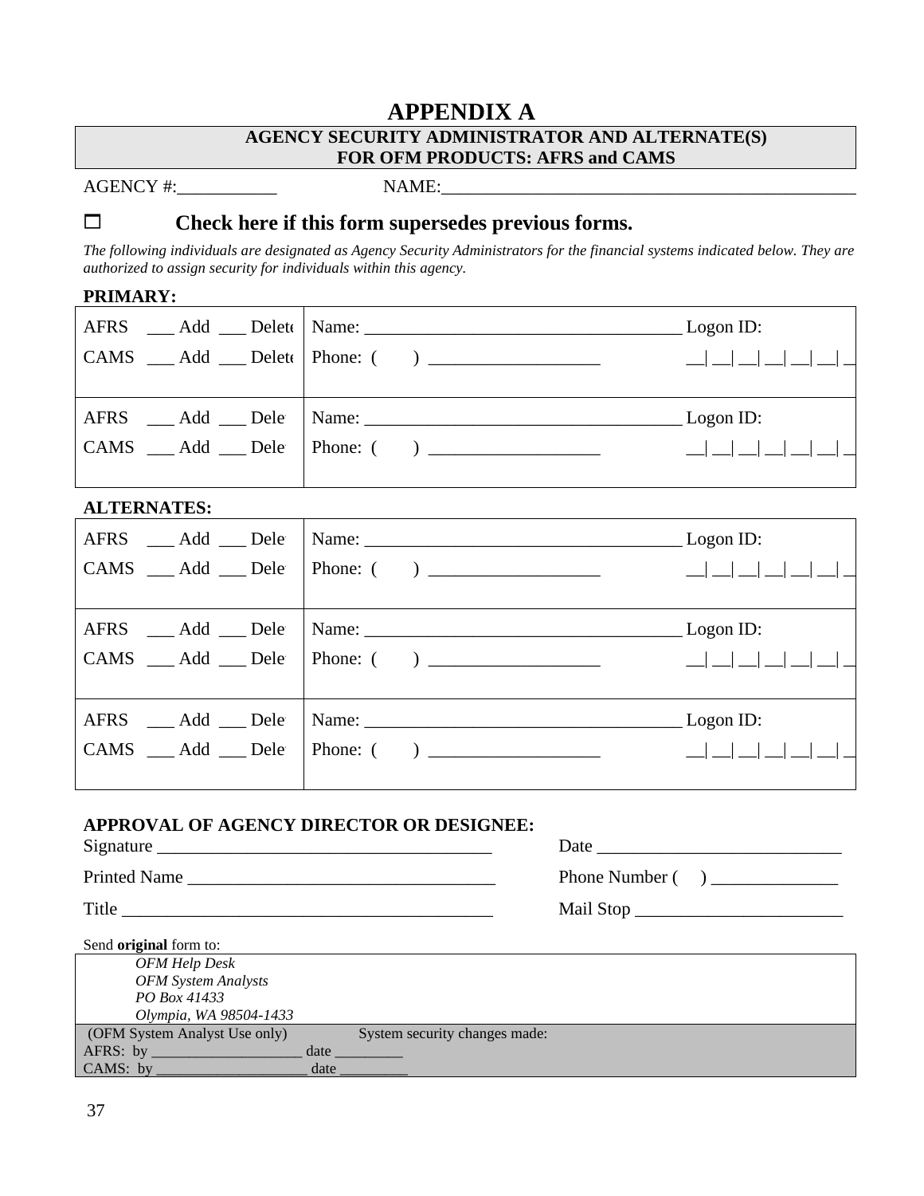# APPENDIX A

## AGENCY SECURITY ADMINISTRATOR AND ALTERNATE(S) FOR OFM PRODUCTS: AFRS and CAMS

AGENCY #:___________ NAME:_______________________________________________

☐ **Check here if this form supersedes previous forms.**

*The following individuals are designated as Agency Security Administrators for the financial systems indicated below. They are authorized to assign security for individuals within this agency.*

**PRIMARY:**

| | |
|---|---|
| AFRS ___ Add ___ Delete<br>CAMS ___ Add ___ Delete | Name: ___________________________________ Logon ID:<br>Phone: ( ) __________________ __\|__\|__\|__\|__\|__\|__ |
| AFRS ___ Add ___ Delete<br>CAMS ___ Add ___ Delete | Name: ___________________________________ Logon ID:<br>Phone: ( ) __________________ __\|__\|__\|__\|__\|__\|__ |

**ALTERNATES:**

| | |
|---|---|
| AFRS ___ Add ___ Delete<br>CAMS ___ Add ___ Delete | Name: ___________________________________ Logon ID:<br>Phone: ( ) __________________ __\|__\|__\|__\|__\|__\|__ |
| AFRS ___ Add ___ Delete<br>CAMS ___ Add ___ Delete | Name: ___________________________________ Logon ID:<br>Phone: ( ) __________________ __\|__\|__\|__\|__\|__\|__ |
| AFRS ___ Add ___ Delete<br>CAMS ___ Add ___ Delete | Name: ___________________________________ Logon ID:<br>Phone: ( ) __________________ __\|__\|__\|__\|__\|__\|__ |

**APPROVAL OF AGENCY DIRECTOR OR DESIGNEE:**

Signature _____________________________________ Date ___________________________

Printed Name __________________________________ Phone Number ( ) ______________

Title _________________________________________ Mail Stop _______________________

Send **original** form to:

*OFM Help Desk*
*OFM System Analysts*
*PO Box 41433*
*Olympia, WA 98504-1433*

(OFM System Analyst Use only) System security changes made:

AFRS: by ____________________ date _________

CAMS: by ____________________ date _________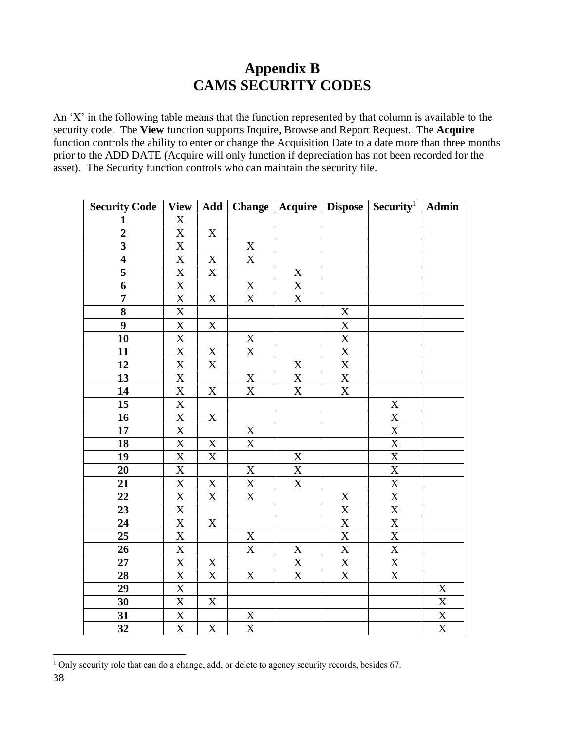# Appendix B
# CAMS SECURITY CODES

An ‘X’ in the following table means that the function represented by that column is available to the security code. The **View** function supports Inquire, Browse and Report Request. The **Acquire** function controls the ability to enter or change the Acquisition Date to a date more than three months prior to the ADD DATE (Acquire will only function if depreciation has not been recorded for the asset). The Security function controls who can maintain the security file.

| Security Code | View | Add | Change | Acquire | Dispose | Security[1] | Admin |
|---|---|---|---|---|---|---|---|
| **1** | X | | | | | | |
| **2** | X | X | | | | | |
| **3** | X | | X | | | | |
| **4** | X | X | X | | | | |
| **5** | X | X | | X | | | |
| **6** | X | | X | X | | | |
| **7** | X | X | X | X | | | |
| **8** | X | | | | X | | |
| **9** | X | X | | | X | | |
| **10** | X | | X | | X | | |
| **11** | X | X | X | | X | | |
| **12** | X | X | | X | X | | |
| **13** | X | | X | X | X | | |
| **14** | X | X | X | X | X | | |
| **15** | X | | | | | X | |
| **16** | X | X | | | | X | |
| **17** | X | | X | | | X | |
| **18** | X | X | X | | | X | |
| **19** | X | X | | X | | X | |
| **20** | X | | X | X | | X | |
| **21** | X | X | X | X | | X | |
| **22** | X | X | X | | X | X | |
| **23** | X | | | | X | X | |
| **24** | X | X | | | X | X | |
| **25** | X | | X | | X | X | |
| **26** | X | | X | X | X | X | |
| **27** | X | X | | X | X | X | |
| **28** | X | X | X | X | X | X | |
| **29** | X | | | | | | X |
| **30** | X | X | | | | | X |
| **31** | X | | X | | | | X |
| **32** | X | X | X | | | | X |

[1] Only security role that can do a change, add, or delete to agency security records, besides 67.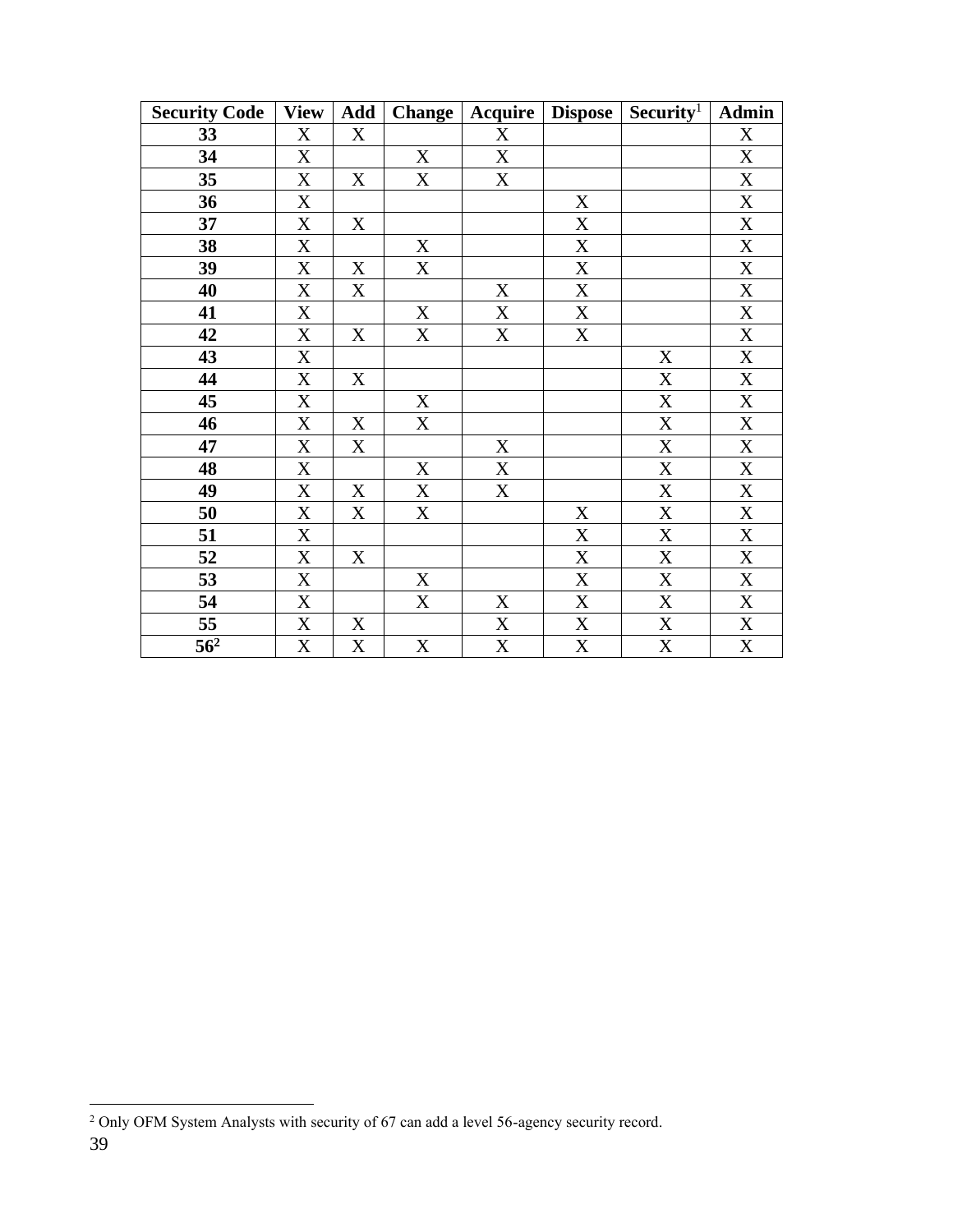| Security Code | View | Add | Change | Acquire | Dispose | Security[1] | Admin |
|---|---|---|---|---|---|---|---|
| **33** | X | X | | X | | | X |
| **34** | X | | X | X | | | X |
| **35** | X | X | X | X | | | X |
| **36** | X | | | | X | | X |
| **37** | X | X | | | X | | X |
| **38** | X | | X | | X | | X |
| **39** | X | X | X | | X | | X |
| **40** | X | X | | X | X | | X |
| **41** | X | | X | X | X | | X |
| **42** | X | X | X | X | X | | X |
| **43** | X | | | | | X | X |
| **44** | X | X | | | | X | X |
| **45** | X | | X | | | X | X |
| **46** | X | X | X | | | X | X |
| **47** | X | X | | X | | X | X |
| **48** | X | | X | X | | X | X |
| **49** | X | X | X | X | | X | X |
| **50** | X | X | X | | X | X | X |
| **51** | X | | | | X | X | X |
| **52** | X | X | | | X | X | X |
| **53** | X | | X | | X | X | X |
| **54** | X | | X | X | X | X | X |
| **55** | X | X | | X | X | X | X |
| **56[2]** | X | X | X | X | X | X | X |

[2] Only OFM System Analysts with security of 67 can add a level 56-agency security record.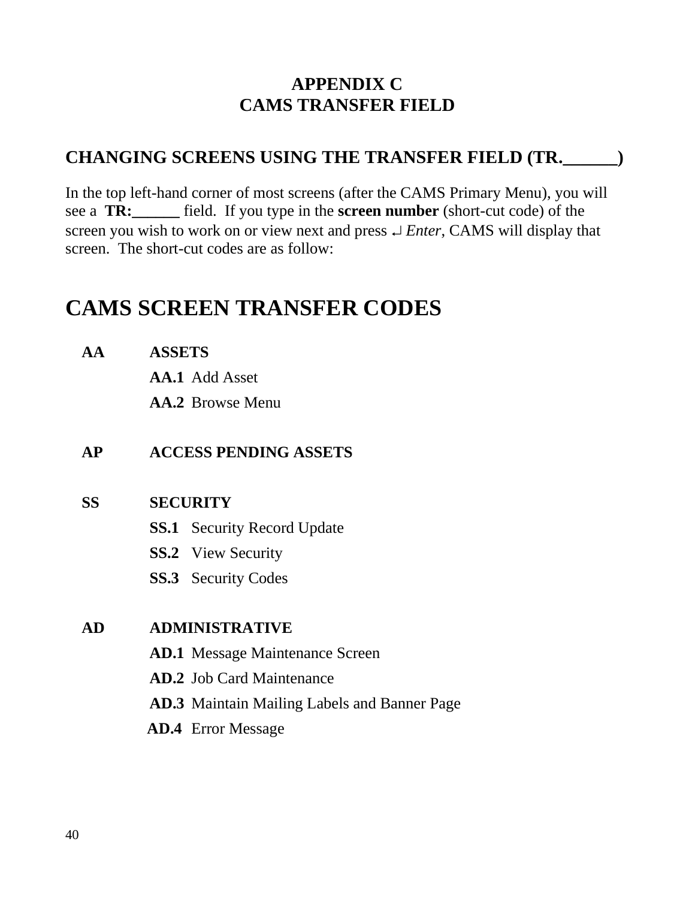# APPENDIX C
# CAMS TRANSFER FIELD

## CHANGING SCREENS USING THE TRANSFER FIELD (TR.______)

In the top left-hand corner of most screens (after the CAMS Primary Menu), you will see a **TR:______** field. If you type in the **screen number** (short-cut code) of the screen you wish to work on or view next and press ↵ *Enter*, CAMS will display that screen. The short-cut codes are as follow:

# CAMS SCREEN TRANSFER CODES

**AA** **ASSETS**

- **AA.1** Add Asset
- **AA.2** Browse Menu

**AP** **ACCESS PENDING ASSETS**

**SS** **SECURITY**

- **SS.1** Security Record Update
- **SS.2** View Security
- **SS.3** Security Codes

**AD** **ADMINISTRATIVE**

- **AD.1** Message Maintenance Screen
- **AD.2** Job Card Maintenance
- **AD.3** Maintain Mailing Labels and Banner Page
- **AD.4** Error Message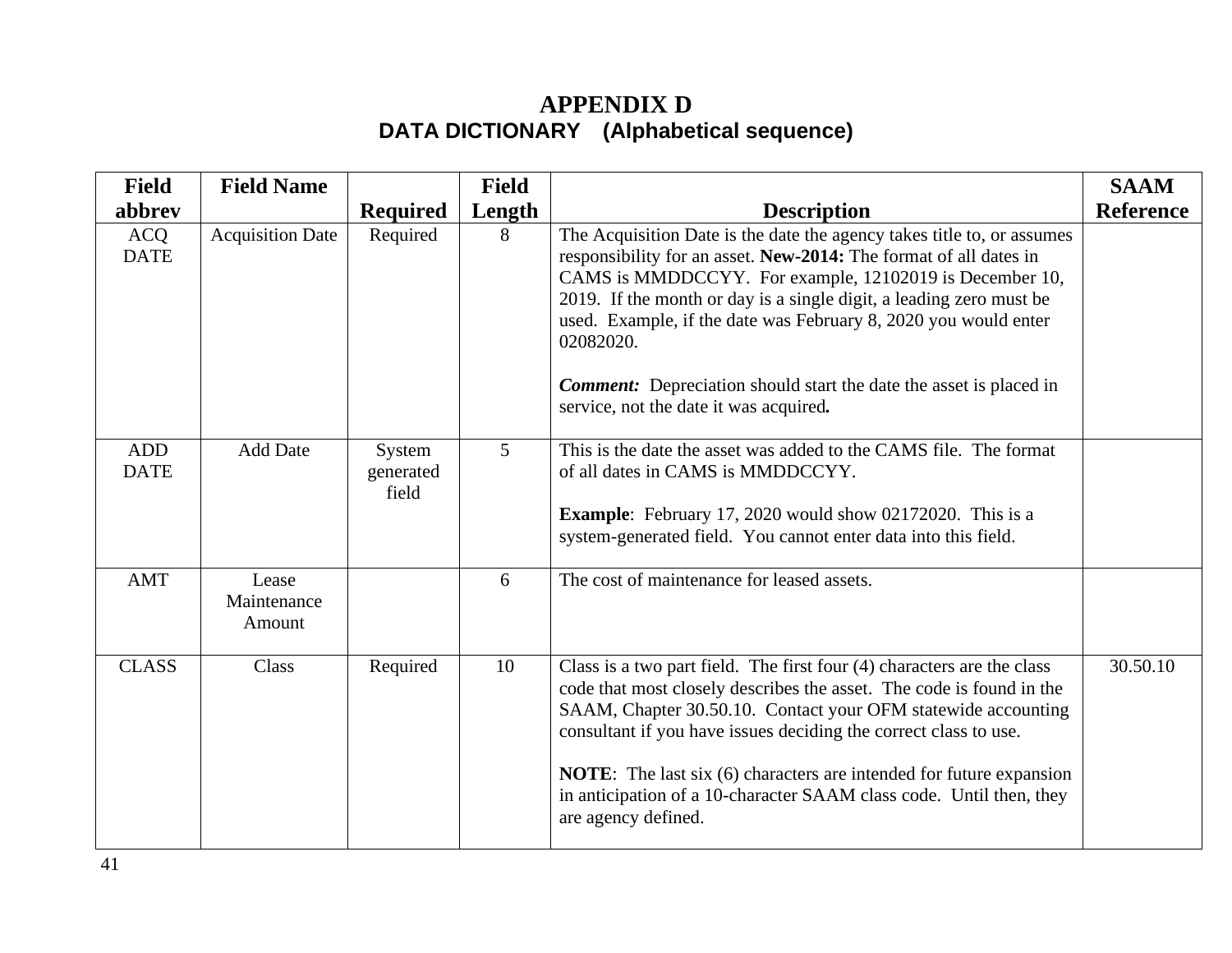# APPENDIX D

## DATA DICTIONARY (Alphabetical sequence)

| Field abbrev | Field Name | Required | Field Length | Description | SAAM Reference |
|---|---|---|---|---|---|
| ACQ DATE | Acquisition Date | Required | 8 | The Acquisition Date is the date the agency takes title to, or assumes responsibility for an asset. **New-2014:** The format of all dates in CAMS is MMDDCCYY. For example, 12102019 is December 10, 2019. If the month or day is a single digit, a leading zero must be used. Example, if the date was February 8, 2020 you would enter 02082020.<br><br>***Comment:*** Depreciation should start the date the asset is placed in service, not the date it was acquired**.** | |
| ADD DATE | Add Date | System generated field | 5 | This is the date the asset was added to the CAMS file. The format of all dates in CAMS is MMDDCCYY.<br><br>**Example**: February 17, 2020 would show 02172020. This is a system-generated field. You cannot enter data into this field. | |
| AMT | Lease Maintenance Amount | | 6 | The cost of maintenance for leased assets. | |
| CLASS | Class | Required | 10 | Class is a two part field. The first four (4) characters are the class code that most closely describes the asset. The code is found in the SAAM, Chapter 30.50.10. Contact your OFM statewide accounting consultant if you have issues deciding the correct class to use.<br><br>**NOTE**: The last six (6) characters are intended for future expansion in anticipation of a 10-character SAAM class code. Until then, they are agency defined. | 30.50.10 |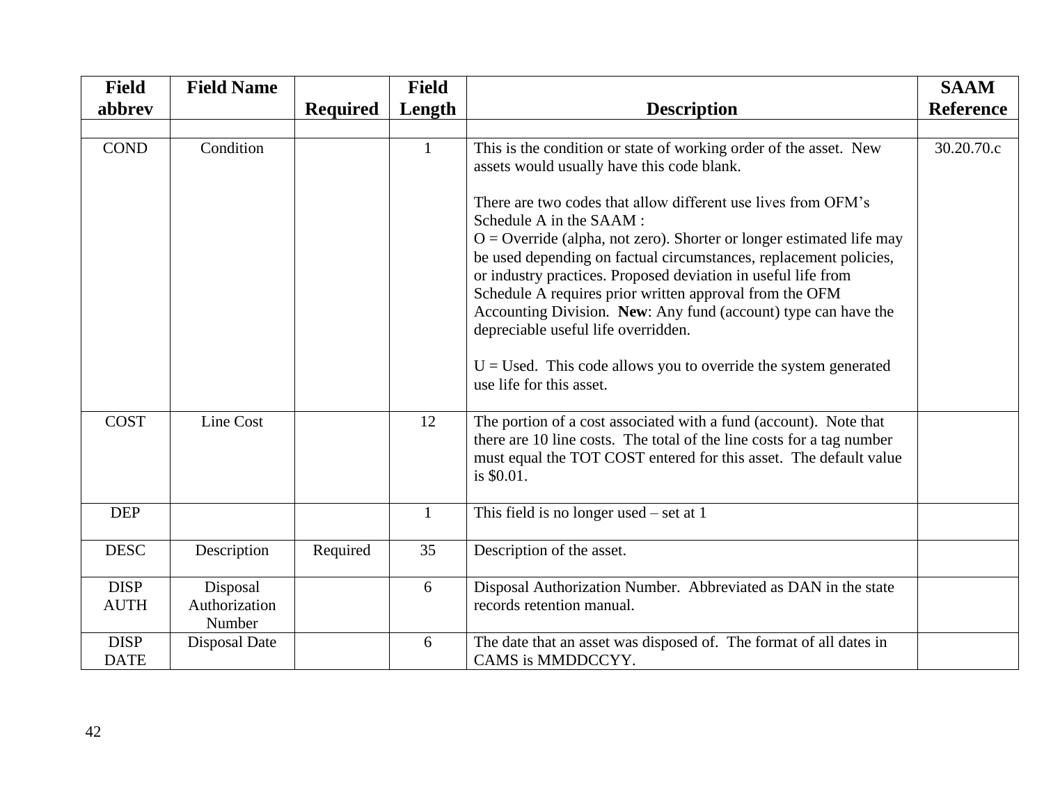| Field abbrev | Field Name | Required | Field Length | Description | SAAM Reference |
|---|---|---|---|---|---|
| | | | | | |
| COND | Condition | | 1 | This is the condition or state of working order of the asset. New assets would usually have this code blank.<br><br>There are two codes that allow different use lives from OFM's Schedule A in the SAAM :<br>O = Override (alpha, not zero). Shorter or longer estimated life may be used depending on factual circumstances, replacement policies, or industry practices. Proposed deviation in useful life from Schedule A requires prior written approval from the OFM Accounting Division. **New**: Any fund (account) type can have the depreciable useful life overridden.<br><br>U = Used. This code allows you to override the system generated use life for this asset. | 30.20.70.c |
| COST | Line Cost | | 12 | The portion of a cost associated with a fund (account). Note that there are 10 line costs. The total of the line costs for a tag number must equal the TOT COST entered for this asset. The default value is $0.01. | |
| DEP | | | 1 | This field is no longer used – set at 1 | |
| DESC | Description | Required | 35 | Description of the asset. | |
| DISP AUTH | Disposal Authorization Number | | 6 | Disposal Authorization Number. Abbreviated as DAN in the state records retention manual. | |
| DISP DATE | Disposal Date | | 6 | The date that an asset was disposed of. The format of all dates in CAMS is MMDDCCYY. | |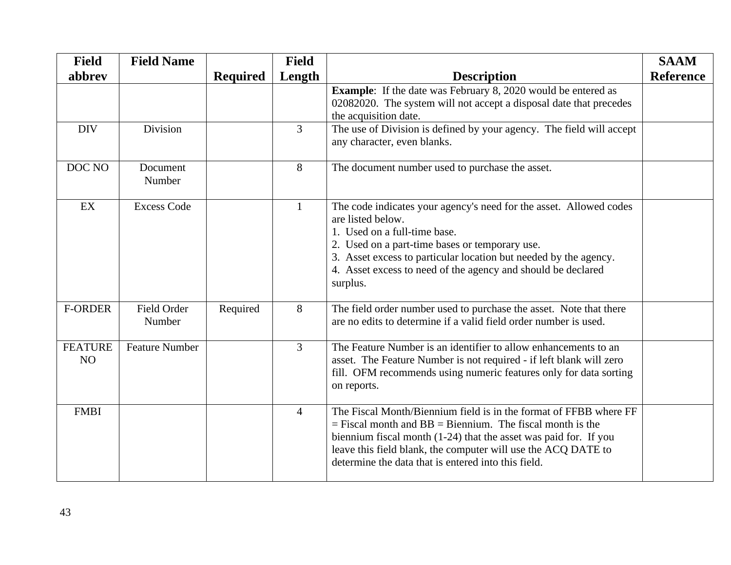| Field abbrev | Field Name | Required | Field Length | Description | SAAM Reference |
|---|---|---|---|---|---|
| | | | | **Example**: If the date was February 8, 2020 would be entered as 02082020. The system will not accept a disposal date that precedes the acquisition date. | |
| DIV | Division | | 3 | The use of Division is defined by your agency. The field will accept any character, even blanks. | |
| DOC NO | Document Number | | 8 | The document number used to purchase the asset. | |
| EX | Excess Code | | 1 | The code indicates your agency's need for the asset. Allowed codes are listed below.<br>1. Used on a full-time base.<br>2. Used on a part-time bases or temporary use.<br>3. Asset excess to particular location but needed by the agency.<br>4. Asset excess to need of the agency and should be declared surplus. | |
| F-ORDER | Field Order Number | Required | 8 | The field order number used to purchase the asset. Note that there are no edits to determine if a valid field order number is used. | |
| FEATURE NO | Feature Number | | 3 | The Feature Number is an identifier to allow enhancements to an asset. The Feature Number is not required - if left blank will zero fill. OFM recommends using numeric features only for data sorting on reports. | |
| FMBI | | | 4 | The Fiscal Month/Biennium field is in the format of FFBB where FF = Fiscal month and BB = Biennium. The fiscal month is the biennium fiscal month (1-24) that the asset was paid for. If you leave this field blank, the computer will use the ACQ DATE to determine the data that is entered into this field. | |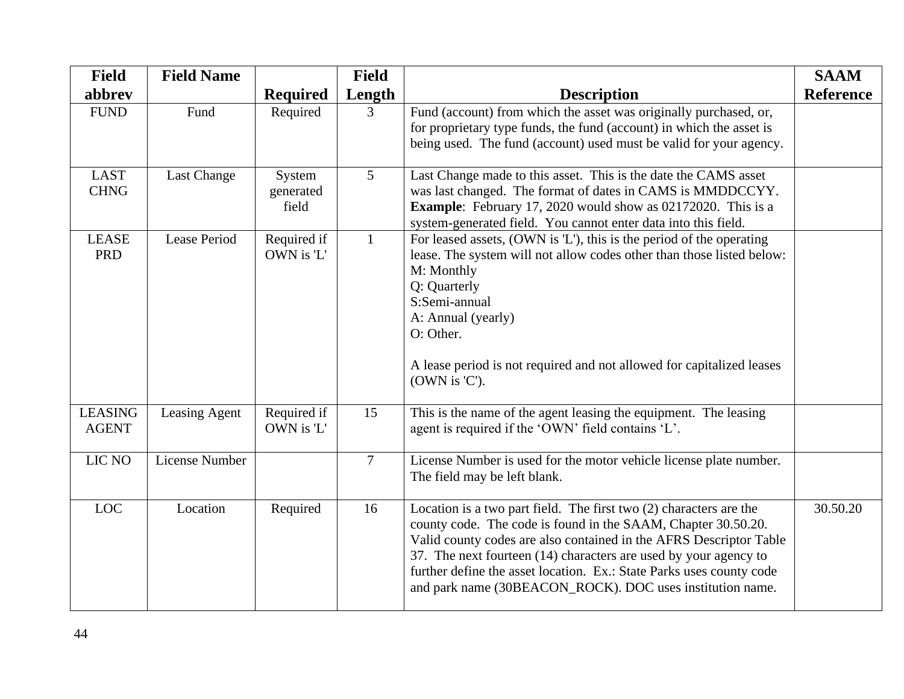| Field abbrev | Field Name | Required | Field Length | Description | SAAM Reference |
|---|---|---|---|---|---|
| FUND | Fund | Required | 3 | Fund (account) from which the asset was originally purchased, or, for proprietary type funds, the fund (account) in which the asset is being used. The fund (account) used must be valid for your agency. | |
| LAST CHNG | Last Change | System generated field | 5 | Last Change made to this asset. This is the date the CAMS asset was last changed. The format of dates in CAMS is MMDDCCYY. **Example**: February 17, 2020 would show as 02172020. This is a system-generated field. You cannot enter data into this field. | |
| LEASE PRD | Lease Period | Required if OWN is 'L' | 1 | For leased assets, (OWN is 'L'), this is the period of the operating lease. The system will not allow codes other than those listed below:<br>M: Monthly<br>Q: Quarterly<br>S:Semi-annual<br>A: Annual (yearly)<br>O: Other.<br><br>A lease period is not required and not allowed for capitalized leases (OWN is 'C'). | |
| LEASING AGENT | Leasing Agent | Required if OWN is 'L' | 15 | This is the name of the agent leasing the equipment. The leasing agent is required if the 'OWN' field contains 'L'. | |
| LIC NO | License Number | | 7 | License Number is used for the motor vehicle license plate number. The field may be left blank. | |
| LOC | Location | Required | 16 | Location is a two part field. The first two (2) characters are the county code. The code is found in the SAAM, Chapter 30.50.20. Valid county codes are also contained in the AFRS Descriptor Table 37. The next fourteen (14) characters are used by your agency to further define the asset location. Ex.: State Parks uses county code and park name (30BEACON_ROCK). DOC uses institution name. | 30.50.20 |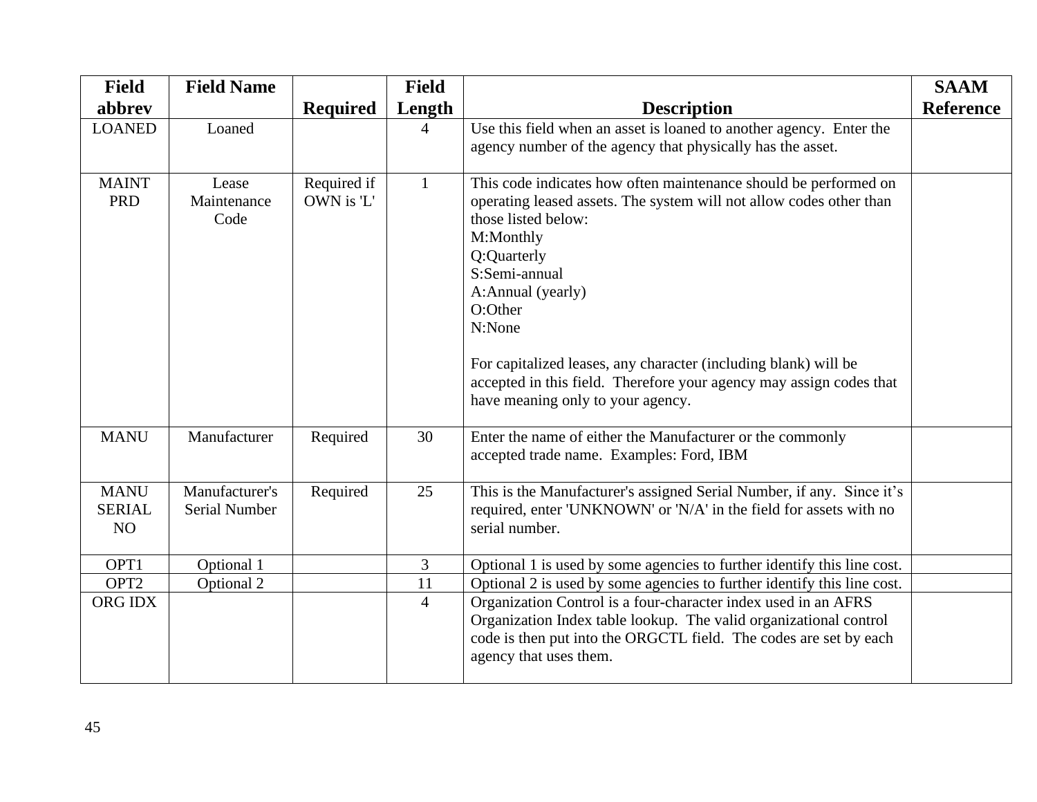| Field abbrev | Field Name | Required | Field Length | Description | SAAM Reference |
|---|---|---|---|---|---|
| LOANED | Loaned | | 4 | Use this field when an asset is loaned to another agency. Enter the agency number of the agency that physically has the asset. | |
| MAINT PRD | Lease Maintenance Code | Required if OWN is 'L' | 1 | This code indicates how often maintenance should be performed on operating leased assets. The system will not allow codes other than those listed below:<br>M:Monthly<br>Q:Quarterly<br>S:Semi-annual<br>A:Annual (yearly)<br>O:Other<br>N:None<br><br>For capitalized leases, any character (including blank) will be accepted in this field. Therefore your agency may assign codes that have meaning only to your agency. | |
| MANU | Manufacturer | Required | 30 | Enter the name of either the Manufacturer or the commonly accepted trade name. Examples: Ford, IBM | |
| MANU SERIAL NO | Manufacturer's Serial Number | Required | 25 | This is the Manufacturer's assigned Serial Number, if any. Since it's required, enter 'UNKNOWN' or 'N/A' in the field for assets with no serial number. | |
| OPT1 | Optional 1 | | 3 | Optional 1 is used by some agencies to further identify this line cost. | |
| OPT2 | Optional 2 | | 11 | Optional 2 is used by some agencies to further identify this line cost. | |
| ORG IDX | | | 4 | Organization Control is a four-character index used in an AFRS Organization Index table lookup. The valid organizational control code is then put into the ORGCTL field. The codes are set by each agency that uses them. | |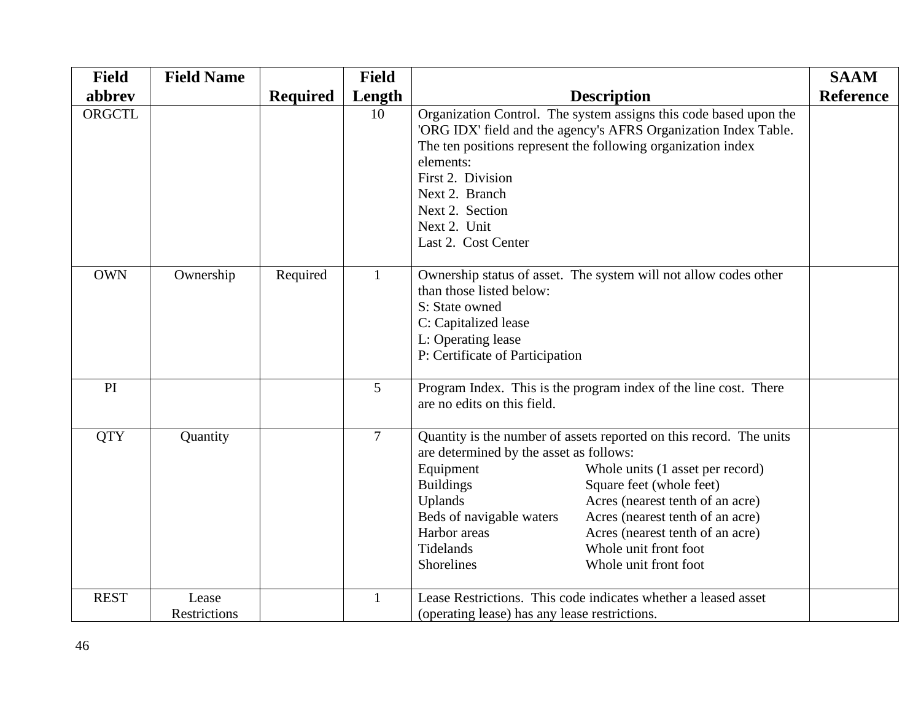| Field abbrev | Field Name | Required | Field Length | Description | SAAM Reference |
|---|---|---|---|---|---|
| ORGCTL | | | 10 | Organization Control. The system assigns this code based upon the 'ORG IDX' field and the agency's AFRS Organization Index Table. The ten positions represent the following organization index elements:<br>First 2. Division<br>Next 2. Branch<br>Next 2. Section<br>Next 2. Unit<br>Last 2. Cost Center | |
| OWN | Ownership | Required | 1 | Ownership status of asset. The system will not allow codes other than those listed below:<br>S: State owned<br>C: Capitalized lease<br>L: Operating lease<br>P: Certificate of Participation | |
| PI | | | 5 | Program Index. This is the program index of the line cost. There are no edits on this field. | |
| QTY | Quantity | | 7 | Quantity is the number of assets reported on this record. The units are determined by the asset as follows:<br>Equipment — Whole units (1 asset per record)<br>Buildings — Square feet (whole feet)<br>Uplands — Acres (nearest tenth of an acre)<br>Beds of navigable waters — Acres (nearest tenth of an acre)<br>Harbor areas — Acres (nearest tenth of an acre)<br>Tidelands — Whole unit front foot<br>Shorelines — Whole unit front foot | |
| REST | Lease Restrictions | | 1 | Lease Restrictions. This code indicates whether a leased asset (operating lease) has any lease restrictions. | |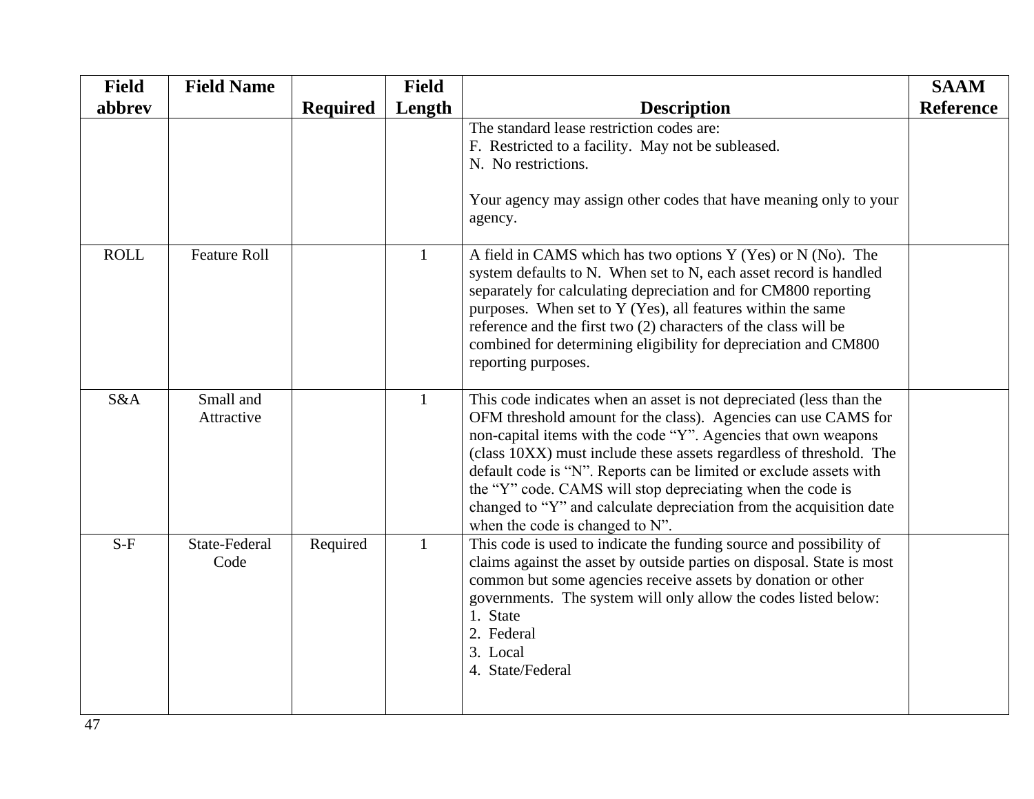| Field abbrev | Field Name | Required | Field Length | Description | SAAM Reference |
|---|---|---|---|---|---|
| | | | | The standard lease restriction codes are:<br>F. Restricted to a facility. May not be subleased.<br>N. No restrictions.<br><br>Your agency may assign other codes that have meaning only to your agency. | |
| ROLL | Feature Roll | | 1 | A field in CAMS which has two options Y (Yes) or N (No). The system defaults to N. When set to N, each asset record is handled separately for calculating depreciation and for CM800 reporting purposes. When set to Y (Yes), all features within the same reference and the first two (2) characters of the class will be combined for determining eligibility for depreciation and CM800 reporting purposes. | |
| S&A | Small and Attractive | | 1 | This code indicates when an asset is not depreciated (less than the OFM threshold amount for the class). Agencies can use CAMS for non-capital items with the code "Y". Agencies that own weapons (class 10XX) must include these assets regardless of threshold. The default code is "N". Reports can be limited or exclude assets with the "Y" code. CAMS will stop depreciating when the code is changed to "Y" and calculate depreciation from the acquisition date when the code is changed to N". | |
| S-F | State-Federal Code | Required | 1 | This code is used to indicate the funding source and possibility of claims against the asset by outside parties on disposal. State is most common but some agencies receive assets by donation or other governments. The system will only allow the codes listed below:<br>1. State<br>2. Federal<br>3. Local<br>4. State/Federal | |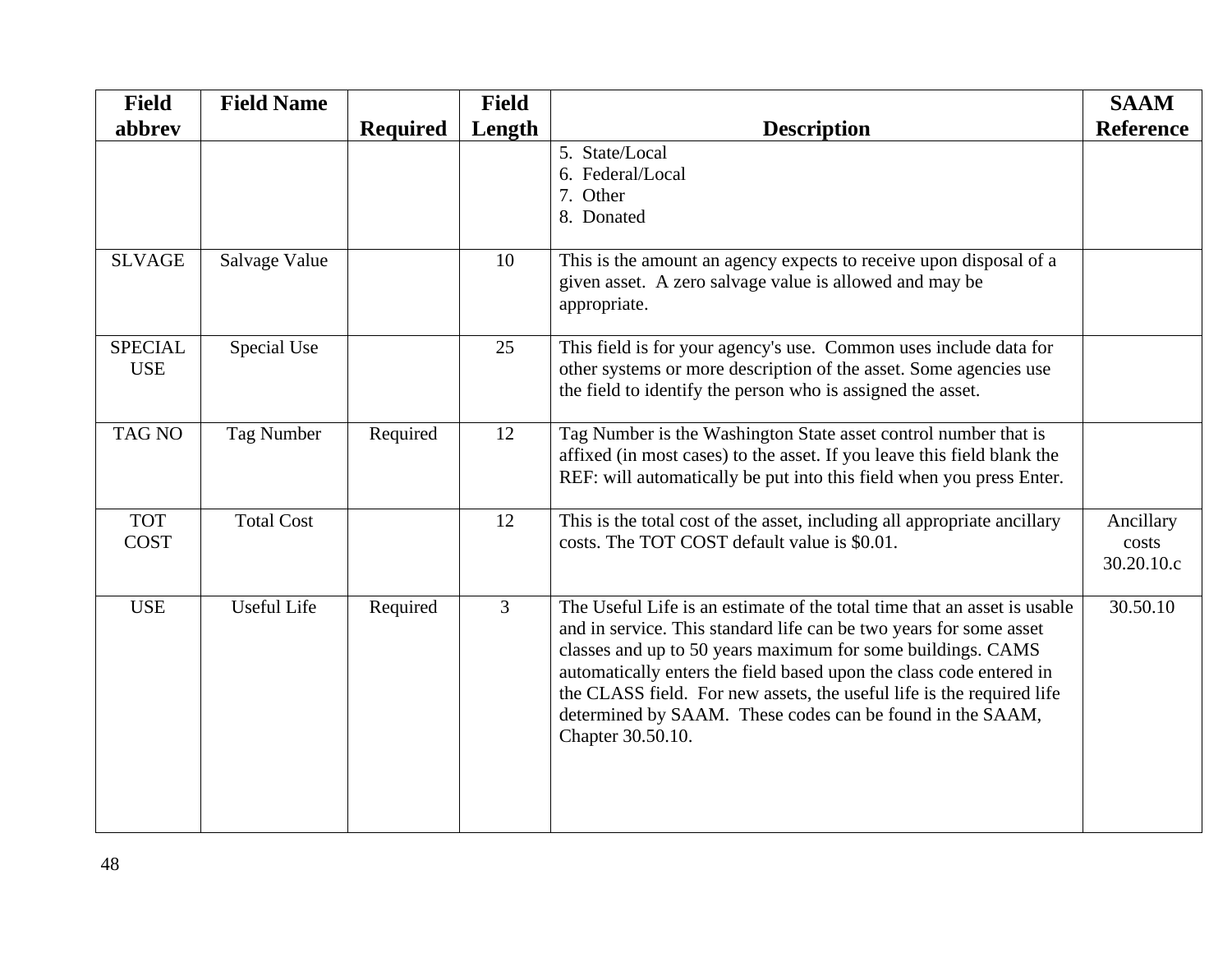| Field abbrev | Field Name | Required | Field Length | Description | SAAM Reference |
|---|---|---|---|---|---|
| | | | | 5. State/Local<br>6. Federal/Local<br>7. Other<br>8. Donated | |
| SLVAGE | Salvage Value | | 10 | This is the amount an agency expects to receive upon disposal of a given asset. A zero salvage value is allowed and may be appropriate. | |
| SPECIAL USE | Special Use | | 25 | This field is for your agency's use. Common uses include data for other systems or more description of the asset. Some agencies use the field to identify the person who is assigned the asset. | |
| TAG NO | Tag Number | Required | 12 | Tag Number is the Washington State asset control number that is affixed (in most cases) to the asset. If you leave this field blank the REF: will automatically be put into this field when you press Enter. | |
| TOT COST | Total Cost | | 12 | This is the total cost of the asset, including all appropriate ancillary costs. The TOT COST default value is $0.01. | Ancillary costs 30.20.10.c |
| USE | Useful Life | Required | 3 | The Useful Life is an estimate of the total time that an asset is usable and in service. This standard life can be two years for some asset classes and up to 50 years maximum for some buildings. CAMS automatically enters the field based upon the class code entered in the CLASS field. For new assets, the useful life is the required life determined by SAAM. These codes can be found in the SAAM, Chapter 30.50.10. | 30.50.10 |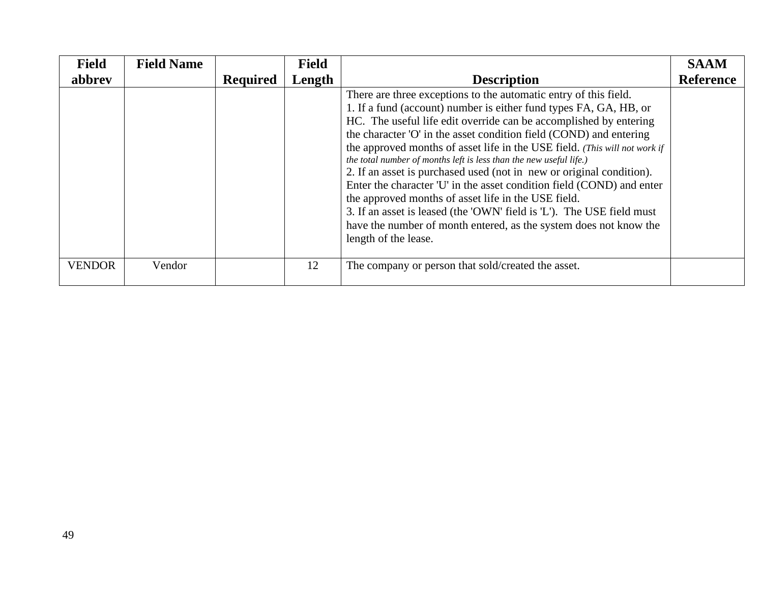| Field abbrev | Field Name | Required | Field Length | Description | SAAM Reference |
|---|---|---|---|---|---|
| | | | | There are three exceptions to the automatic entry of this field.<br>1. If a fund (account) number is either fund types FA, GA, HB, or HC. The useful life edit override can be accomplished by entering the character 'O' in the asset condition field (COND) and entering the approved months of asset life in the USE field. *(This will not work if the total number of months left is less than the new useful life.)*<br>2. If an asset is purchased used (not in new or original condition). Enter the character 'U' in the asset condition field (COND) and enter the approved months of asset life in the USE field.<br>3. If an asset is leased (the 'OWN' field is 'L'). The USE field must have the number of month entered, as the system does not know the length of the lease. | |
| VENDOR | Vendor | | 12 | The company or person that sold/created the asset. | |